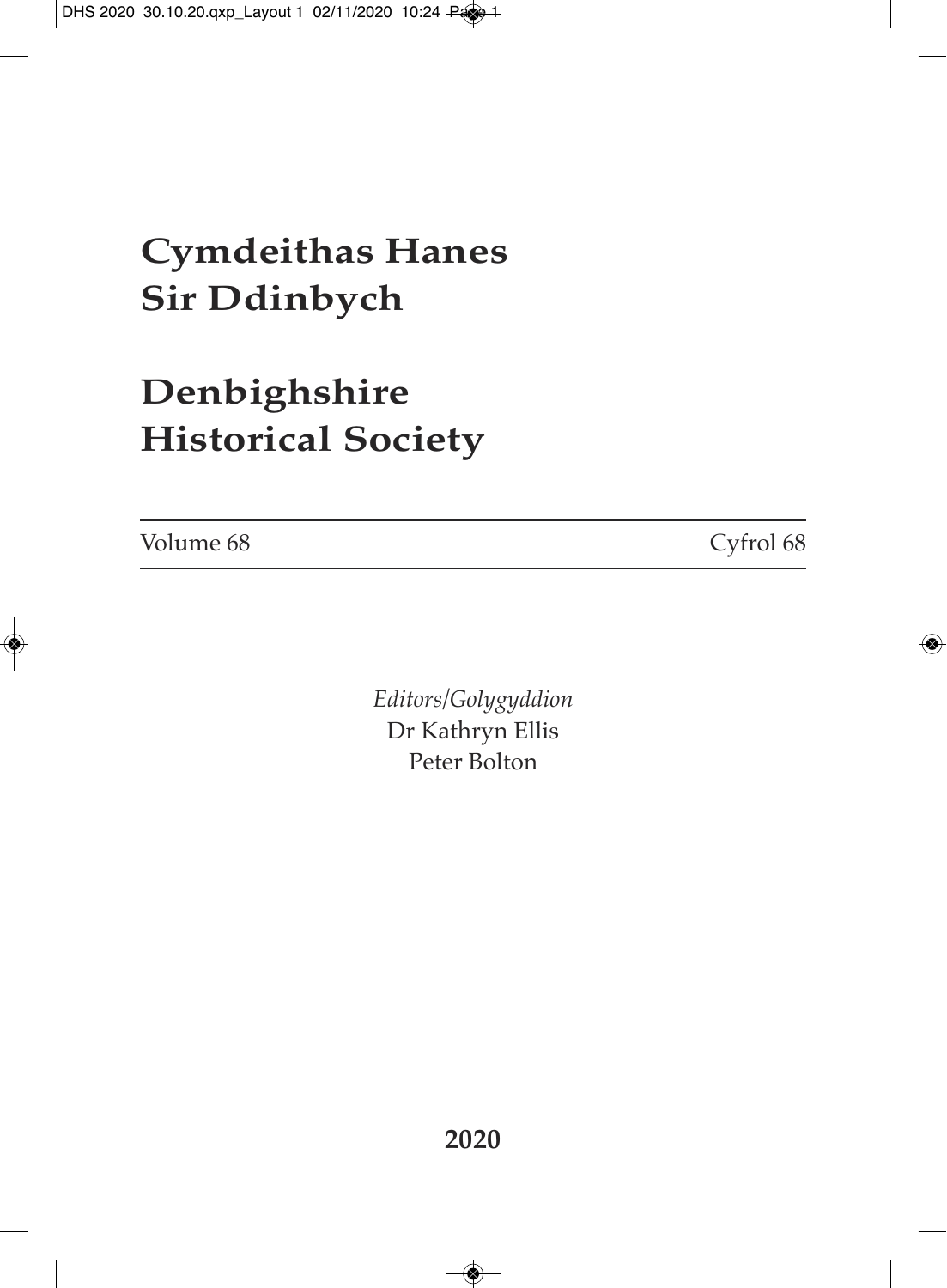# Cymdeithas Hanes Sir Ddinbych

# Denbighshire Historical Society

Volume 68 Cyfrol 68

*Editors/Golygyddion*
Dr Kathryn Ellis
Peter Bolton

**2020**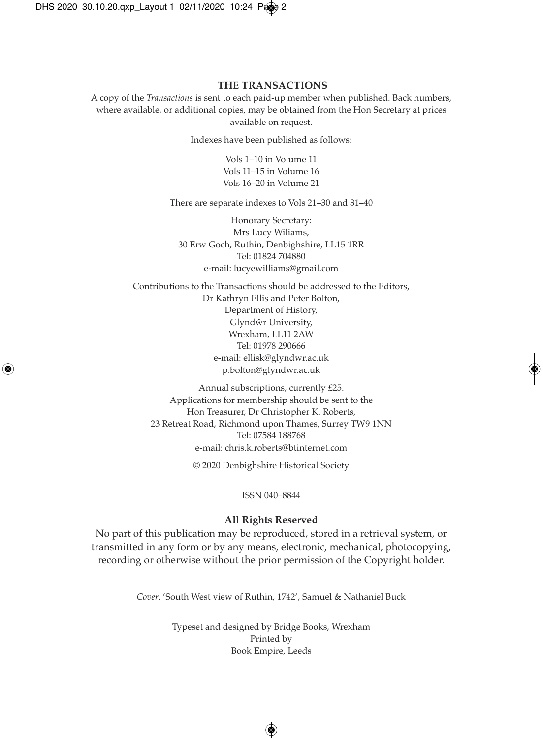## THE TRANSACTIONS

A copy of the *Transactions* is sent to each paid-up member when published. Back numbers, where available, or additional copies, may be obtained from the Hon Secretary at prices available on request.

Indexes have been published as follows:

Vols 1–10 in Volume 11
Vols 11–15 in Volume 16
Vols 16–20 in Volume 21

There are separate indexes to Vols 21–30 and 31–40

Honorary Secretary:
Mrs Lucy Wiliams,
30 Erw Goch, Ruthin, Denbighshire, LL15 1RR
Tel: 01824 704880
e-mail: lucyewilliams@gmail.com

Contributions to the Transactions should be addressed to the Editors,
Dr Kathryn Ellis and Peter Bolton,
Department of History,
Glyndŵr University,
Wrexham, LL11 2AW
Tel: 01978 290666
e-mail: ellisk@glyndwr.ac.uk
p.bolton@glyndwr.ac.uk

Annual subscriptions, currently £25.
Applications for membership should be sent to the
Hon Treasurer, Dr Christopher K. Roberts,
23 Retreat Road, Richmond upon Thames, Surrey TW9 1NN
Tel: 07584 188768
e-mail: chris.k.roberts@btinternet.com

© 2020 Denbighshire Historical Society

ISSN 040–8844

**All Rights Reserved**

No part of this publication may be reproduced, stored in a retrieval system, or transmitted in any form or by any means, electronic, mechanical, photocopying, recording or otherwise without the prior permission of the Copyright holder.

*Cover:* 'South West view of Ruthin, 1742', Samuel & Nathaniel Buck

Typeset and designed by Bridge Books, Wrexham
Printed by
Book Empire, Leeds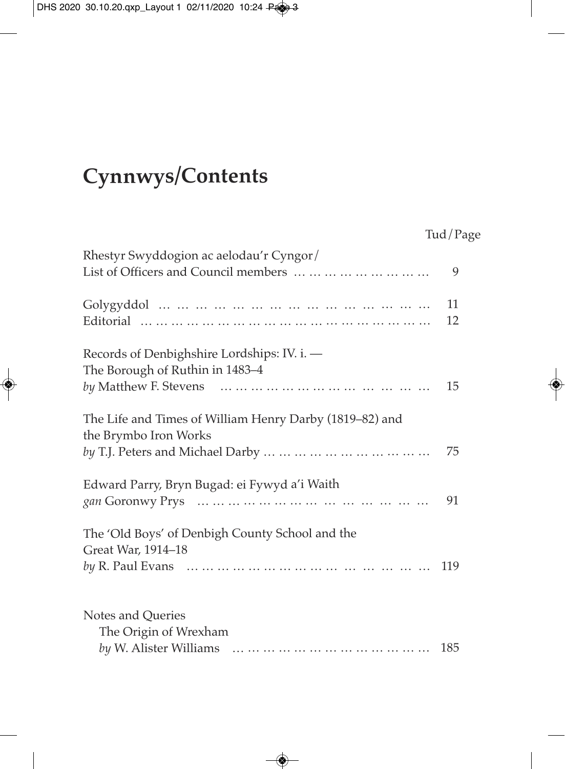# Cynnwys/Contents

| | Tud/Page |
|---|---|
| Rhestyr Swyddogion ac aelodau'r Cyngor/<br>List of Officers and Council members | 9 |
| Golygyddol | 11 |
| Editorial | 12 |
| Records of Denbighshire Lordships: IV. i. —<br>The Borough of Ruthin in 1483–4<br>*by* Matthew F. Stevens | 15 |
| The Life and Times of William Henry Darby (1819–82) and<br>the Brymbo Iron Works<br>*by* T.J. Peters and Michael Darby | 75 |
| Edward Parry, Bryn Bugad: ei Fywyd a'i Waith<br>*gan* Goronwy Prys | 91 |
| The 'Old Boys' of Denbigh County School and the<br>Great War, 1914–18<br>*by* R. Paul Evans | 119 |
| Notes and Queries<br>The Origin of Wrexham<br>*by* W. Alister Williams | 185 |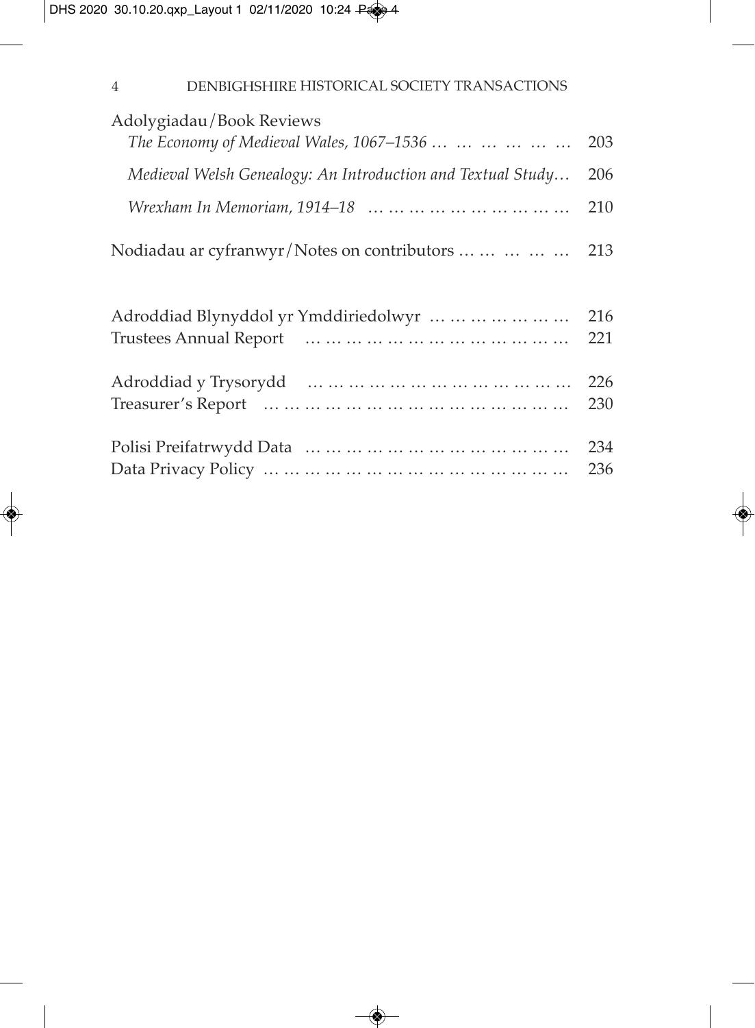Adolygiadau/Book Reviews

*The Economy of Medieval Wales, 1067–1536* … … … … … … 203

*Medieval Welsh Genealogy: An Introduction and Textual Study*… 206

*Wrexham In Memoriam, 1914–18* … … … … … … … … … … 210

Nodiadau ar cyfranwyr/Notes on contributors … … … … … 213

Adroddiad Blynyddol yr Ymddiriedolwyr … … … … … … … 216

Trustees Annual Report … … … … … … … … … … … … 221

Adroddiad y Trysorydd … … … … … … … … … … … … 226

Treasurer's Report … … … … … … … … … … … … … … 230

Polisi Preifatrwydd Data … … … … … … … … … … … … 234

Data Privacy Policy … … … … … … … … … … … … … … 236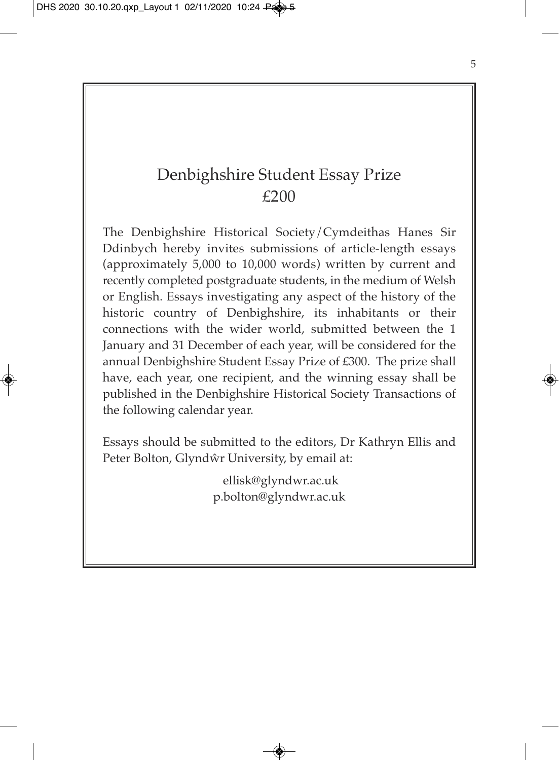# Denbighshire Student Essay Prize
## £200

The Denbighshire Historical Society/Cymdeithas Hanes Sir Ddinbych hereby invites submissions of article-length essays (approximately 5,000 to 10,000 words) written by current and recently completed postgraduate students, in the medium of Welsh or English. Essays investigating any aspect of the history of the historic country of Denbighshire, its inhabitants or their connections with the wider world, submitted between the 1 January and 31 December of each year, will be considered for the annual Denbighshire Student Essay Prize of £300. The prize shall have, each year, one recipient, and the winning essay shall be published in the Denbighshire Historical Society Transactions of the following calendar year.

Essays should be submitted to the editors, Dr Kathryn Ellis and Peter Bolton, Glyndŵr University, by email at:

ellisk@glyndwr.ac.uk
p.bolton@glyndwr.ac.uk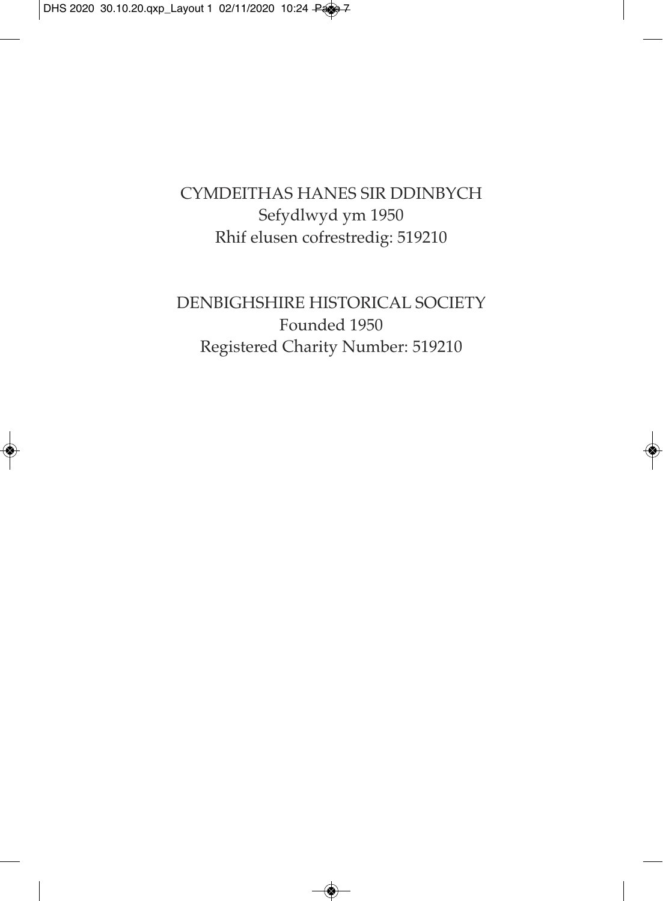CYMDEITHAS HANES SIR DDINBYCH
Sefydlwyd ym 1950
Rhif elusen cofrestredig: 519210

DENBIGHSHIRE HISTORICAL SOCIETY
Founded 1950
Registered Charity Number: 519210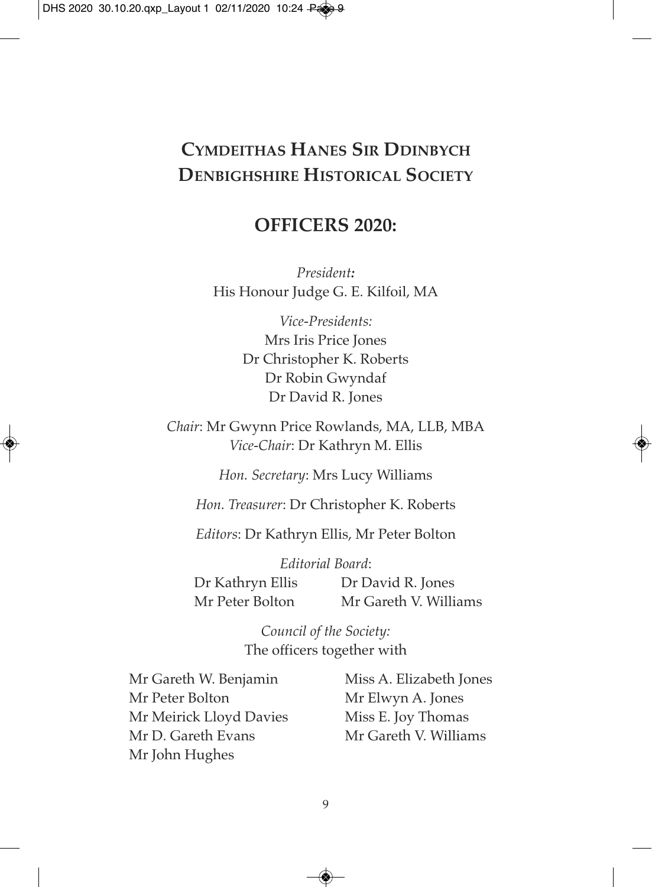# CYMDEITHAS HANES SIR DDINBYCH
# DENBIGHSHIRE HISTORICAL SOCIETY

## OFFICERS 2020:

*President:*
His Honour Judge G. E. Kilfoil, MA

*Vice-Presidents:*
Mrs Iris Price Jones
Dr Christopher K. Roberts
Dr Robin Gwyndaf
Dr David R. Jones

*Chair*: Mr Gwynn Price Rowlands, MA, LLB, MBA
*Vice-Chair*: Dr Kathryn M. Ellis

*Hon. Secretary*: Mrs Lucy Williams

*Hon. Treasurer*: Dr Christopher K. Roberts

*Editors*: Dr Kathryn Ellis, Mr Peter Bolton

*Editorial Board*:
Dr Kathryn Ellis
Mr Peter Bolton
Dr David R. Jones
Mr Gareth V. Williams

*Council of the Society:*
The officers together with

Mr Gareth W. Benjamin
Mr Peter Bolton
Mr Meirick Lloyd Davies
Mr D. Gareth Evans
Mr John Hughes
Miss A. Elizabeth Jones
Mr Elwyn A. Jones
Miss E. Joy Thomas
Mr Gareth V. Williams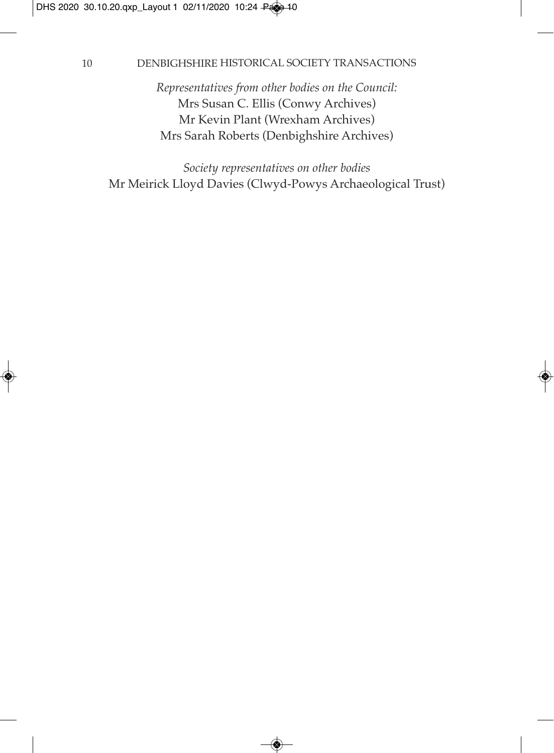*Representatives from other bodies on the Council:*

Mrs Susan C. Ellis (Conwy Archives)

Mr Kevin Plant (Wrexham Archives)

Mrs Sarah Roberts (Denbighshire Archives)

*Society representatives on other bodies*

Mr Meirick Lloyd Davies (Clwyd-Powys Archaeological Trust)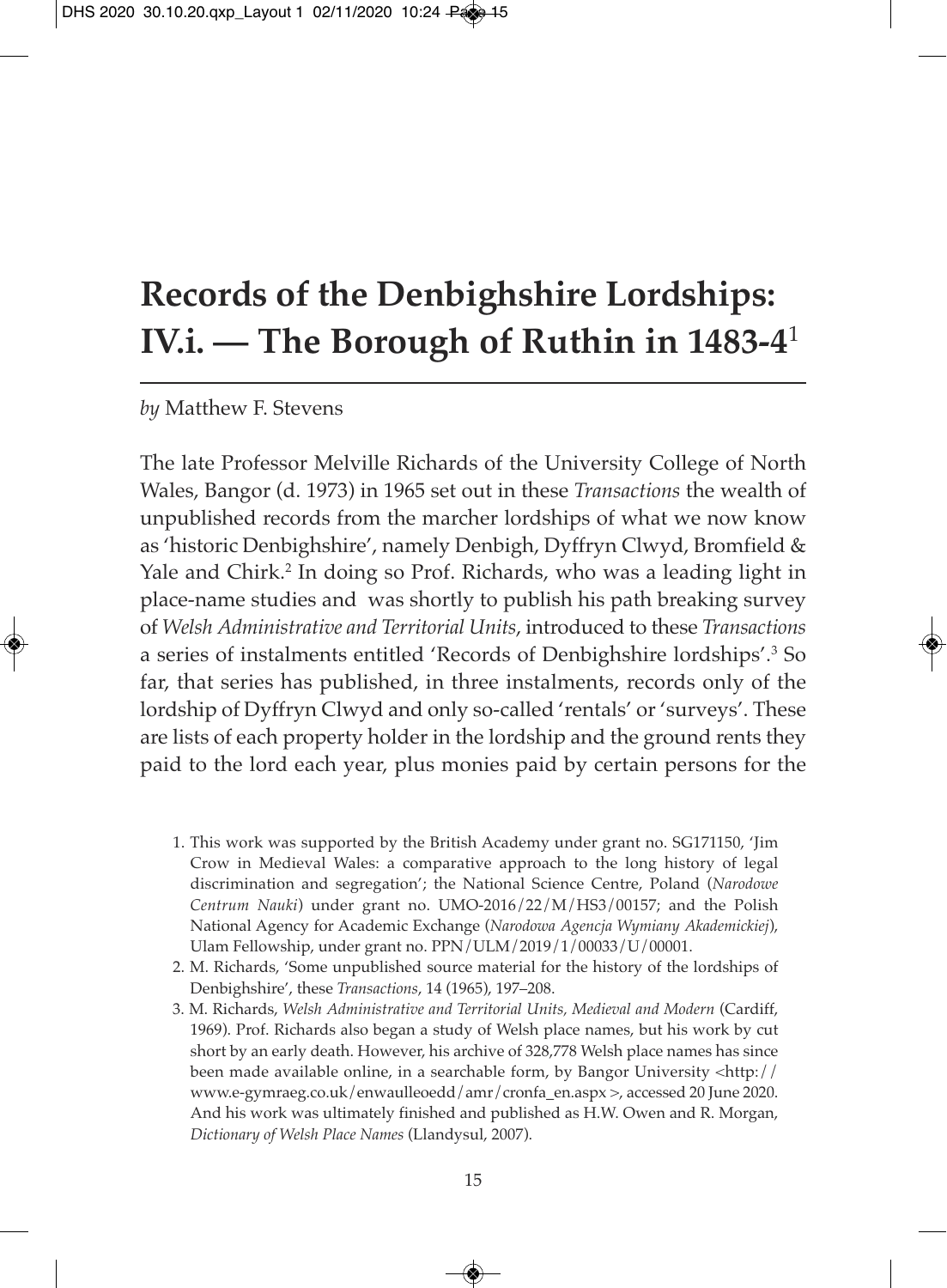# Records of the Denbighshire Lordships: IV.i. — The Borough of Ruthin in 1483-4[1]

*by* Matthew F. Stevens

The late Professor Melville Richards of the University College of North Wales, Bangor (d. 1973) in 1965 set out in these *Transactions* the wealth of unpublished records from the marcher lordships of what we now know as 'historic Denbighshire', namely Denbigh, Dyffryn Clwyd, Bromfield & Yale and Chirk.[2] In doing so Prof. Richards, who was a leading light in place-name studies and was shortly to publish his path breaking survey of *Welsh Administrative and Territorial Units*, introduced to these *Transactions* a series of instalments entitled 'Records of Denbighshire lordships'.[3] So far, that series has published, in three instalments, records only of the lordship of Dyffryn Clwyd and only so-called 'rentals' or 'surveys'. These are lists of each property holder in the lordship and the ground rents they paid to the lord each year, plus monies paid by certain persons for the

1. This work was supported by the British Academy under grant no. SG171150, 'Jim Crow in Medieval Wales: a comparative approach to the long history of legal discrimination and segregation'; the National Science Centre, Poland (*Narodowe Centrum Nauki*) under grant no. UMO-2016/22/M/HS3/00157; and the Polish National Agency for Academic Exchange (*Narodowa Agencja Wymiany Akademickiej*), Ulam Fellowship, under grant no. PPN/ULM/2019/1/00033/U/00001.
2. M. Richards, 'Some unpublished source material for the history of the lordships of Denbighshire', these *Transactions*, 14 (1965), 197–208.
3. M. Richards, *Welsh Administrative and Territorial Units, Medieval and Modern* (Cardiff, 1969). Prof. Richards also began a study of Welsh place names, but his work by cut short by an early death. However, his archive of 328,778 Welsh place names has since been made available online, in a searchable form, by Bangor University <http://www.e-gymraeg.co.uk/enwaulleoedd/amr/cronfa_en.aspx >, accessed 20 June 2020. And his work was ultimately finished and published as H.W. Owen and R. Morgan, *Dictionary of Welsh Place Names* (Llandysul, 2007).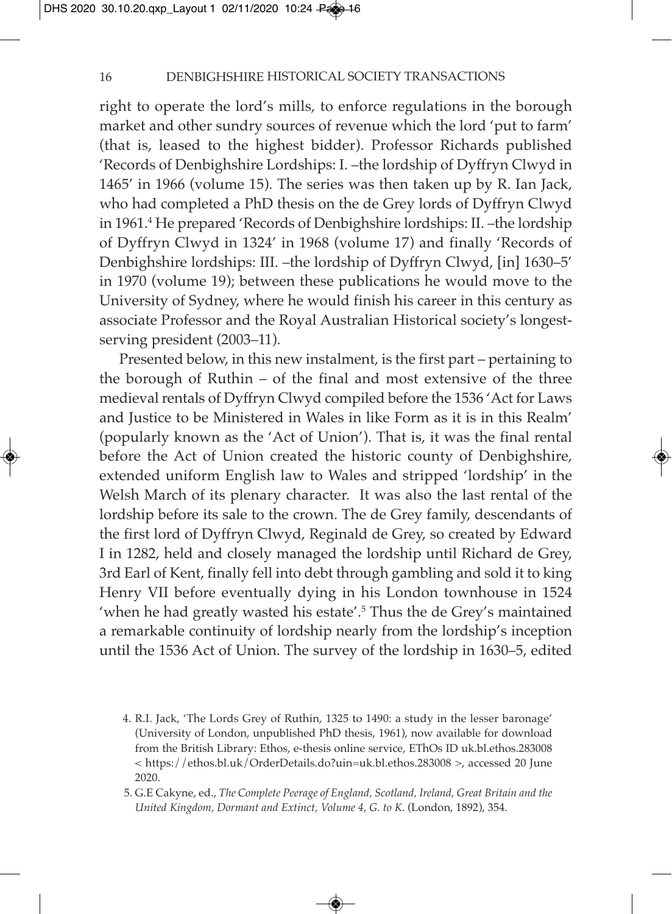right to operate the lord's mills, to enforce regulations in the borough market and other sundry sources of revenue which the lord 'put to farm' (that is, leased to the highest bidder). Professor Richards published 'Records of Denbighshire Lordships: I. –the lordship of Dyffryn Clwyd in 1465' in 1966 (volume 15). The series was then taken up by R. Ian Jack, who had completed a PhD thesis on the de Grey lords of Dyffryn Clwyd in 1961.[4] He prepared 'Records of Denbighshire lordships: II. –the lordship of Dyffryn Clwyd in 1324' in 1968 (volume 17) and finally 'Records of Denbighshire lordships: III. –the lordship of Dyffryn Clwyd, [in] 1630–5' in 1970 (volume 19); between these publications he would move to the University of Sydney, where he would finish his career in this century as associate Professor and the Royal Australian Historical society's longest-serving president (2003–11).

Presented below, in this new instalment, is the first part – pertaining to the borough of Ruthin – of the final and most extensive of the three medieval rentals of Dyffryn Clwyd compiled before the 1536 'Act for Laws and Justice to be Ministered in Wales in like Form as it is in this Realm' (popularly known as the 'Act of Union'). That is, it was the final rental before the Act of Union created the historic county of Denbighshire, extended uniform English law to Wales and stripped 'lordship' in the Welsh March of its plenary character. It was also the last rental of the lordship before its sale to the crown. The de Grey family, descendants of the first lord of Dyffryn Clwyd, Reginald de Grey, so created by Edward I in 1282, held and closely managed the lordship until Richard de Grey, 3rd Earl of Kent, finally fell into debt through gambling and sold it to king Henry VII before eventually dying in his London townhouse in 1524 'when he had greatly wasted his estate'.[5] Thus the de Grey's maintained a remarkable continuity of lordship nearly from the lordship's inception until the 1536 Act of Union. The survey of the lordship in 1630–5, edited

4. R.I. Jack, 'The Lords Grey of Ruthin, 1325 to 1490: a study in the lesser baronage' (University of London, unpublished PhD thesis, 1961), now available for download from the British Library: Ethos, e-thesis online service, EThOs ID uk.bl.ethos.283008 < https://ethos.bl.uk/OrderDetails.do?uin=uk.bl.ethos.283008 >, accessed 20 June 2020.

5. G.E Cakyne, ed., *The Complete Peerage of England, Scotland, Ireland, Great Britain and the United Kingdom, Dormant and Extinct, Volume 4, G. to K.* (London, 1892), 354.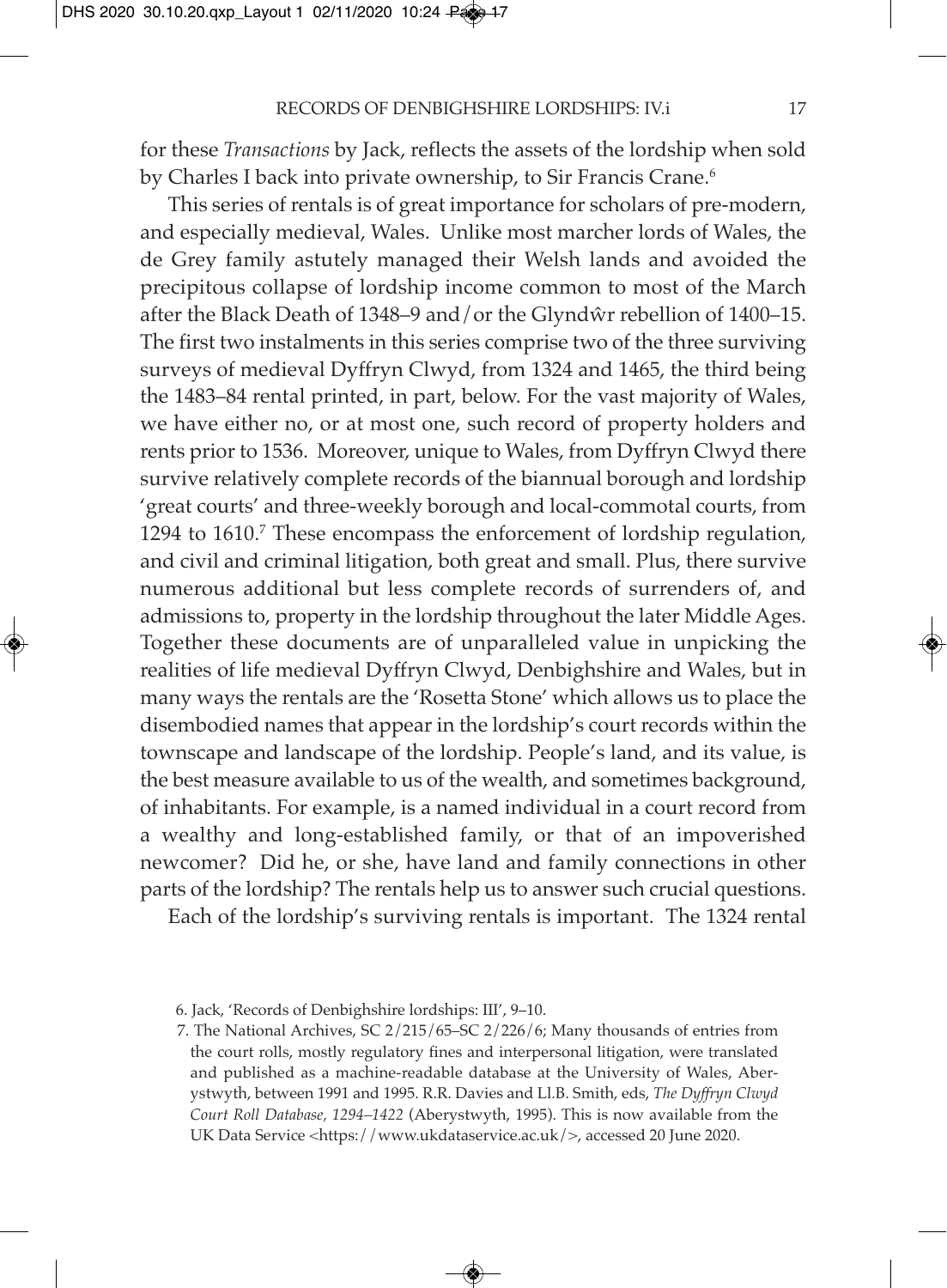for these *Transactions* by Jack, reflects the assets of the lordship when sold by Charles I back into private ownership, to Sir Francis Crane.[6]

This series of rentals is of great importance for scholars of pre-modern, and especially medieval, Wales. Unlike most marcher lords of Wales, the de Grey family astutely managed their Welsh lands and avoided the precipitous collapse of lordship income common to most of the March after the Black Death of 1348–9 and/or the Glyndŵr rebellion of 1400–15. The first two instalments in this series comprise two of the three surviving surveys of medieval Dyffryn Clwyd, from 1324 and 1465, the third being the 1483–84 rental printed, in part, below. For the vast majority of Wales, we have either no, or at most one, such record of property holders and rents prior to 1536. Moreover, unique to Wales, from Dyffryn Clwyd there survive relatively complete records of the biannual borough and lordship 'great courts' and three-weekly borough and local-commotal courts, from 1294 to 1610.[7] These encompass the enforcement of lordship regulation, and civil and criminal litigation, both great and small. Plus, there survive numerous additional but less complete records of surrenders of, and admissions to, property in the lordship throughout the later Middle Ages. Together these documents are of unparalleled value in unpicking the realities of life medieval Dyffryn Clwyd, Denbighshire and Wales, but in many ways the rentals are the 'Rosetta Stone' which allows us to place the disembodied names that appear in the lordship's court records within the townscape and landscape of the lordship. People's land, and its value, is the best measure available to us of the wealth, and sometimes background, of inhabitants. For example, is a named individual in a court record from a wealthy and long-established family, or that of an impoverished newcomer? Did he, or she, have land and family connections in other parts of the lordship? The rentals help us to answer such crucial questions.

Each of the lordship's surviving rentals is important. The 1324 rental

6. Jack, 'Records of Denbighshire lordships: III', 9–10.

7. The National Archives, SC 2/215/65–SC 2/226/6; Many thousands of entries from the court rolls, mostly regulatory fines and interpersonal litigation, were translated and published as a machine-readable database at the University of Wales, Aberystwyth, between 1991 and 1995. R.R. Davies and Ll.B. Smith, eds, *The Dyffryn Clwyd Court Roll Database, 1294–1422* (Aberystwyth, 1995). This is now available from the UK Data Service <https://www.ukdataservice.ac.uk/>, accessed 20 June 2020.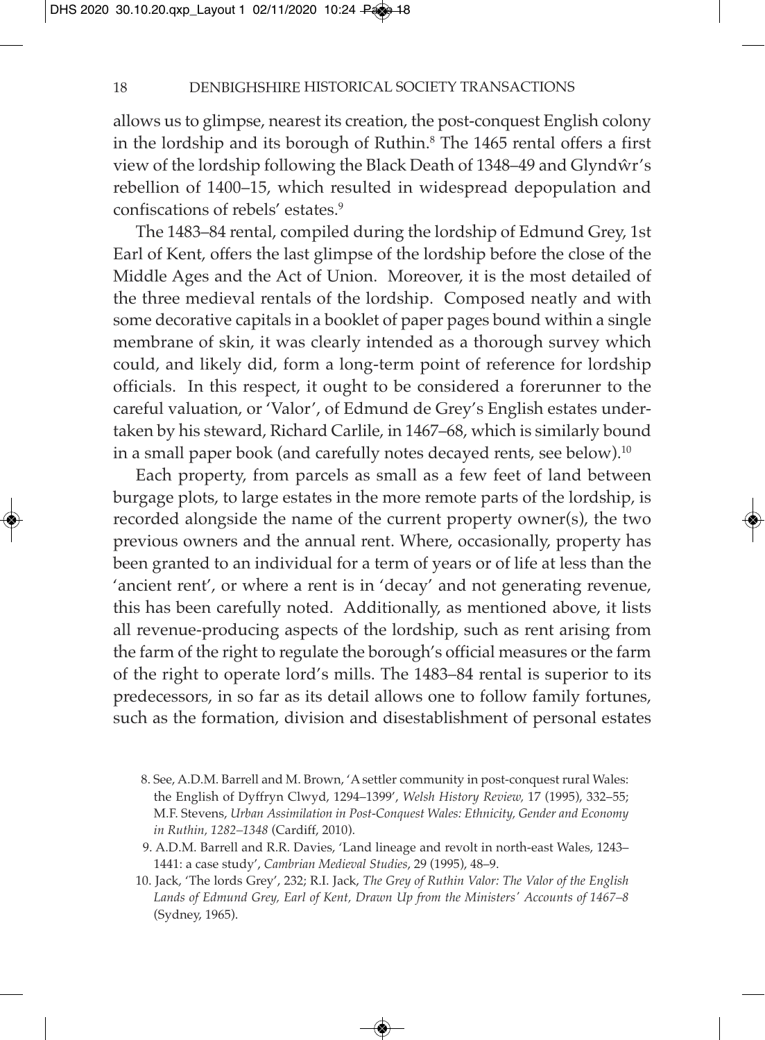allows us to glimpse, nearest its creation, the post-conquest English colony in the lordship and its borough of Ruthin.[8] The 1465 rental offers a first view of the lordship following the Black Death of 1348–49 and Glyndŵr's rebellion of 1400–15, which resulted in widespread depopulation and confiscations of rebels' estates.[9]

The 1483–84 rental, compiled during the lordship of Edmund Grey, 1st Earl of Kent, offers the last glimpse of the lordship before the close of the Middle Ages and the Act of Union. Moreover, it is the most detailed of the three medieval rentals of the lordship. Composed neatly and with some decorative capitals in a booklet of paper pages bound within a single membrane of skin, it was clearly intended as a thorough survey which could, and likely did, form a long-term point of reference for lordship officials. In this respect, it ought to be considered a forerunner to the careful valuation, or 'Valor', of Edmund de Grey's English estates undertaken by his steward, Richard Carlile, in 1467–68, which is similarly bound in a small paper book (and carefully notes decayed rents, see below).[10]

Each property, from parcels as small as a few feet of land between burgage plots, to large estates in the more remote parts of the lordship, is recorded alongside the name of the current property owner(s), the two previous owners and the annual rent. Where, occasionally, property has been granted to an individual for a term of years or of life at less than the 'ancient rent', or where a rent is in 'decay' and not generating revenue, this has been carefully noted. Additionally, as mentioned above, it lists all revenue-producing aspects of the lordship, such as rent arising from the farm of the right to regulate the borough's official measures or the farm of the right to operate lord's mills. The 1483–84 rental is superior to its predecessors, in so far as its detail allows one to follow family fortunes, such as the formation, division and disestablishment of personal estates

8. See, A.D.M. Barrell and M. Brown, 'A settler community in post-conquest rural Wales: the English of Dyffryn Clwyd, 1294–1399', *Welsh History Review,* 17 (1995), 332–55; M.F. Stevens, *Urban Assimilation in Post-Conquest Wales: Ethnicity, Gender and Economy in Ruthin, 1282–1348* (Cardiff, 2010).

9. A.D.M. Barrell and R.R. Davies, 'Land lineage and revolt in north-east Wales, 1243–1441: a case study', *Cambrian Medieval Studies*, 29 (1995), 48–9.

10. Jack, 'The lords Grey', 232; R.I. Jack, *The Grey of Ruthin Valor: The Valor of the English Lands of Edmund Grey, Earl of Kent, Drawn Up from the Ministers' Accounts of 1467–8* (Sydney, 1965).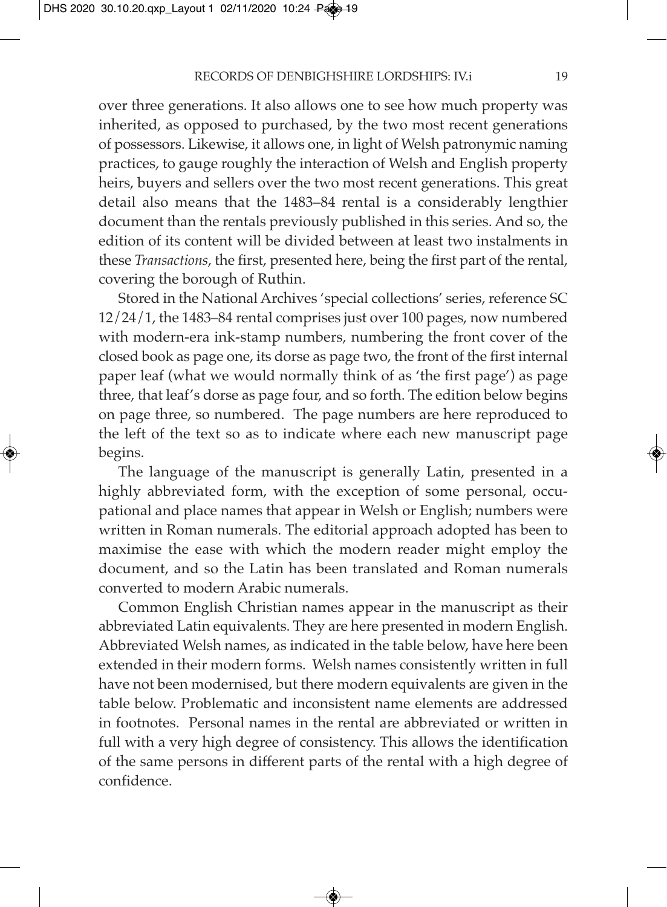over three generations. It also allows one to see how much property was inherited, as opposed to purchased, by the two most recent generations of possessors. Likewise, it allows one, in light of Welsh patronymic naming practices, to gauge roughly the interaction of Welsh and English property heirs, buyers and sellers over the two most recent generations. This great detail also means that the 1483–84 rental is a considerably lengthier document than the rentals previously published in this series. And so, the edition of its content will be divided between at least two instalments in these *Transactions*, the first, presented here, being the first part of the rental, covering the borough of Ruthin.

Stored in the National Archives 'special collections' series, reference SC 12/24/1, the 1483–84 rental comprises just over 100 pages, now numbered with modern-era ink-stamp numbers, numbering the front cover of the closed book as page one, its dorse as page two, the front of the first internal paper leaf (what we would normally think of as 'the first page') as page three, that leaf's dorse as page four, and so forth. The edition below begins on page three, so numbered. The page numbers are here reproduced to the left of the text so as to indicate where each new manuscript page begins.

The language of the manuscript is generally Latin, presented in a highly abbreviated form, with the exception of some personal, occupational and place names that appear in Welsh or English; numbers were written in Roman numerals. The editorial approach adopted has been to maximise the ease with which the modern reader might employ the document, and so the Latin has been translated and Roman numerals converted to modern Arabic numerals.

Common English Christian names appear in the manuscript as their abbreviated Latin equivalents. They are here presented in modern English. Abbreviated Welsh names, as indicated in the table below, have here been extended in their modern forms. Welsh names consistently written in full have not been modernised, but there modern equivalents are given in the table below. Problematic and inconsistent name elements are addressed in footnotes. Personal names in the rental are abbreviated or written in full with a very high degree of consistency. This allows the identification of the same persons in different parts of the rental with a high degree of confidence.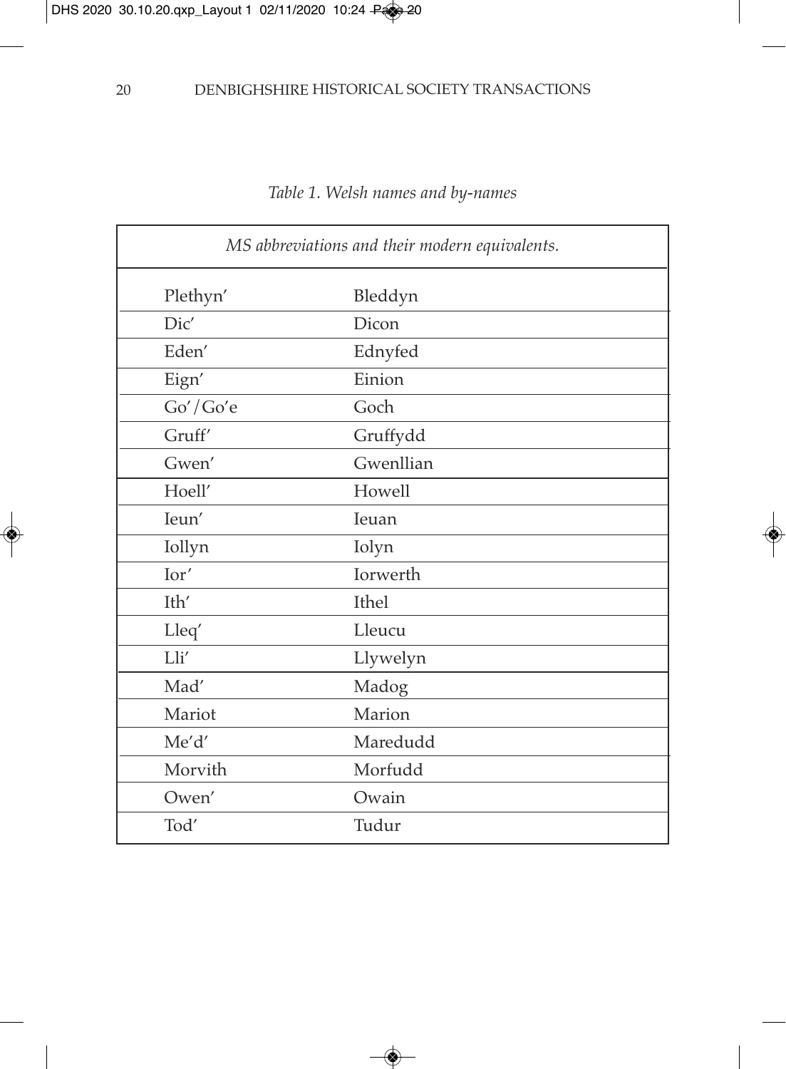*Table 1. Welsh names and by-names*

| *MS abbreviations and their modern equivalents.* | |
|---|---|
| Plethyn' | Bleddyn |
| Dic' | Dicon |
| Eden' | Ednyfed |
| Eign' | Einion |
| Go'/Go'e | Goch |
| Gruff' | Gruffydd |
| Gwen' | Gwenllian |
| Hoell' | Howell |
| Ieun' | Ieuan |
| Iollyn | Iolyn |
| Ior' | Iorwerth |
| Ith' | Ithel |
| Lleq' | Lleucu |
| Lli' | Llywelyn |
| Mad' | Madog |
| Mariot | Marion |
| Me'd' | Maredudd |
| Morvith | Morfudd |
| Owen' | Owain |
| Tod' | Tudur |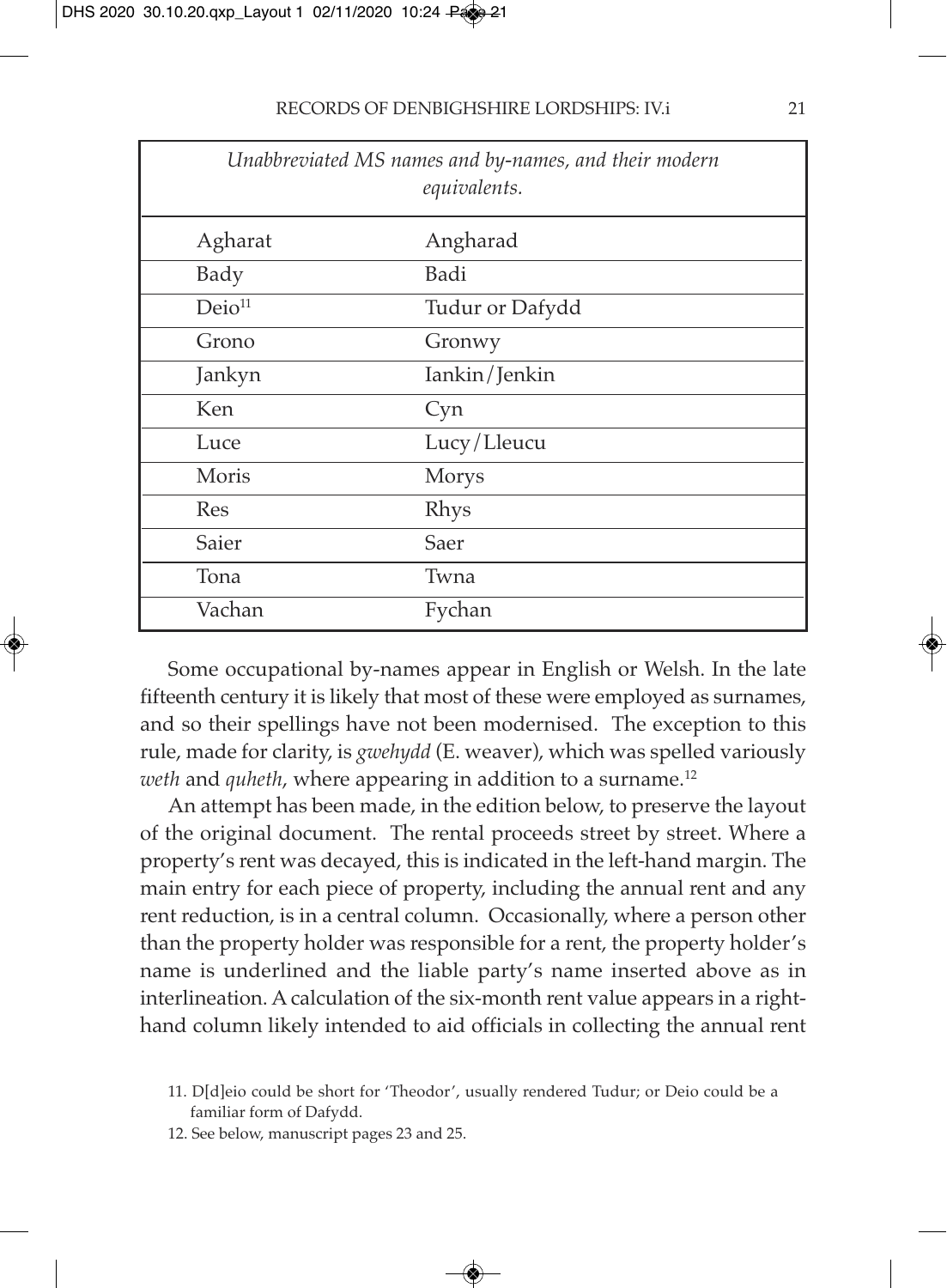| *Unabbreviated MS names and by-names, and their modern equivalents.* | |
|---|---|
| Agharat | Angharad |
| Bady | Badi |
| Deio[11] | Tudur or Dafydd |
| Grono | Gronwy |
| Jankyn | Iankin/Jenkin |
| Ken | Cyn |
| Luce | Lucy/Lleucu |
| Moris | Morys |
| Res | Rhys |
| Saier | Saer |
| Tona | Twna |
| Vachan | Fychan |

Some occupational by-names appear in English or Welsh. In the late fifteenth century it is likely that most of these were employed as surnames, and so their spellings have not been modernised. The exception to this rule, made for clarity, is *gwehydd* (E. weaver), which was spelled variously *weth* and *quheth*, where appearing in addition to a surname.[12]

An attempt has been made, in the edition below, to preserve the layout of the original document. The rental proceeds street by street. Where a property's rent was decayed, this is indicated in the left-hand margin. The main entry for each piece of property, including the annual rent and any rent reduction, is in a central column. Occasionally, where a person other than the property holder was responsible for a rent, the property holder's name is underlined and the liable party's name inserted above as in interlineation. A calculation of the six-month rent value appears in a right-hand column likely intended to aid officials in collecting the annual rent

11. D[d]eio could be short for 'Theodor', usually rendered Tudur; or Deio could be a familiar form of Dafydd.

12. See below, manuscript pages 23 and 25.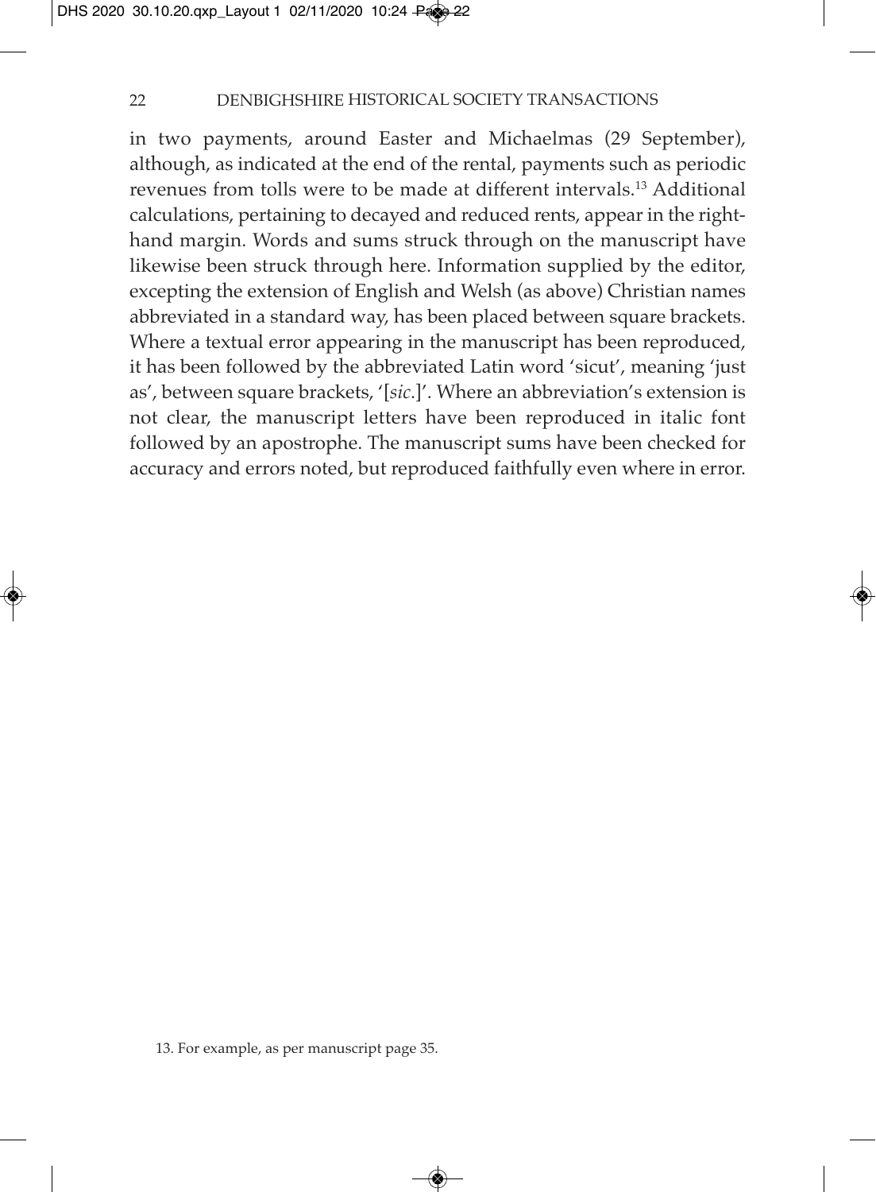in two payments, around Easter and Michaelmas (29 September), although, as indicated at the end of the rental, payments such as periodic revenues from tolls were to be made at different intervals.[13] Additional calculations, pertaining to decayed and reduced rents, appear in the right-hand margin. Words and sums struck through on the manuscript have likewise been struck through here. Information supplied by the editor, excepting the extension of English and Welsh (as above) Christian names abbreviated in a standard way, has been placed between square brackets. Where a textual error appearing in the manuscript has been reproduced, it has been followed by the abbreviated Latin word 'sicut', meaning 'just as', between square brackets, '[*sic*.]'. Where an abbreviation's extension is not clear, the manuscript letters have been reproduced in italic font followed by an apostrophe. The manuscript sums have been checked for accuracy and errors noted, but reproduced faithfully even where in error.

13. For example, as per manuscript page 35.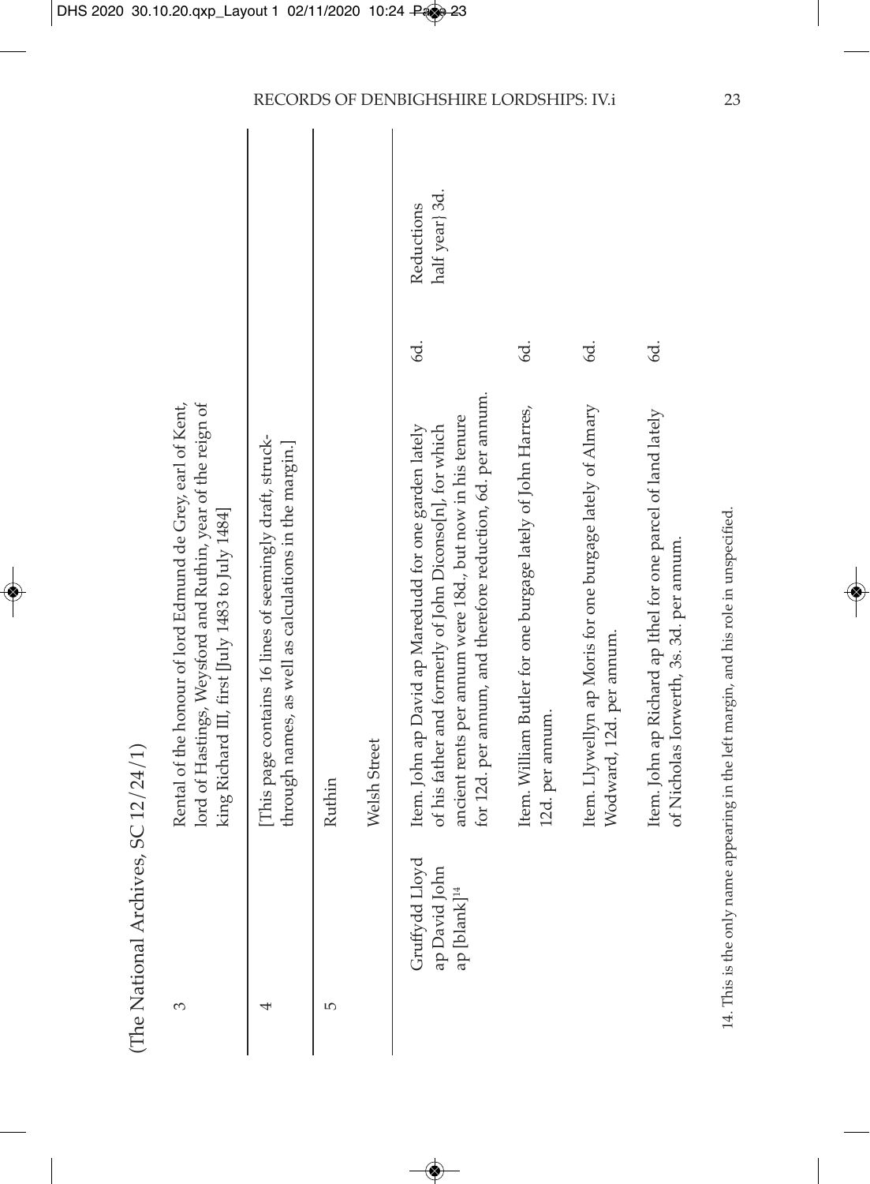(The National Archives, SC 12/24/1)

| | | | |
|---|---|---|---|
| 3 | Rental of the honour of lord Edmund de Grey, earl of Kent, lord of Hastings, Weysford and Ruthin, year of the reign of king Richard III, first [July 1483 to July 1484] | | |
| 4 | [This page contains 16 lines of seemingly draft, struck-through names, as well as calculations in the margin.] | | |
| 5 | Ruthin | | |
| | Welsh Street | | |
| Gruffydd Lloyd ap David John ap [blank][14] | Item. John ap David ap Maredudd for one garden lately of his father and formerly of John Diconso[n], for which ancient rents per annum were 18d., but now in his tenure for 12d. per annum, and therefore reduction, 6d. per annum. | 6d. | Reductions half year} 3d. |
| | Item. William Butler for one burgage lately of John Harres, 12d. per annum. | 6d. | |
| | Item. Llywellyn ap Moris for one burgage lately of Almary Wodward, 12d. per annum. | 6d. | |
| | Item. John ap Richard ap Ithel for one parcel of land lately of Nicholas Iorwerth, 3s. 3d. per annum. | 6d. | |

14. This is the only name appearing in the left margin, and his role in unspecified.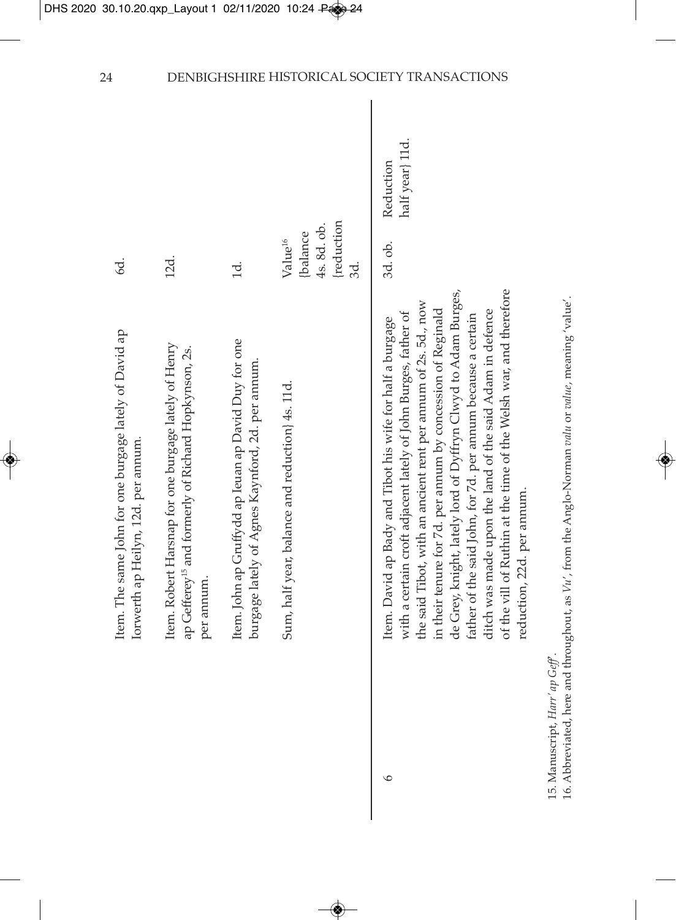| | | | |
|---|---|---|---|
| | Item. The same John for one burgage lately of David ap Iorwerth ap Heilyn, 12d. per annum. | 6d. | |
| | Item. Robert Harsnap for one burgage lately of Henry ap Gefferey[15] and formerly of Richard Hopkynson, 2s. per annum. | 12d. | |
| | Item. John ap Gruffydd ap Ieuan ap David Duy for one burgage lately of Agnes Kaynford, 2d. per annum. | 1d. | |
| | Sum, half year, balance and reduction} 4s. 11d. | Value[16] {balance 4s. 8d. ob. {reduction 3d. | |
| 6 | Item. David ap Bady and Tibot his wife for half a burgage with a certain croft adjacent lately of John Burges, father of the said Tibot, with an ancient rent per annum of 2s. 5d., now in their tenure for 7d. per annum by concession of Reginald de Grey, knight, lately lord of Dyffryn Clwyd to Adam Burges, father of the said John, for 7d. per annum because a certain ditch was made upon the land of the said Adam in defence of the vill of Ruthin at the time of the Welsh war, and therefore reduction, 22d. per annum. | 3d. ob. | Reduction half year} 11d. |

15. Manuscript, *Harr' ap Geff'*.

16. Abbreviated, here and throughout, as *Vu'*, from the Anglo-Norman *valu* or *value*, meaning 'value'.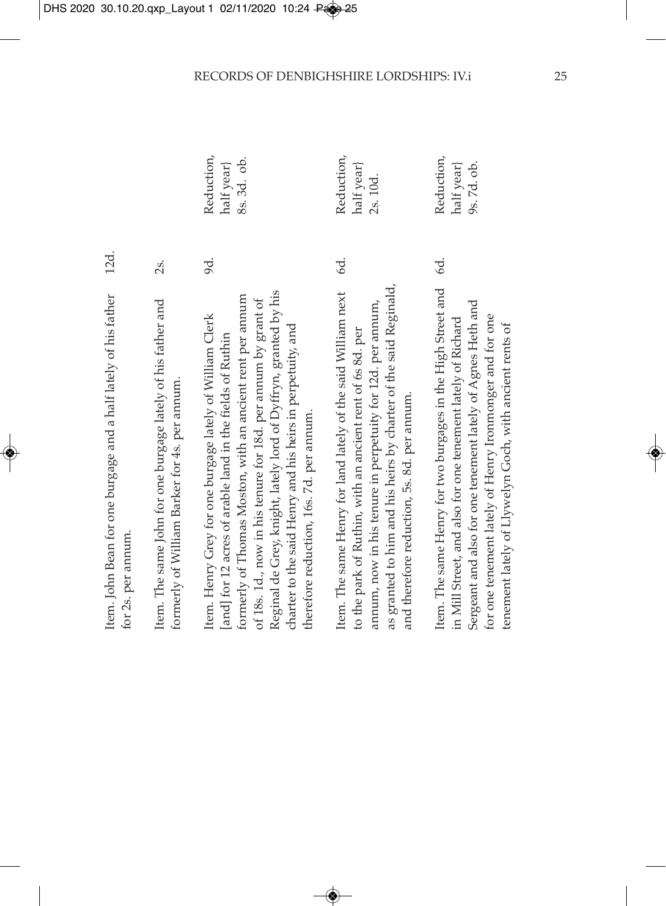| | | |
|---|---|---|
| Item. John Bean for one burgage and a half lately of his father for 2s. per annum. | 12d. | |
| Item. The same John for one burgage lately of his father and formerly of William Barker for 4s. per annum. | 2s. | |
| Item. Henry Grey for one burgage lately of William Clerk [and] for 12 acres of arable land in the fields of Ruthin formerly of Thomas Moston, with an ancient rent per annum of 18s. 1d., now in his tenure for 18d. per annum by grant of Reginal de Grey, knight, lately lord of Dyffryn, granted by his charter to the said Henry and his heirs in perpetuity, and therefore reduction, 16s. 7d. per annum. | 9d. | Reduction, half year} 8s. 3d. ob. |
| Item. The same Henry for land lately of the said William next to the park of Ruthin, with an ancient rent of 6s 8d. per annum, now in his tenure in perpetuity for 12d. per annum, as granted to him and his heirs by charter of the said Reginald, and therefore reduction, 5s. 8d. per annum. | 6d. | Reduction, half year} 2s. 10d. |
| Item. The same Henry for two burgages in the High Street and in Mill Street, and also for one tenement lately of Richard Sergeant and also for one tenement lately of Agnes Heth and for one tenement lately of Henry Ironmonger and for one tenement lately of Llywelyn Goch, with ancient rents of | 6d. | Reduction, half year} 9s. 7d. ob. |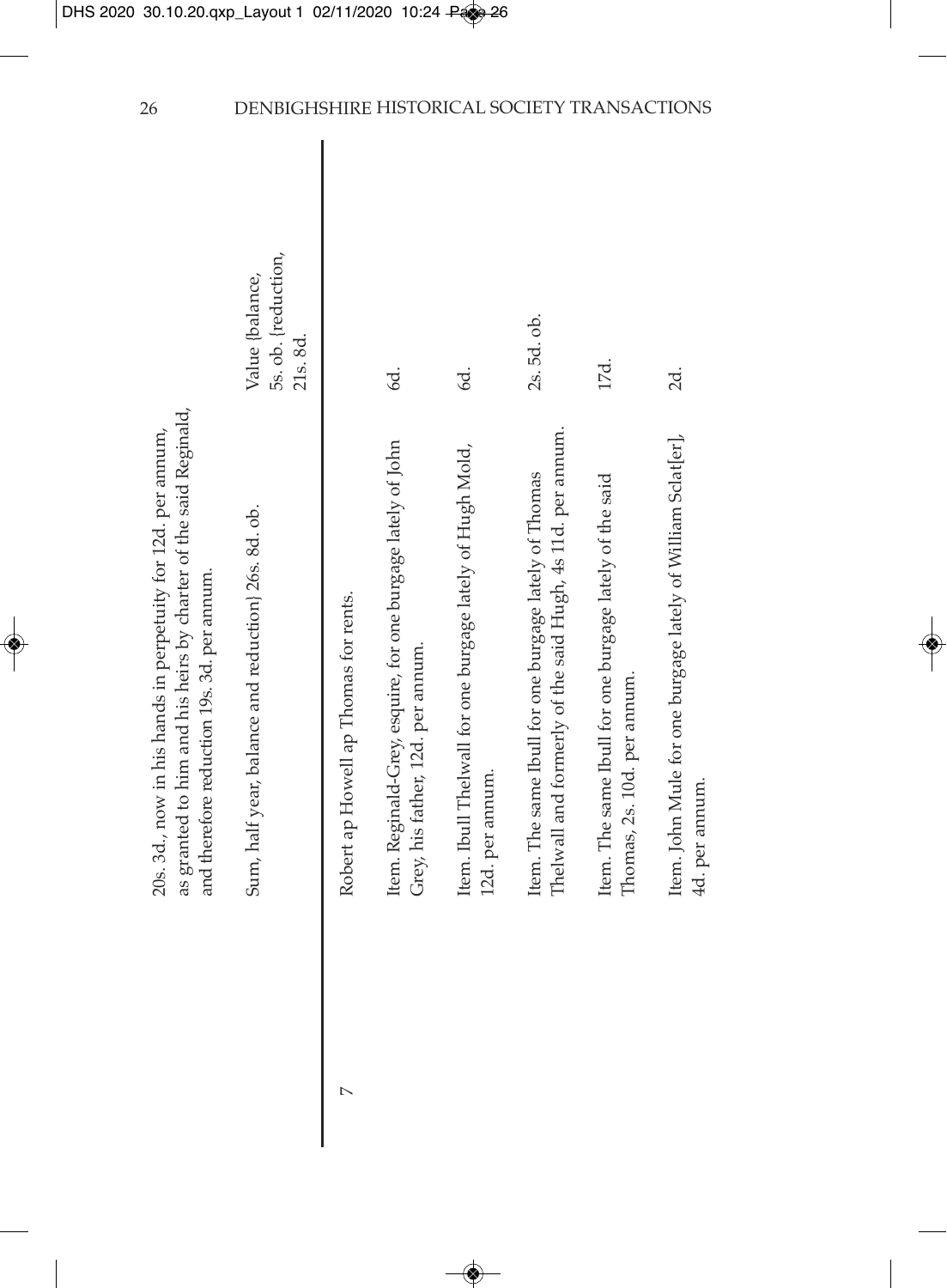| | | |
|---|---|---|
| | 20s. 3d., now in his hands in perpetuity for 12d. per annum, as granted to him and his heirs by charter of the said Reginald, and therefore reduction 19s. 3d. per annum. | |
| | Sum, half year, balance and reduction} 26s. 8d. ob. | Value {balance, 5s. ob. {reduction, 21s. 8d. |
| 7 | Robert ap Howell ap Thomas for rents. | |
| | Item. Reginald-Grey, esquire, for one burgage lately of John Grey, his father, 12d. per annum. | 6d. |
| | Item. Ibull Thelwall for one burgage lately of Hugh Mold, 12d. per annum. | 6d. |
| | Item. The same Ibull for one burgage lately of Thomas Thelwall and formerly of the said Hugh, 4s 11d. per annum. | 2s. 5d. ob. |
| | Item. The same Ibull for one burgage lately of the said Thomas, 2s. 10d. per annum. | 17d. |
| | Item. John Mule for one burgage lately of William Sclat[er], 4d. per annum. | 2d. |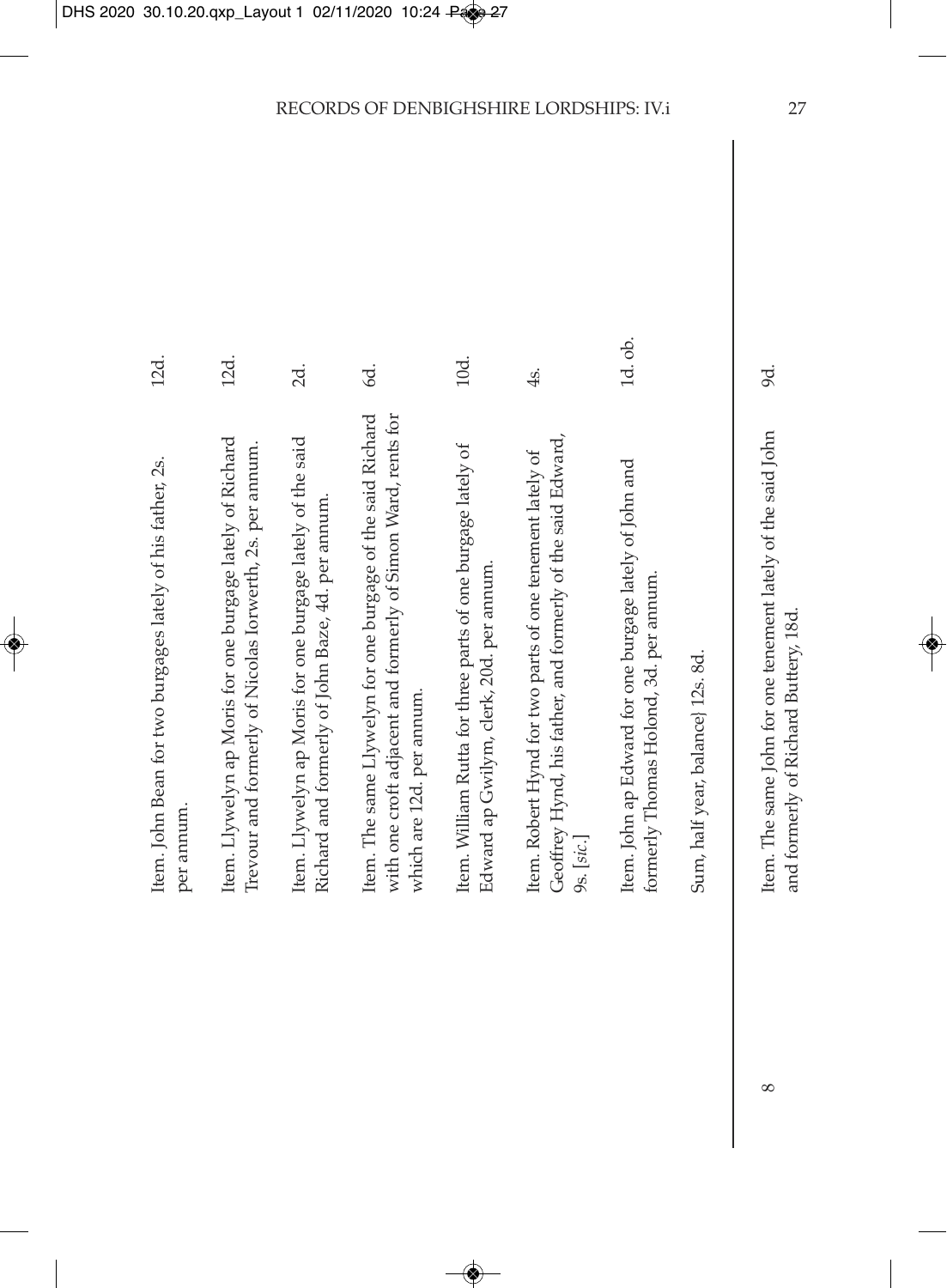| | | |
|---|---|---|
| | Item. John Bean for two burgages lately of his father, 2s. per annum. | 12d. |
| | Item. Llywelyn ap Moris for one burgage lately of Richard Trevour and formerly of Nicolas Iorwerth, 2s. per annum. | 12d. |
| | Item. Llywelyn ap Moris for one burgage lately of the said Richard and formerly of John Baze, 4d. per annum. | 2d. |
| | Item. The same Llywelyn for one burgage of the said Richard with one croft adjacent and formerly of Simon Ward, rents for which are 12d. per annum. | 6d. |
| | Item. William Rutta for three parts of one burgage lately of Edward ap Gwilym, clerk, 20d. per annum. | 10d. |
| | Item. Robert Hynd for two parts of one tenement lately of Geoffrey Hynd, his father, and formerly of the said Edward, 9s. [*sic*.] | 4s. |
| | Item. John ap Edward for one burgage lately of John and formerly Thomas Holond, 3d. per annum. | 1d. ob. |
| | Sum, half year, balance} 12s. 8d. | |
| 8 | Item. The same John for one tenement lately of the said John and formerly of Richard Buttery, 18d. | 9d. |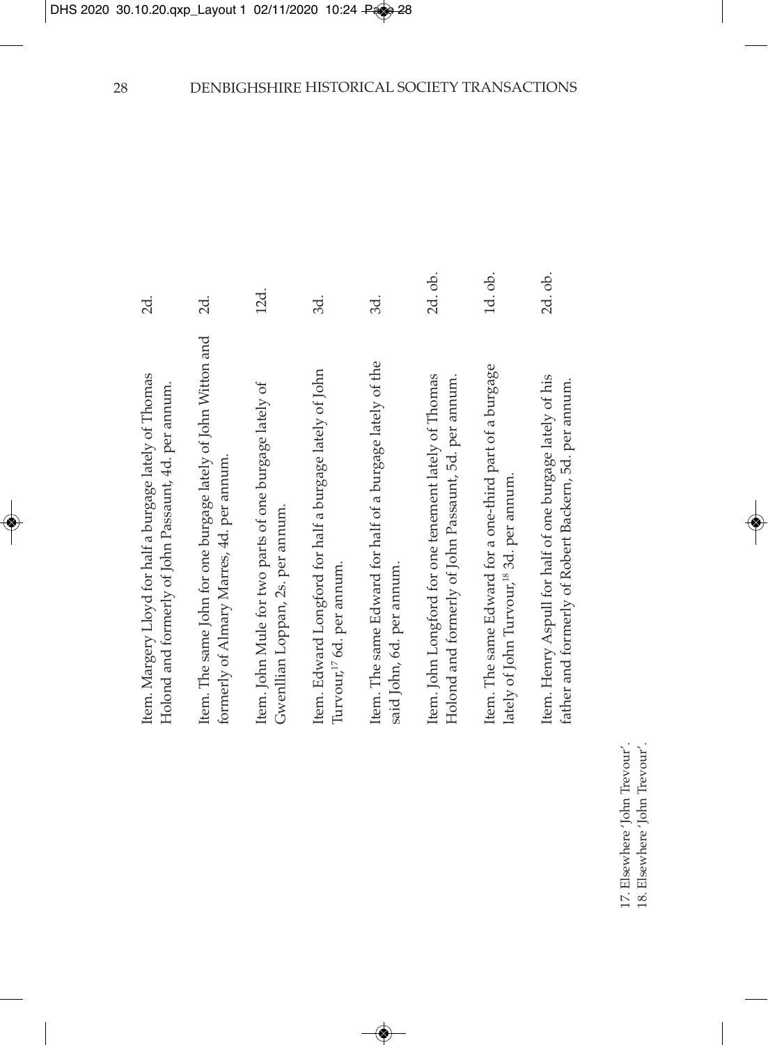| | |
|---|---|
| Item. Margery Lloyd for half a burgage lately of Thomas Holond and formerly of John Passaunt, 4d. per annum. | 2d. |
| Item. The same John for one burgage lately of John Witton and formerly of Almary Marres, 4d. per annum. | 2d. |
| Item. John Mule for two parts of one burgage lately of Gwenllian Loppan, 2s. per annum. | 12d. |
| Item. Edward Longford for half a burgage lately of John Turvour,[17] 6d. per annum. | 3d. |
| Item. The same Edward for half of a burgage lately of the said John, 6d. per annum. | 3d. |
| Item. John Longford for one tenement lately of Thomas Holond and formerly of John Passaunt, 5d. per annum. | 2d. ob. |
| Item. The same Edward for a one-third part of a burgage lately of John Turvour,[18] 3d. per annum. | 1d. ob. |
| Item. Henry Aspull for half of one burgage lately of his father and formerly of Robert Backern, 5d. per annum. | 2d. ob. |

17. Elsewhere 'John Trevour'.
18. Elsewhere 'John Trevour'.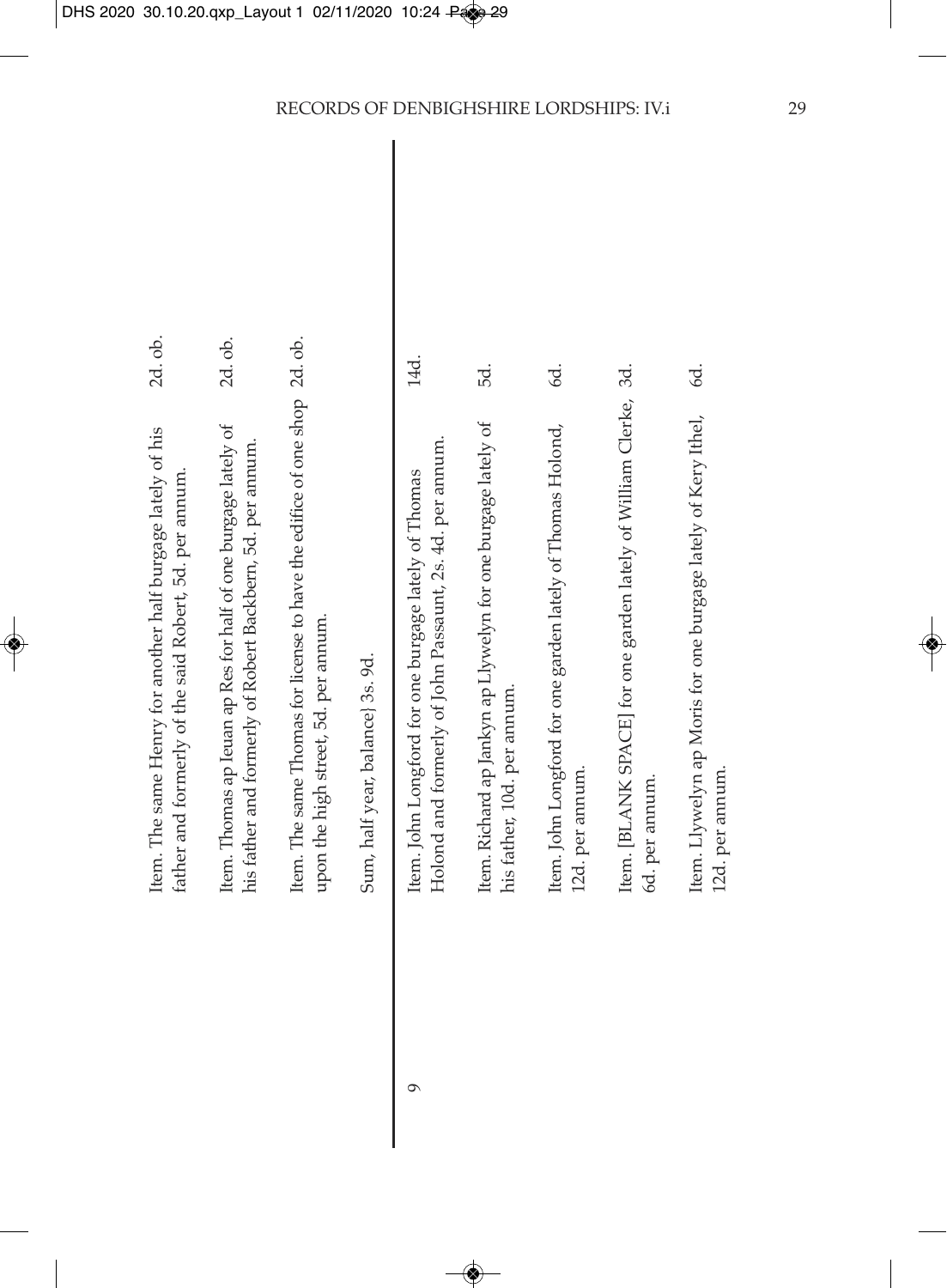| | | |
|---|---|---|
| | Item. The same Henry for another half burgage lately of his father and formerly of the said Robert, 5d. per annum. | 2d. ob. |
| | Item. Thomas ap Ieuan ap Res for half of one burgage lately of his father and formerly of Robert Backbern, 5d. per annum. | 2d. ob. |
| | Item. The same Thomas for license to have the edifice of one shop upon the high street, 5d. per annum. | 2d. ob. |
| | Sum, half year, balance} 3s. 9d. | |
| 9 | Item. John Longford for one burgage lately of Thomas Holond and formerly of John Passaunt, 2s. 4d. per annum. | 14d. |
| | Item. Richard ap Jankyn ap Llywelyn for one burgage lately of his father, 10d. per annum. | 5d. |
| | Item. John Longford for one garden lately of Thomas Holond, 12d. per annum. | 6d. |
| | Item. [BLANK SPACE] for one garden lately of William Clerke, 6d. per annum. | 3d. |
| | Item. Llywelyn ap Moris for one burgage lately of Kery Ithel, 12d. per annum. | 6d. |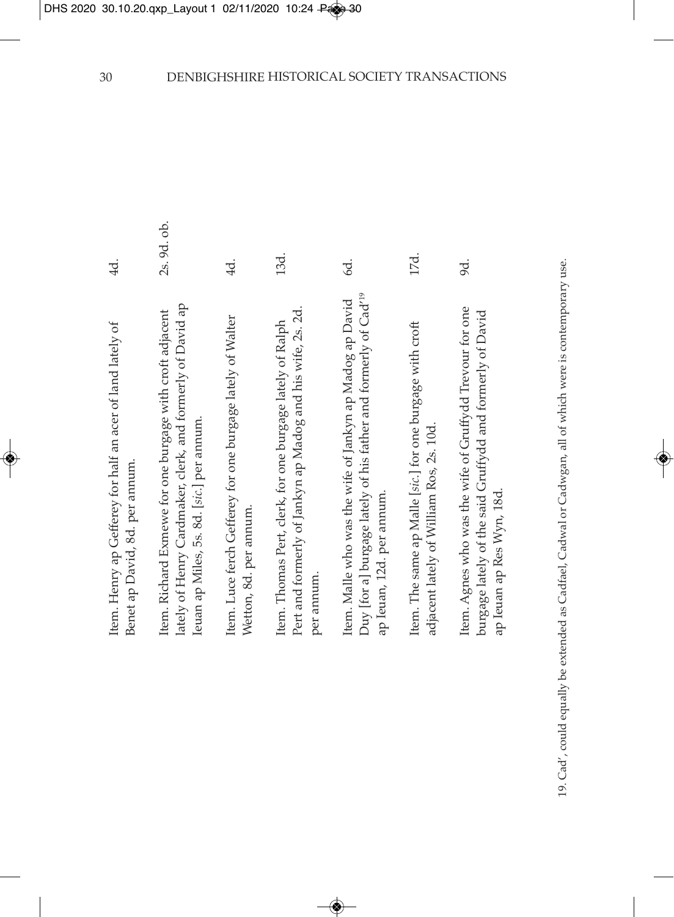| | |
|---|---|
| Item. Henry ap Gefferey for half an acer of land lately of Benet ap David, 8d. per annum. | 4d. |
| Item. Richard Exmewe for one burgage with croft adjacent lately of Henry Cardmaker, clerk, and formerly of David ap Ieuan ap Miles, 5s. 8d. [*sic.*] per annum. | 2s. 9d. ob. |
| Item. Luce ferch Gefferey for one burgage lately of Walter Wetton, 8d. per annum. | 4d. |
| Item. Thomas Pert, clerk, for one burgage lately of Ralph Pert and formerly of Jankyn ap Madog and his wife, 2s. 2d. per annum. | 13d. |
| Item. Malle who was the wife of Jankyn ap Madog ap David Duy [for a] burgage lately of his father and formerly of Cad'[19] ap Ieuan, 12d. per annum. | 6d. |
| Item. The same ap Malle [*sic.*] for one burgage with croft adjacent lately of William Ros, 2s. 10d. | 17d. |
| Item. Agnes who was the wife of Gruffydd Trevour for one burgage lately of the said Gruffydd and formerly of David ap Ieuan ap Res Wyn, 18d. | 9d. |

19. Cad', could equally be extended as Cadfael, Cadwal or Cadwgan, all of which were is contemporary use.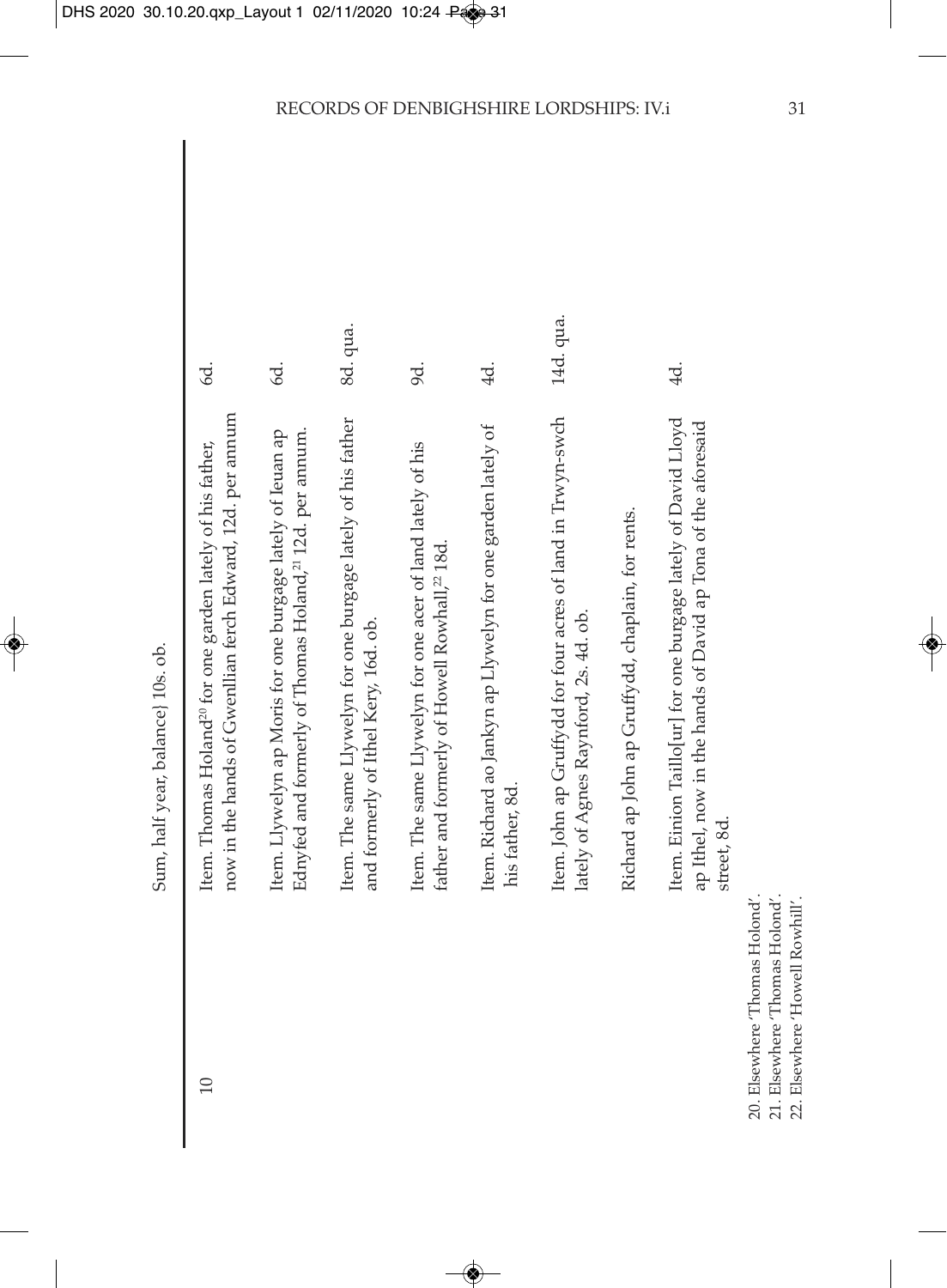Sum, half year, balance} 10s. ob.

| | | |
|---|---|---|
| 10 | Item. Thomas Holand[20] for one garden lately of his father, now in the hands of Gwenllian ferch Edward, 12d. per annum | 6d. |
| | Item. Llywelyn ap Moris for one burgage lately of Ieuan ap Ednyfed and formerly of Thomas Holand,[21] 12d. per annum. | 6d. |
| | Item. The same Llywelyn for one burgage lately of his father and formerly of Ithel Kery, 16d. ob. | 8d. qua. |
| | Item. The same Llywelyn for one acer of land lately of his father and formerly of Howell Rowhall,[22] 18d. | 9d. |
| | Item. Richard ao Jankyn ap Llywelyn for one garden lately of his father, 8d. | 4d. |
| | Item. John ap Gruffydd for four acres of land in Trwyn-swch lately of Agnes Raynford, 2s. 4d. ob. | 14d. qua. |
| | Richard ap John ap Gruffydd, chaplain, for rents. | |
| | Item. Einion Taillo[ur] for one burgage lately of David Lloyd ap Ithel, now in the hands of David ap Tona of the aforesaid street, 8d. | 4d. |

20. Elsewhere 'Thomas Holond'.
21. Elsewhere 'Thomas Holond'.
22. Elsewhere 'Howell Rowhill'.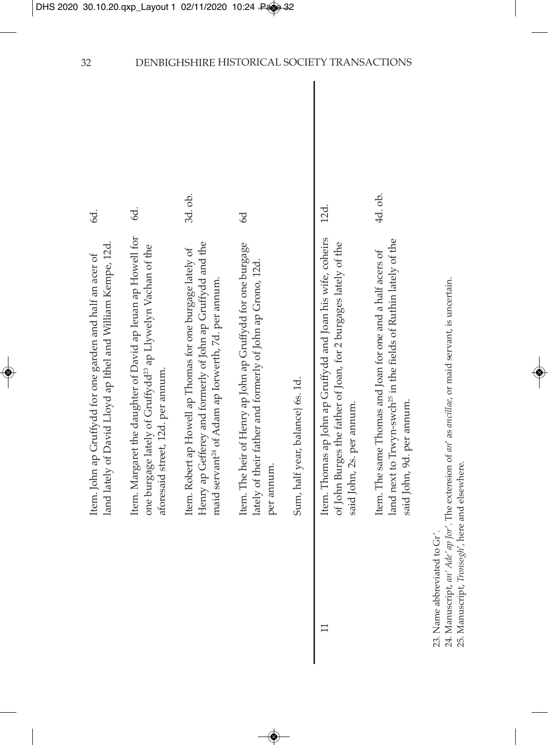| | | |
|---|---|---|
| | Item. John ap Gruffydd for one garden and half an acer of land lately of David Lloyd ap Ithel and William Kempe, 12d. | 6d. |
| | Item. Margaret the daughter of David ap Ieuan ap Howell for one burgage lately of Gruffydd[23] ap Llywelyn Vachan of the aforesaid street, 12d. per annum. | 6d. |
| | Item. Robert ap Howell ap Thomas for one burgage lately of Henry ap Gefferey and formerly of John ap Gruffydd and the maid servant[24] of Adam ap Iorwerth, 7d. per annum. | 3d. ob. |
| | Item. The heir of Henry ap John ap Gruffydd for one burgage lately of their father and formerly of John ap Grono, 12d. per annum. | 6d |
| | Sum, half year, balance} 6s. 1d. | |
| 11 | Item. Thomas ap John ap Gruffydd and Joan his wife, coheirs of John Burges the father of Joan, for 2 burgages lately of the said John, 2s. per annum. | 12d. |
| | Item. The same Thomas and Joan for one and a half acers of land next to Trwyn-swch[25] in the fields of Ruthin lately of the said John, 9d. per annum. | 4d. ob. |

23. Name abbreviated to Gr'.
24. Manuscript, *an' Ade' ap Jor'*. The extension of *an'* as *ancillae*, or maid servant, is uncertain.
25. Manuscript, *Tronsogh'*, here and elsewhere.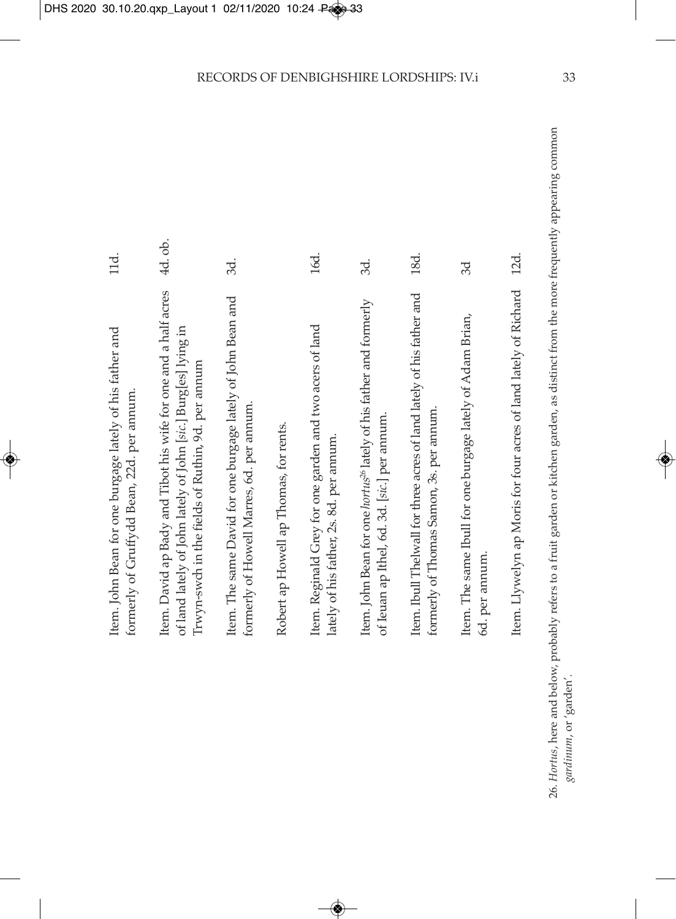| | |
|---|---|
| Item. John Bean for one burgage lately of his father and formerly of Gruffydd Bean, 22d. per annum. | 11d. |
| Item. David ap Bady and Tibot his wife for one and a half acres of land lately of John lately of John [*sic*.] Burg[es] lying in Trwyn-swch in the fields of Ruthin, 9d. per annum | 4d. ob. |
| Item. The same David for one burgage lately of John Bean and formerly of Howell Marres, 6d. per annum. | 3d. |
| Robert ap Howell ap Thomas, for rents. | |
| Item. Reginald Grey for one garden and two acers of land lately of his father, 2s. 8d. per annum. | 16d. |
| Item. John Bean for one *hortus*[26] lately of his father and formerly of Ieuan ap Ithel, 6d. 3d. [*sic*.] per annum. | 3d. |
| Item. Ibull Thelwall for three acres of land lately of his father and formerly of Thomas Samon, 3s. per annum. | 18d. |
| Item. The same Ibull for one burgage lately of Adam Brian, 6d. per annum. | 3d |
| Item. Llywelyn ap Moris for four acres of land lately of Richard | 12d. |

26. *Hortus*, here and below, probably refers to a fruit garden or kitchen garden, as distinct from the more frequently appearing common *gardinum*, or 'garden'.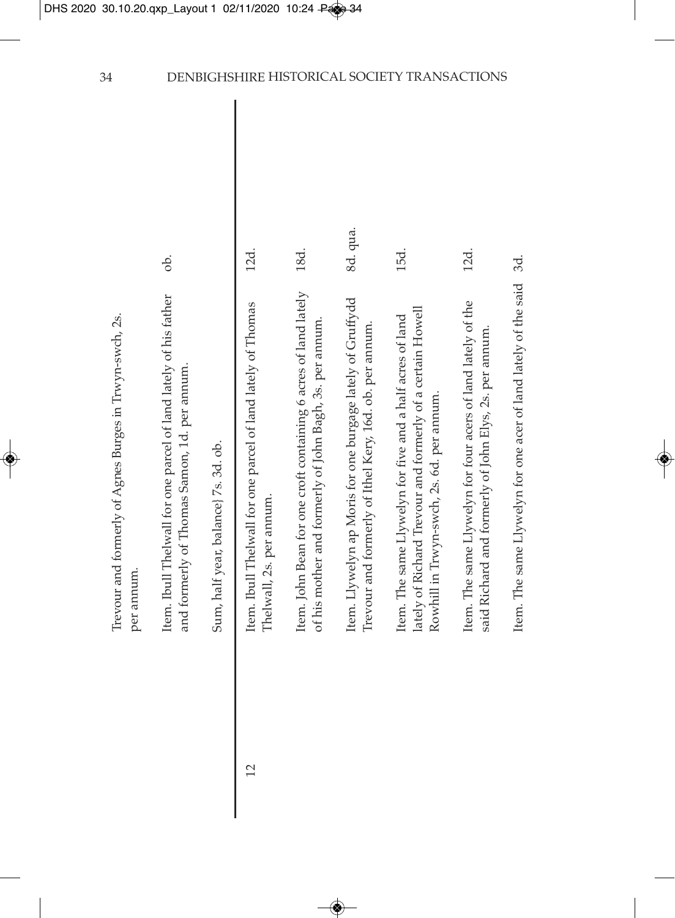| | | |
|---|---|---|
| | Trevour and formerly of Agnes Burges in Trwyn-swch, 2s. per annum. | |
| | Item. Ibull Thelwall for one parcel of land lately of his father and formerly of Thomas Samon, 1d. per annum. | ob. |
| | Sum, half year, balance} 7s. 3d. ob. | |
| 12 | Item. Ibull Thelwall for one parcel of land lately of Thomas Thelwall, 2s. per annum. | 12d. |
| | Item. John Bean for one croft containing 6 acres of land lately of his mother and formerly of John Bagh, 3s. per annum. | 18d. |
| | Item. Llywelyn ap Moris for one burgage lately of Gruffydd Trevour and formerly of Ithel Kery, 16d. ob. per annum. | 8d. qua. |
| | Item. The same Llywelyn for five and a half acres of land lately of Richard Trevour and formerly of a certain Howell Rowhill in Trwyn-swch, 2s. 6d. per annum. | 15d. |
| | Item. The same Llywelyn for four acers of land lately of the said Richard and formerly of John Elys, 2s. per annum. | 12d. |
| | Item. The same Llywelyn for one acer of land lately of the said | 3d. |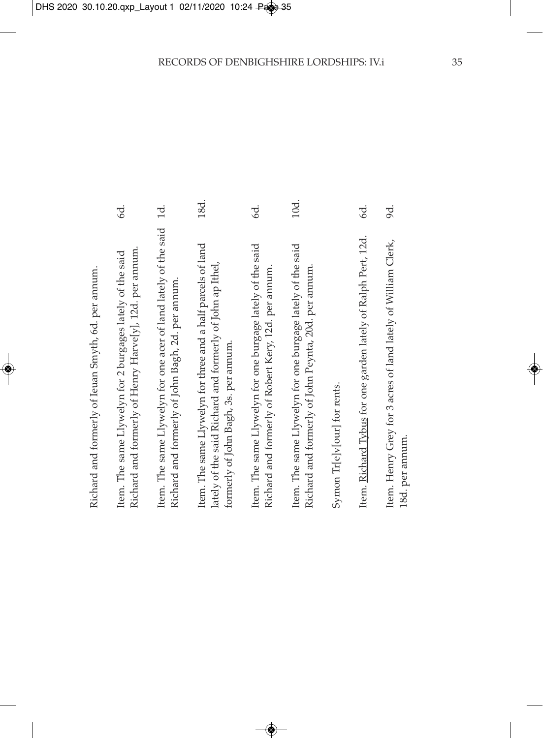Richard and formerly of Ieuan Smyth, 6d. per annum.

| | |
|---|---|
| Item. The same Llywelyn for 2 burgages lately of the said Richard and formerly of Henry Harve[y], 12d. per annum. | 6d. |
| Item. The same Llywelyn for one acer of land lately of the said Richard and formerly of John Bagh, 2d. per annum. | 1d. |
| Item. The same Llywelyn for three and a half parcels of land lately of the said Richard and formerly of John ap Ithel, formerly of John Bagh, 3s. per annum. | 18d. |
| Item. The same Llywelyn for one burgage lately of the said Richard and formerly of Robert Kery, 12d. per annum. | 6d. |
| Item. The same Llywelyn for one burgage lately of the said Richard and formerly of John Peynta, 20d. per annum. | 10d. |

Symon Tr[e]v[our] for rents.

| | |
|---|---|
| Item. <u>Richard Tybus</u> for one garden lately of Ralph Pert, 12d. | 6d. |
| Item. Henry Grey for 3 acres of land lately of William Clerk, 18d. per annum. | 9d. |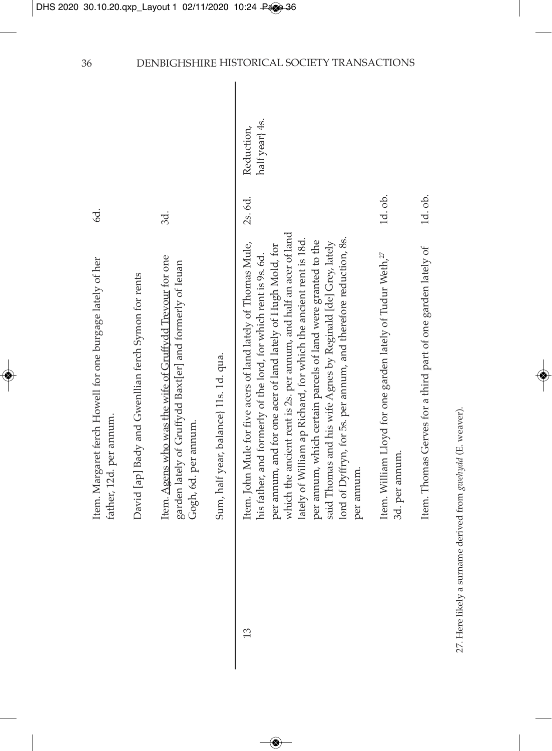| | | | |
|---|---|---|---|
| | Item. Margaret ferch Howell for one burgage lately of her father, 12d. per annum. | 6d. | |
| | David [ap] Bady and Gwenllian ferch Symon for rents | | |
| | Item. Agens who was the wife of Gruffydd Trevour for one garden lately of Gruffydd Baxt[er] and formerly of Ieuan Gogh, 6d. per annum. | 3d. | |
| | Sum, half year, balance} 11s. 1d. qua. | | |
| 13 | Item. John Mule for five acers of land lately of Thomas Mule, his father, and formerly of the lord, for which rent is 9s. 6d. per annum, and for one acer of land lately of Hugh Mold, for which the ancient rent is 2s. per annum, and half an acer of land lately of William ap Richard, for which the ancient rent is 18d. per annum, which certain parcels of land were granted to the said Thomas and his wife Agnes by Reginald [de] Grey, lately lord of Dyffryn, for 5s. per annum, and therefore reduction, 8s. per annum. | 2s. 6d. | Reduction, half year} 4s. |
| | Item. William Lloyd for one garden lately of Tudur Weth,[27] 3d. per annum. | 1d. ob. | |
| | Item. Thomas Gerves for a third part of one garden lately of | 1d. ob. | |

27. Here likely a surname derived from *gwehydd* (E. weaver).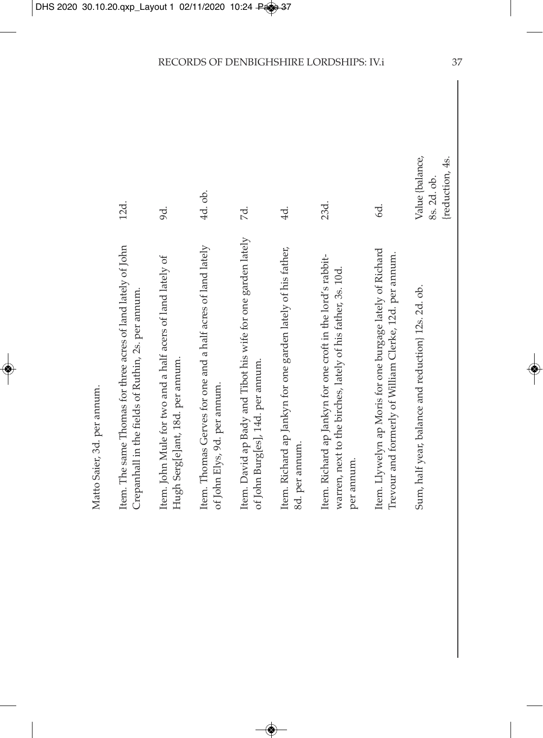Matto Saier, 3d. per annum.

| | |
|---|---|
| Item. The same Thomas for three acres of land lately of John Crepanhall in the fields of Ruthin, 2s. per annum. | 12d. |
| Item. John Mule for two and a half acers of land lately of Hugh Serg[e]ant, 18d. per annum. | 9d. |
| Item. Thomas Gerves for one and a half acres of land lately of John Elys, 9d. per annum. | 4d. ob. |
| Item. David ap Bady and Tibot his wife for one garden lately of John Burg[es], 14d. per annum. | 7d. |
| Item. Richard ap Jankyn for one garden lately of his father, 8d. per annum. | 4d. |
| Item. Richard ap Jankyn for one croft in the lord's rabbit-warren, next to the birches, lately of his father, 3s. 10d. per annum. | 23d. |
| Item. Llywelyn ap Moris for one burgage lately of Richard Trevour and formerly of William Clerke, 12d. per annum. | 6d. |
| Sum, half year, balance and reduction} 12s. 2d. ob. | Value {balance, 8s. 2d. ob. {reduction, 4s. |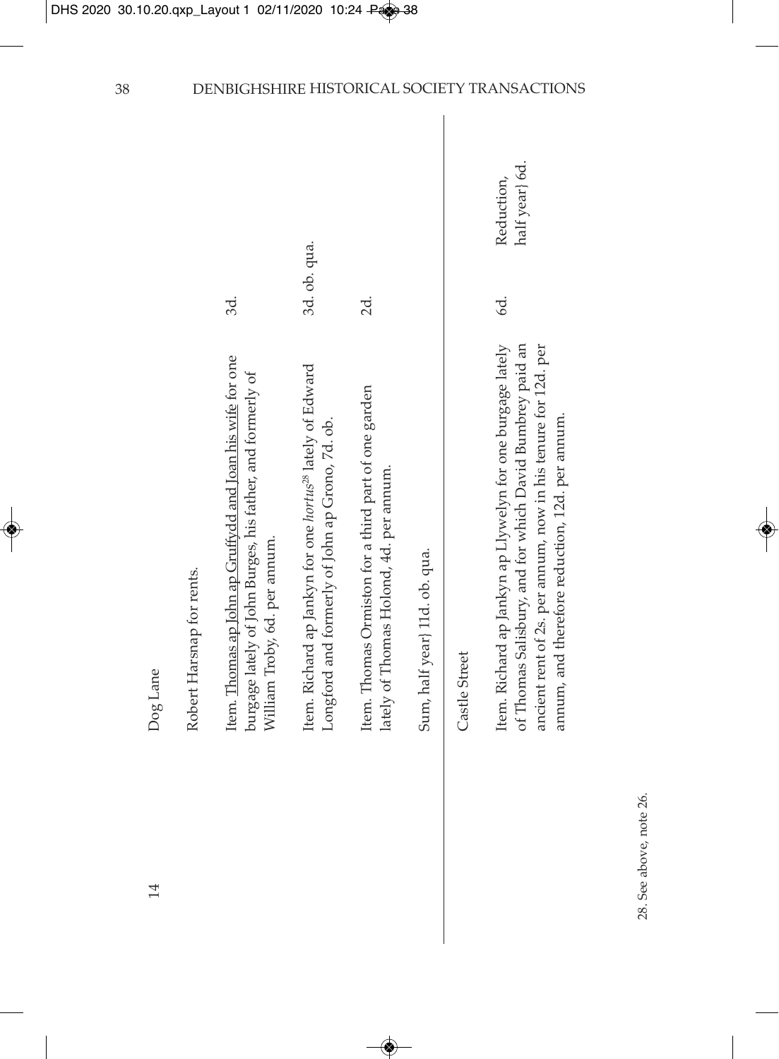14 Dog Lane

Robert Harsnap for rents.

| | | |
|---|---|---|
| Item. Thomas ap John ap Gruffydd and Joan his wife for one burgage lately of John Burges, his father, and formerly of William Troby, 6d. per annum. | 3d. | |
| Item. Richard ap Jankyn for one *hortus*[28] lately of Edward Longford and formerly of John ap Grono, 7d. ob. | 3d. ob. qua. | |
| Item. Thomas Ormiston for a third part of one garden lately of Thomas Holond, 4d. per annum. | 2d. | |
| Sum, half year} 11d. ob. qua. | | |

Castle Street

| | | |
|---|---|---|
| Item. Richard ap Jankyn ap Llywelyn for one burgage lately of Thomas Salisbury, and for which David Bumbrey paid an ancient rent of 2s. per annum, now in his tenure for 12d. per annum, and therefore reduction, 12d. per annum. | 6d. | Reduction, half year} 6d. |

28. See above, note 26.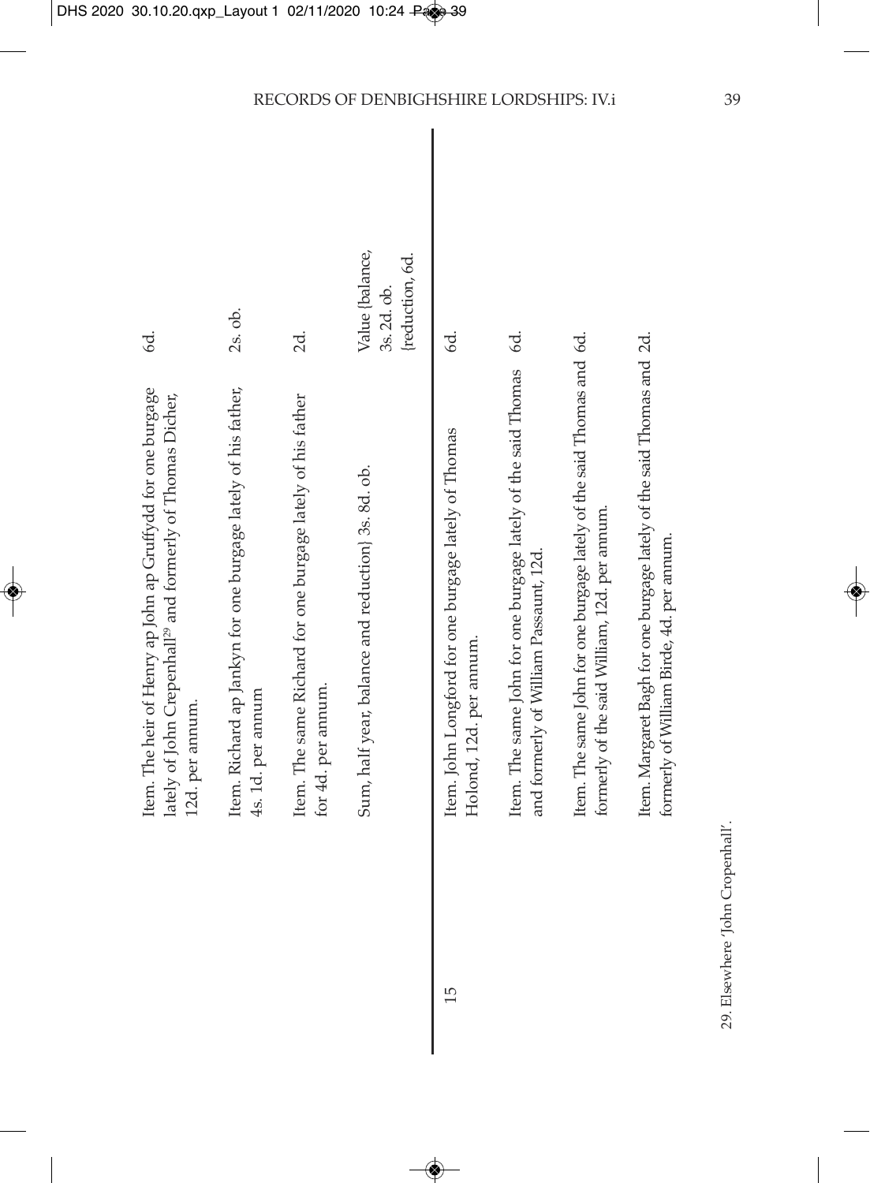Item. The heir of Henry ap John ap Gruffydd for one burgage lately of John Crepenhall[29] and formerly of Thomas Dicher, 12d. per annum. — 6d.

Item. Richard ap Jankyn for one burgage lately of his father, 4s. 1d. per annum — 2s. ob.

Item. The same Richard for one burgage lately of his father for 4d. per annum. — 2d.

Sum, half year, balance and reduction} 3s. 8d. ob. — Value {balance, 3s. 2d. ob. {reduction, 6d.

15

Item. John Longford for one burgage lately of Thomas Holond, 12d. per annum. — 6d.

Item. The same John for one burgage lately of the said Thomas and formerly of William Passaunt, 12d. — 6d.

Item. The same John for one burgage lately of the said Thomas and formerly of the said William, 12d. per annum. — 6d.

Item. Margaret Bagh for one burgage lately of the said Thomas and formerly of William Birde, 4d. per annum. — 2d.

29. Elsewhere 'John Cropenhall'.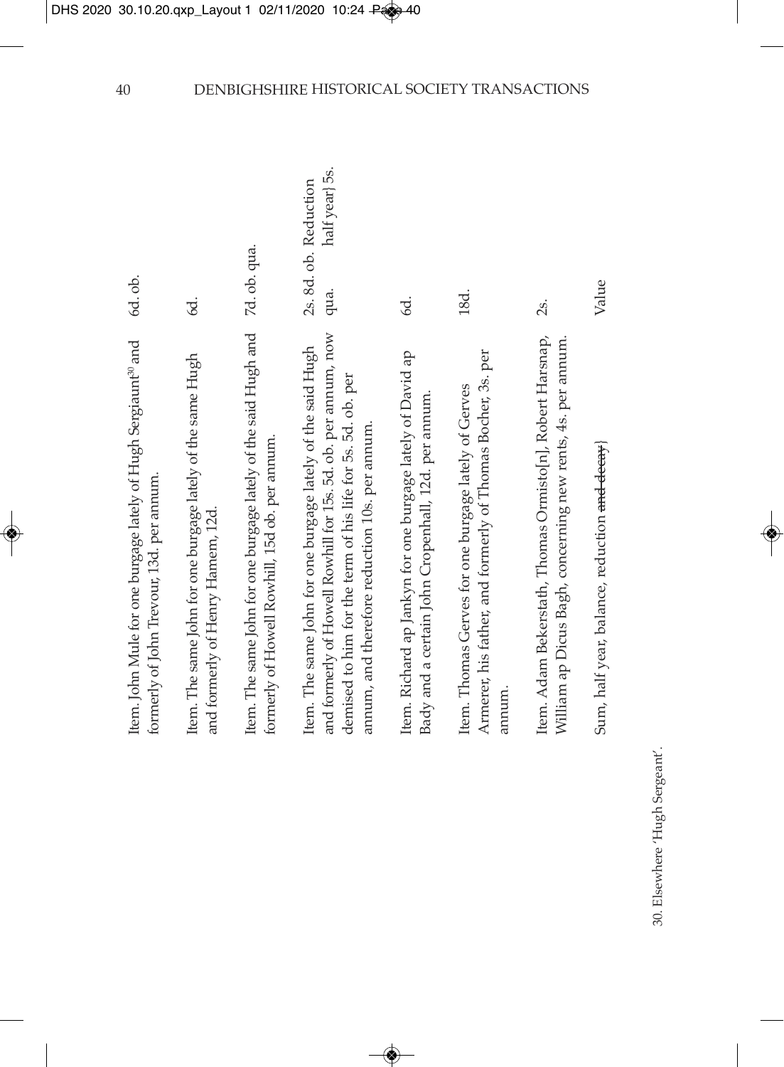| | |
|---|---|
| Item. John Mule for one burgage lately of Hugh Sergiaunt[30] and formerly of John Trevour, 13d. per annum. | 6d. ob. |
| Item. The same John for one burgage lately of the same Hugh and formerly of Henry Hamem, 12d. | 6d. |
| Item. The same John for one burgage lately of the said Hugh and formerly of Howell Rowhill, 15d ob. per annum. | 7d. ob. qua. |
| Item. The same John for one burgage lately of the said Hugh and formerly of Howell Rowhill for 15s. 5d. ob. per annum, now demised to him for the term of his life for 5s. 5d. ob. per annum, and therefore reduction 10s. per annum. | 2s. 8d. ob. qua. Reduction half year} 5s. |
| Item. Richard ap Jankyn for one burgage lately of David ap Bady and a certain John Cropenhall, 12d. per annum. | 6d. |
| Item. Thomas Gerves for one burgage lately of Gerves Armerer, his father, and formerly of Thomas Bocher, 3s. per annum. | 18d. |
| Item. Adam Bekerstath, Thomas Ormisto[n], Robert Harsnap, William ap Dicus Bagh, concerning new rents, 4s. per annum. | 2s. |
| Sum, half year, balance, reduction ~~and decay~~} | Value |

30. Elsewhere 'Hugh Sergeant'.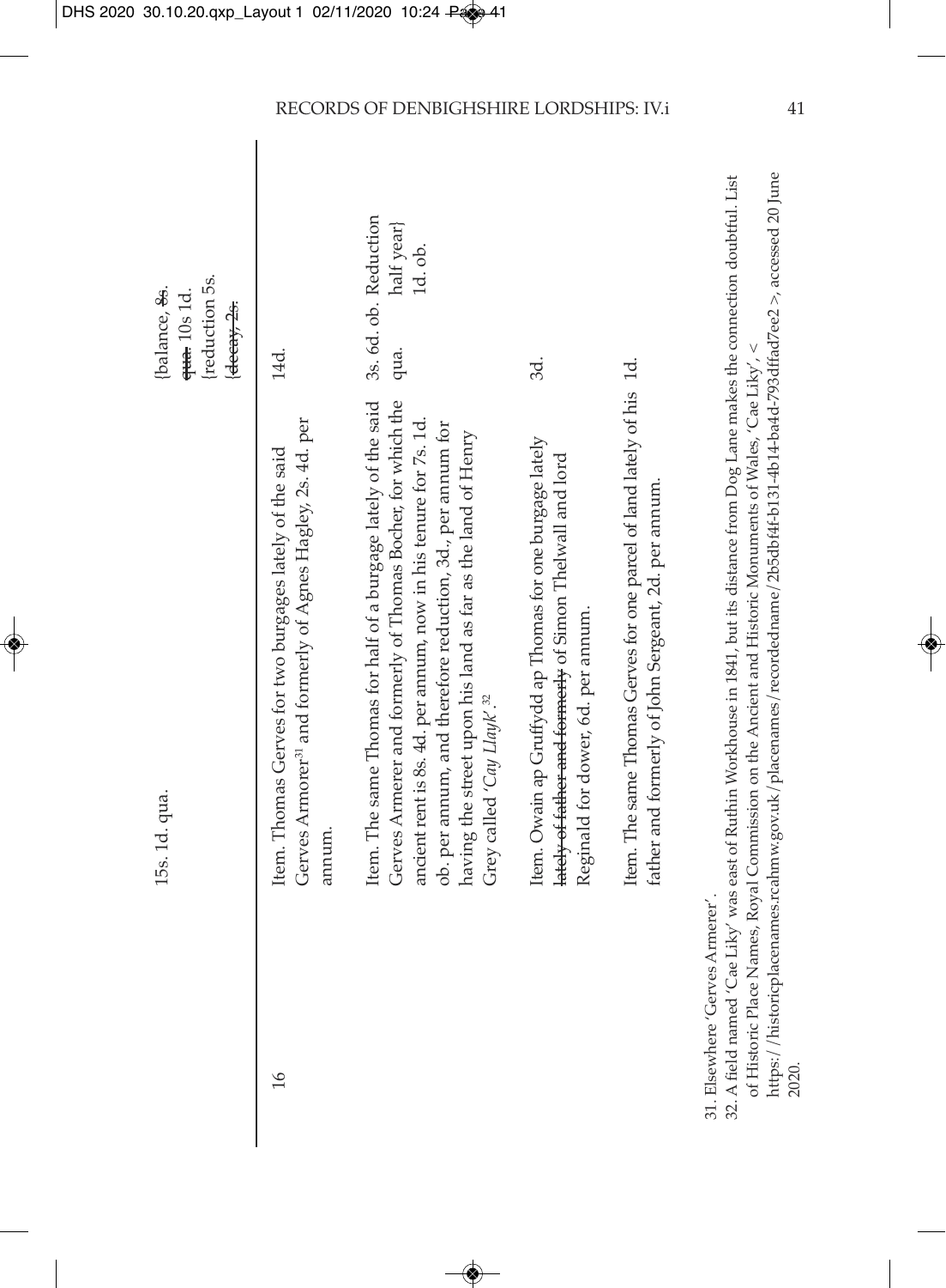| | | 15s. 1d. qua. | {balance, ~~8s.~~ ~~qua.~~ 10s 1d. {reduction 5s. {~~decay 2s.~~ |
|---|---|---|---|
| 16 | Item. Thomas Gerves for two burgages lately of the said Gerves Armorer[31] and formerly of Agnes Hagley, 2s. 4d. per annum. | 14d. | |
| | Item. The same Thomas for half of a burgage lately of the said Gerves Armerer and formerly of Thomas Bocher, for which the ancient rent is 8s. 4d. per annum, now in his tenure for 7s. 1d. ob. per annum, and therefore reduction, 3d., per annum for having the street upon his land as far as the land of Henry Grey called *'Cay Llayk'*.[32] | 3s. 6d. ob. qua. | Reduction half year} 1d. ob. |
| | Item. Owain ap Gruffydd ap Thomas for one burgage lately ~~lately of father and formerly~~ of Simon Thelwall and lord Reginald for dower, 6d. per annum. | 3d. | |
| | Item. The same Thomas Gerves for one parcel of land lately of his father and formerly of John Sergeant, 2d. per annum. | 1d. | |

31. Elsewhere 'Gerves Armerer'.

32. A field named 'Cae Liky' was east of Ruthin Workhouse in 1841, but its distance from Dog Lane makes the connection doubtful. List of Historic Place Names, Royal Commission on the Ancient and Historic Monuments of Wales, 'Cae Liky', < https://historicplacenames.rcahmw.gov.uk/placenames/recordedname/2b5dbf4f-b131-4b14-ba4d-793dffad7ee2 >, accessed 20 June 2020.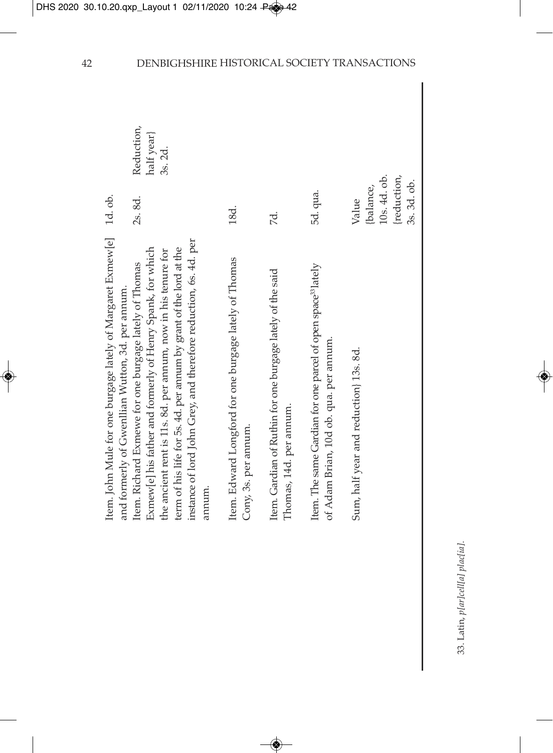| | | |
|---|---|---|
| Item. John Mule for one burgage lately of Margaret Exmew[e] and formerly of Gwenllian Wutton, 3d. per annum. | 1d. ob. | |
| Item. Richard Exmewe for one burgage lately of Thomas Exmew[e] his father and formerly of Henry Spank, for which the ancient rent is 11s. 8d. per annum, now in his tenure for term of his life for 5s. 4d. per annum by grant of the lord at the instance of lord John Grey, and therefore reduction, 6s. 4d. per annum. | 2s. 8d. | Reduction, half year} 3s. 2d. |
| Item. Edward Longford for one burgage lately of Thomas Cony, 3s. per annum. | 18d. | |
| Item. Gardian of Ruthin for one burgage lately of the said Thomas, 14d. per annum. | 7d. | |
| Item. The same Gardian for one parcel of open space[33] lately of Adam Brian, 10d ob. qua. per annum. | 5d. qua. | |
| Sum, half year and reduction} 13s. 8d. | Value {balance, 10s. 4d. ob. {reduction, 3s. 3d. ob. | |

33. Latin, *p[ar]cell[a] plac[ia]*.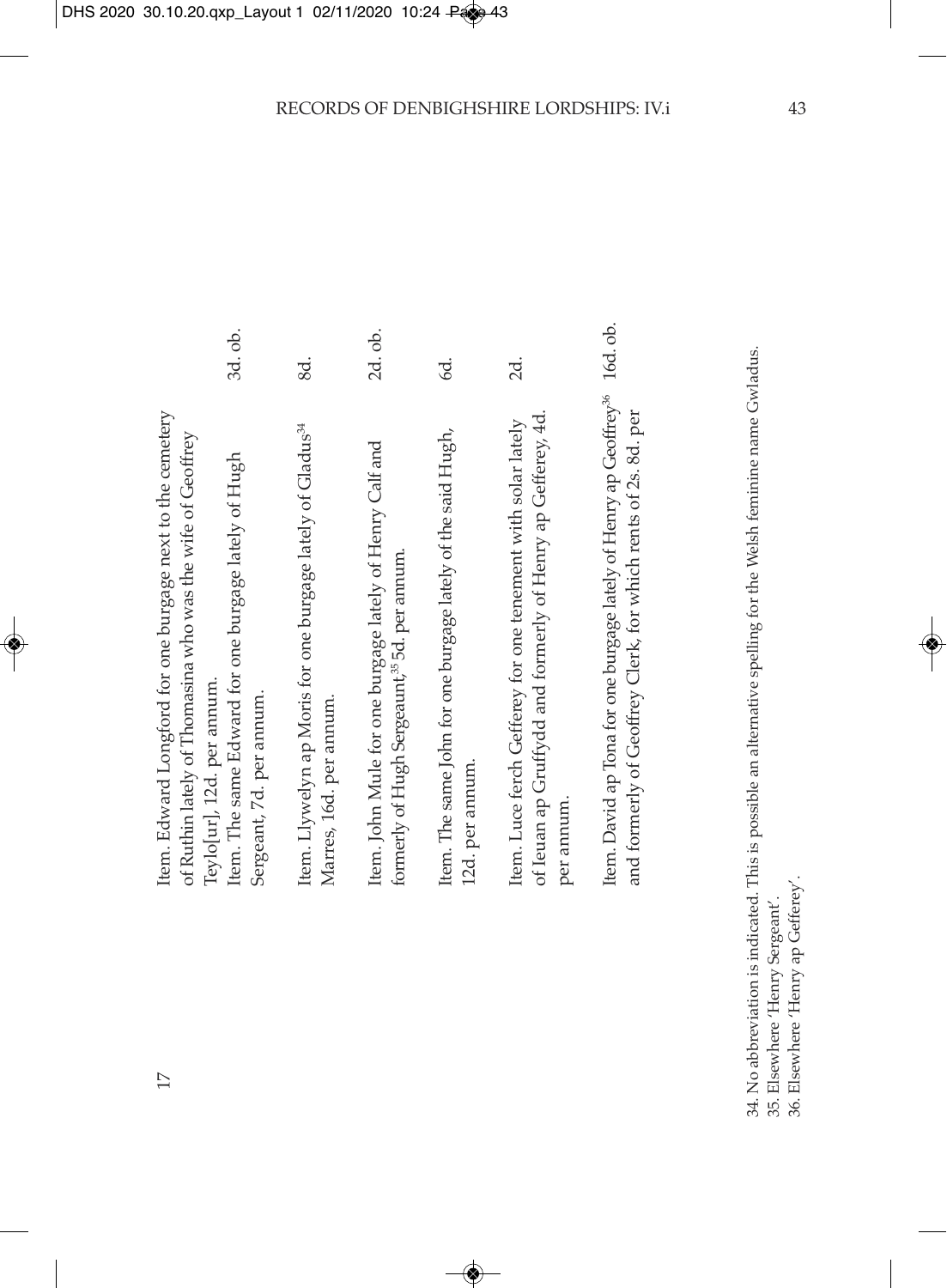17

| | |
|---|---|
| Item. Edward Longford for one burgage next to the cemetery of Ruthin lately of Thomasina who was the wife of Geoffrey Teylo[ur], 12d. per annum. | |
| Item. The same Edward for one burgage lately of Hugh Sergeant, 7d. per annum. | 3d. ob. |
| Item. Llywelyn ap Moris for one burgage lately of Gladus[34] Marres, 16d. per annum. | 8d. |
| Item. John Mule for one burgage lately of Henry Calf and formerly of Hugh Sergeaunt,[35] 5d. per annum. | 2d. ob. |
| Item. The same John for one burgage lately of the said Hugh, 12d. per annum. | 6d. |
| Item. Luce ferch Gefferey for one tenement with solar lately of Ieuan ap Gruffydd and formerly of Henry ap Gefferey, 4d. per annum. | 2d. |
| Item. David ap Tona for one burgage lately of Henry ap Geoffrey[36] and formerly of Geoffrey Clerk, for which rents of 2s. 8d. per | 16d. ob. |

34. No abbreviation is indicated. This is possible an alternative spelling for the Welsh feminine name Gwladus.
35. Elsewhere 'Henry Sergeant'.
36. Elsewhere 'Henry ap Gefferey'.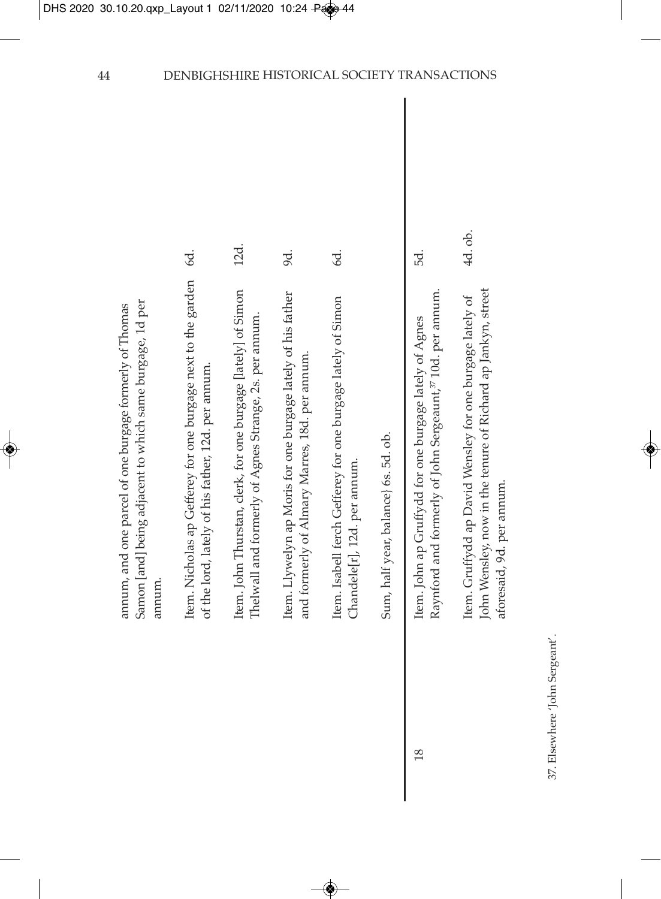| | | |
|---|---|---|
| | annum, and one parcel of one burgage formerly of Thomas Samon [and] being adjacent to which same burgage, 1d per annum. | |
| | Item. Nicholas ap Gefferey for one burgage next to the garden of the lord, lately of his father, 12d. per annum. | 6d. |
| | Item. John Thurstan, clerk, for one burgage [lately] of Simon Thelwall and formerly of Agnes Strange, 2s. per annum. | 12d. |
| | Item. Llywelyn ap Moris for one burgage lately of his father and formerly of Almary Marres, 18d. per annum. | 9d. |
| | Item. Isabell ferch Gefferey for one burgage lately of Simon Chandele[r], 12d. per annum. | 6d. |
| | Sum, half year, balance} 6s. 5d. ob. | |
| 18 | Item. John ap Gruffydd for one burgage lately of Agnes Raynford and formerly of John Sergeaunt,[37] 10d. per annum. | 5d. |
| | Item. Gruffydd ap David Wensley for one burgage lately of John Wensley, now in the tenure of Richard ap Jankyn, street aforesaid, 9d. per annum. | 4d. ob. |

37. Elsewhere 'John Sergeant'.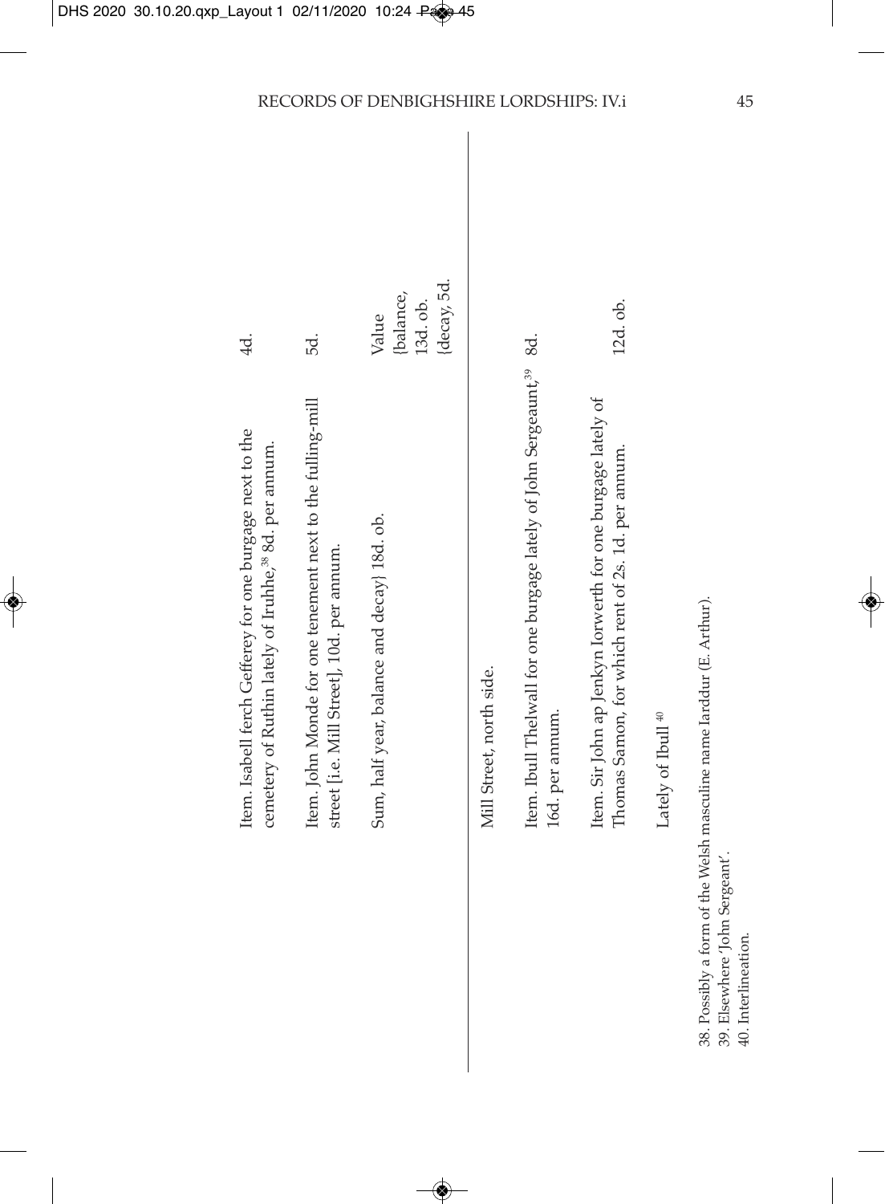| | |
|---|---|
| Item. Isabell ferch Gefferey for one burgage next to the cemetery of Ruthin lately of Iruhhe,[38] 8d. per annum. | 4d. |
| Item. John Monde for one tenement next to the fulling-mill street [i.e. Mill Street], 10d. per annum. | 5d. |
| Sum, half year, balance and decay} 18d. ob. | Value {balance, 13d. ob. {decay, 5d. |

Mill Street, north side.

| | |
|---|---|
| Item. Ibull Thelwall for one burgage lately of John Sergeaunt,[39] 16d. per annum. | 8d. |
| Item. Sir John ap Jenkyn Iorwerth for one burgage lately of Thomas Samon, for which rent of 2s. 1d. per annum. | 12d. ob. |

Lately of Ibull[40]

38. Possibly a form of the Welsh masculine name Iarddur (E. Arthur).
39. Elsewhere 'John Sergeant'.
40. Interlineation.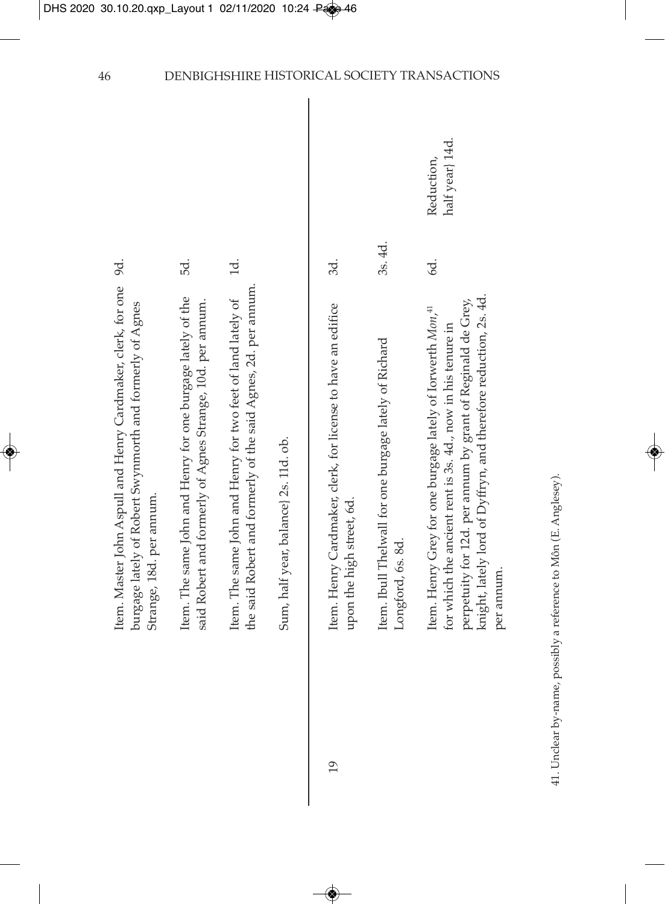| | | | |
|---|---|---|---|
| | Item. Master John Aspull and Henry Cardmaker, clerk, for one burgage lately of Robert Swynmorth and formerly of Agnes Strange, 18d. per annum. | 9d. | |
| | Item. The same John and Henry for one burgage lately of the said Robert and formerly of Agnes Strange, 10d. per annum. | 5d. | |
| | Item. The same John and Henry for two feet of land lately of the said Robert and formerly of the said Agnes, 2d. per annum. | 1d. | |
| | Sum, half year, balance} 2s. 11d. ob. | | |
| 19 | Item. Henry Cardmaker, clerk, for license to have an edifice upon the high street, 6d. | 3d. | |
| | Item. Ibull Thelwall for one burgage lately of Richard Longford, 6s. 8d. | 3s. 4d. | |
| | Item. Henry Grey for one burgage lately of Iorwerth *Mon*,[41] for which the ancient rent is 3s. 4d., now in his tenure in perpetuity for 12d. per annum by grant of Reginald de Grey, knight, lately lord of Dyffryn, and therefore reduction, 2s. 4d. per annum. | 6d. | Reduction, half year} 14d. |

41. Unclear by-name, possibly a reference to Môn (E. Anglesey).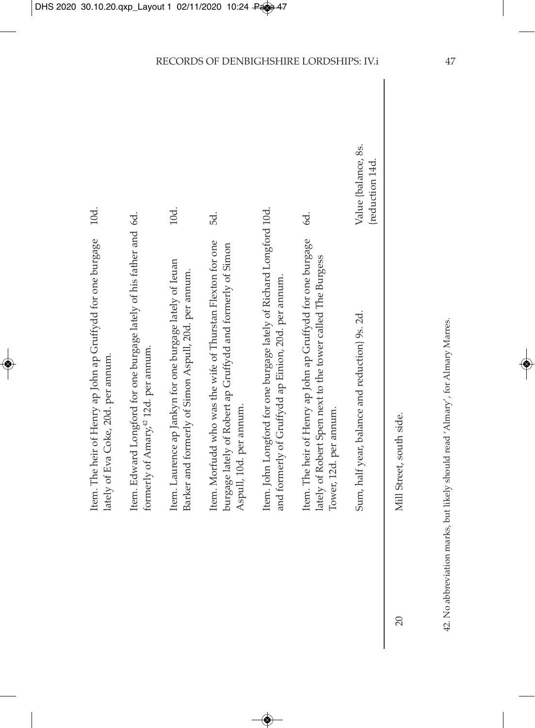Item. The heir of Henry ap John ap Gruffydd for one burgage lately of Eva Coke, 20d. per annum. — 10d.

Item. Edward Longford for one burgage lately of his father and formerly of Amary,[42] 12d. per annum. — 6d.

Item. Laurence ap Jankyn for one burgage lately of Ieuan Barker and formerly of Simon Aspull, 20d. per annum. — 10d.

Item. Morfudd who was the wife of Thurstan Flexton for one burgage lately of Robert ap Gruffydd and formerly of Simon Aspull, 10d. per annum. — 5d.

Item. John Longford for one burgage lately of Richard Longford and formerly of Gruffydd ap Einion, 20d. per annum. — 10d.

Item. The heir of Henry ap John ap Gruffydd for one burgage lately of Robert Spen next to the tower called The Burgess Tower, 12d. per annum. — 6d.

Sum, half year, balance and reduction} 9s. 2d. — Value {balance, 8s. {reduction 14d.

20 Mill Street, south side.

42. No abbreviation marks, but likely should read 'Almary', for Almary Marres.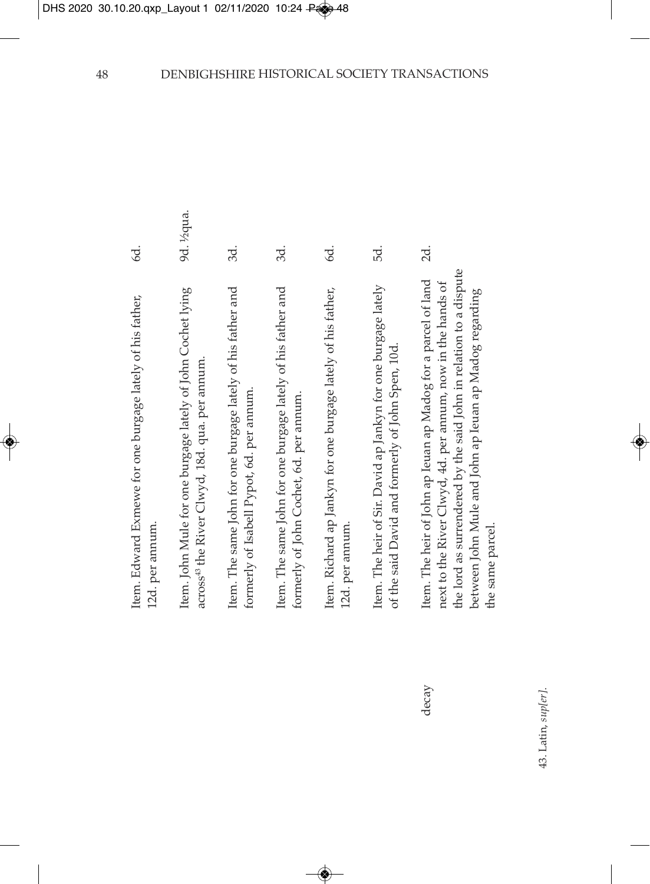| | | |
|---|---|---|
| | Item. Edward Exmewe for one burgage lately of his father, 12d. per annum. | 6d. |
| | Item. John Mule for one burgage lately of John Cochet lying across[43] the River Clwyd, 18d. qua. per annum. | 9d. ½qua. |
| | Item. The same John for one burgage lately of his father and formerly of Isabell Pypot, 6d. per annum. | 3d. |
| | Item. The same John for one burgage lately of his father and formerly of John Cochet, 6d. per annum. | 3d. |
| | Item. Richard ap Jankyn for one burgage lately of his father, 12d. per annum. | 6d. |
| | Item. The heir of Sir. David ap Jankyn for one burgage lately of the said David and formerly of John Spen, 10d. | 5d. |
| decay | Item. The heir of John ap Ieuan ap Madog for a parcel of land next to the River Clwyd, 4d. per annum, now in the hands of the lord as surrendered by the said John in relation to a dispute between John Mule and John ap Ieuan ap Madog regarding the same parcel. | 2d. |

43. Latin, *sup[er]*.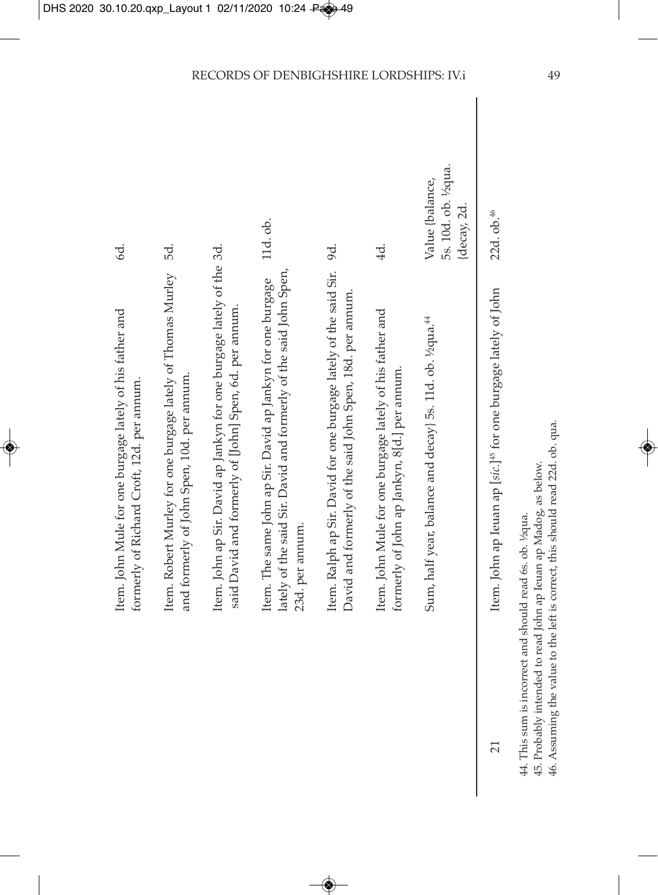| | | |
|---|---|---|
| | Item. John Mule for one burgage lately of his father and formerly of Richard Croft, 12d. per annum. | 6d. |
| | Item. Robert Murley for one burgage lately of Thomas Murley and formerly of John Spen, 10d. per annum. | 5d. |
| | Item. John ap Sir. David ap Jankyn for one burgage lately of the said David and formerly of [John] Spen, 6d. per annum. | 3d. |
| | Item. The same John ap Sir. David ap Jankyn for one burgage lately of the said Sir. David and formerly of the said John Spen, 23d. per annum. | 11d. ob. |
| | Item. Ralph ap Sir. David for one burgage lately of the said Sir. David and formerly of the said John Spen, 18d. per annum. | 9d. |
| | Item. John Mule for one burgage lately of his father and formerly of John ap Jankyn, 8[d.] per annum. | 4d. |
| | Sum, half year, balance and decay} 5s. 11d. ob. ½qua.[44] | Value {balance, 5s. 10d. ob. ½qua. {decay, 2d. |
| 21 | Item. John ap Ieuan ap [*sic*.][45] for one burgage lately of John | 22d. ob.[46] |

44. This sum is incorrect and should read 6s. ob. ½qua.
45. Probably intended to read John ap Ieuan ap Madog, as below.
46. Assuming the value to the left is correct, this should read 22d. ob. qua.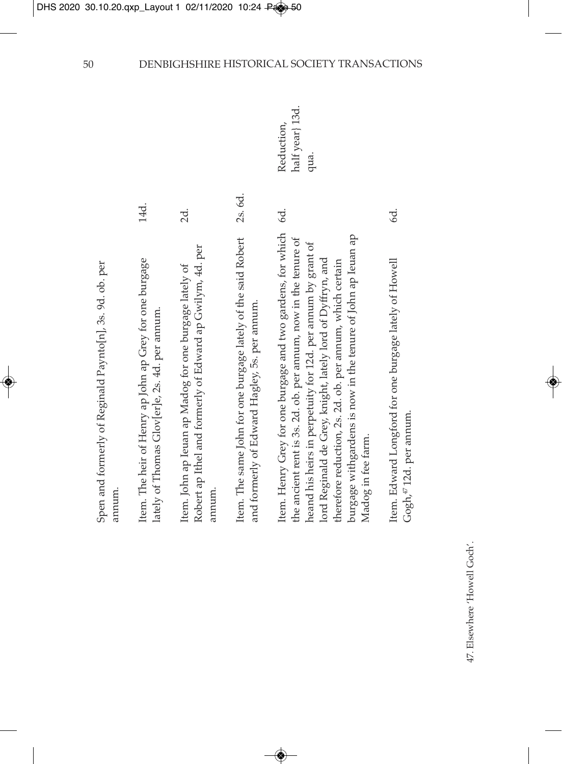| | | |
|---|---|---|
| Spen and formerly of Reginald Paynto[n], 3s. 9d. ob. per annum. | | |
| Item. The heir of Henry ap John ap Grey for one burgage lately of Thomas Glov[er]e, 2s. 4d. per annum. | 14d. | |
| Item. John ap Ieuan ap Madog for one burgage lately of Robert ap Ithel and formerly of Edward ap Gwilym, 4d. per annum. | 2d. | |
| Item. The same John for one burgage lately of the said Robert and formerly of Edward Hagley, 5s. per annum. | 2s. 6d. | |
| Item. Henry Grey for one burgage and two gardens, for which the ancient rent is 3s. 2d. ob. per annum, now in the tenure of heand his heirs in perpetuity for 12d. per annum by grant of lord Reginald de Grey, knight, lately lord of Dyffryn, and therefore reduction, 2s. 2d. ob. per annum, which certain burgage withgardens is now in the tenure of John ap Ieuan ap Madog in fee farm. | 6d. | Reduction, half year} 13d. qua. |
| Item. Edward Longford for one burgage lately of Howell Gogh,[47] 12d. per annum. | 6d. | |

47. Elsewhere 'Howell Goch'.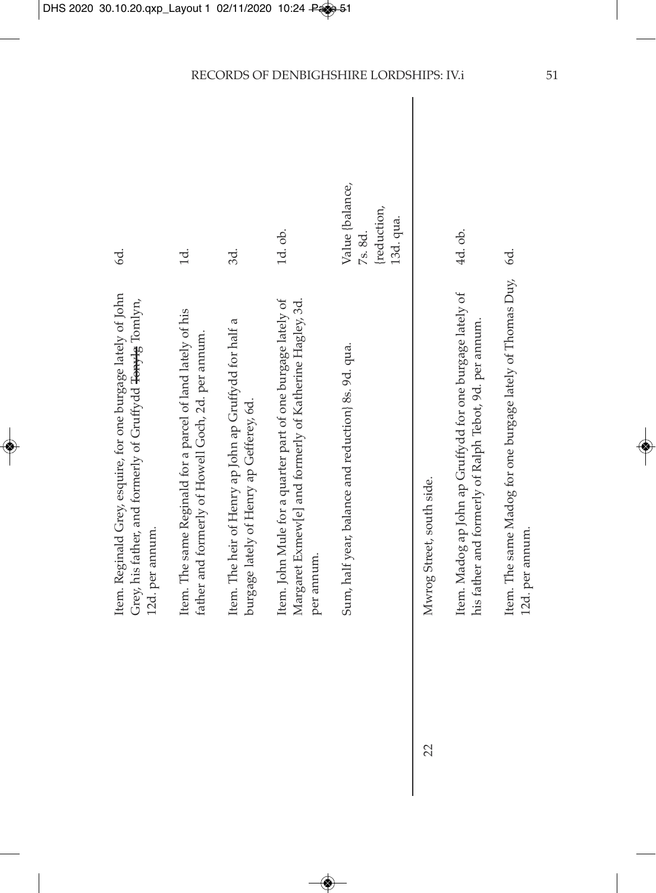| | | |
|---|---|---|
| | Item. Reginald Grey, esquire, for one burgage lately of John Grey, his father, and formerly of Gruffydd ~~Tonyls~~ Tomlyn, 12d. per annum. | 6d. |
| | Item. The same Reginald for a parcel of land lately of his father and formerly of Howell Goch, 2d. per annum. | 1d. |
| | Item. The heir of Henry ap John ap Gruffydd for half a burgage lately of Henry ap Gefferey, 6d. | 3d. |
| | Item. John Mule for a quarter part of one burgage lately of Margaret Exmew[e] and formerly of Katherine Hagley, 3d. per annum. | 1d. ob. |
| | Sum, half year, balance and reduction} 8s. 9d. qua. | Value {balance, 7s. 8d. {reduction, 13d. qua. |
| 22 | Mwrog Street, south side. | |
| | Item. Madog ap John ap Gruffydd for one burgage lately of his father and formerly of Ralph Tebot, 9d. per annum. | 4d. ob. |
| | Item. The same Madog for one burgage lately of Thomas Duy, 12d. per annum. | 6d. |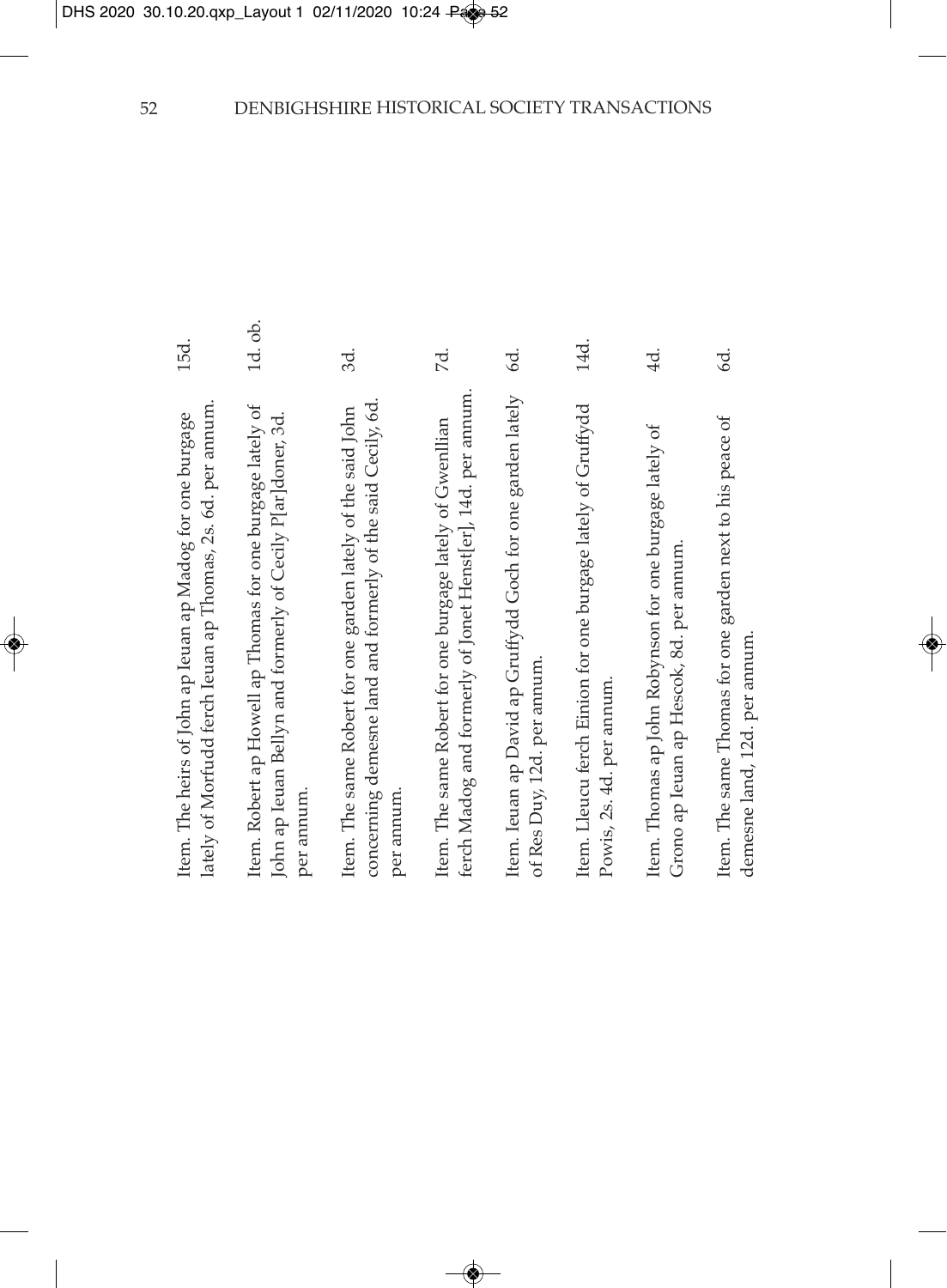| | |
|---|---|
| Item. The heirs of John ap Ieuan ap Madog for one burgage lately of Morfudd ferch Ieuan ap Thomas, 2s. 6d. per annum. | 15d. |
| Item. Robert ap Howell ap Thomas for one burgage lately of John ap Ieuan Bellyn and formerly of Cecily P[ar]doner, 3d. per annum. | 1d. ob. |
| Item. The same Robert for one garden lately of the said John concerning demesne land and formerly of the said Cecily, 6d. per annum. | 3d. |
| Item. The same Robert for one burgage lately of Gwenllian ferch Madog and formerly of Jonet Henst[er], 14d. per annum. | 7d. |
| Item. Ieuan ap David ap Gruffydd Goch for one garden lately of Res Duy, 12d. per annum. | 6d. |
| Item. Lleucu ferch Einion for one burgage lately of Gruffydd Powis, 2s. 4d. per annum. | 14d. |
| Item. Thomas ap John Robynson for one burgage lately of Grono ap Ieuan ap Hescok, 8d. per annum. | 4d. |
| Item. The same Thomas for one garden next to his peace of demesne land, 12d. per annum. | 6d. |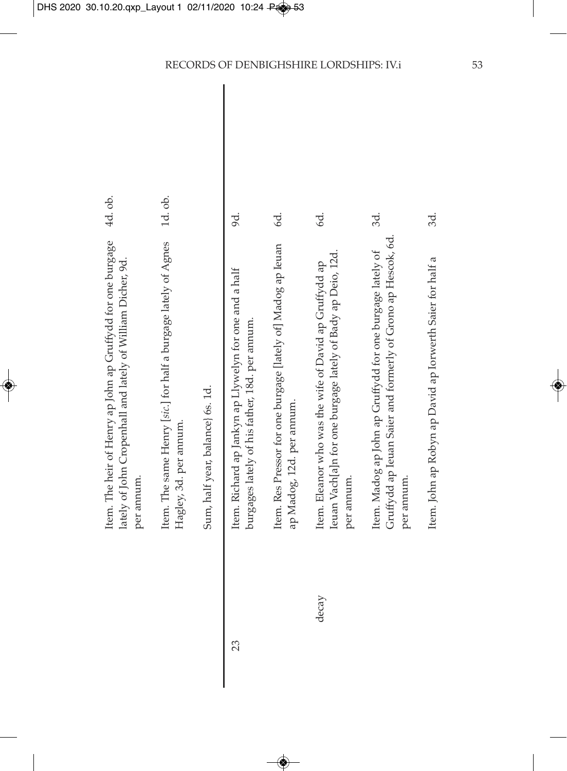| | | | |
|---|---|---|---|
| | | Item. The heir of Henry ap John ap Gruffydd for one burgage lately of John Cropenhall and lately of William Dicher, 9d. per annum. | 4d. ob. |
| | | Item. The same Henry [*sic*.] for half a burgage lately of Agnes Hagley, 3d. per annum. | 1d. ob. |
| | | Sum, half year, balance} 6s. 1d. | |
| 23 | | Item. Richard ap Jankyn ap Llywelyn for one and a half burgages lately of his father, 18d. per annum. | 9d. |
| | | Item. Res Pressor for one burgage [lately of] Madog ap Ieuan ap Madog, 12d. per annum. | 6d. |
| | decay | Item. Eleanor who was the wife of David ap Gruffydd ap Ieuan Vach[a]n for one burgage lately of Bady ap Deio, 12d. per annum. | 6d. |
| | | Item. Madog ap John ap Gruffydd for one burgage lately of Gruffydd ap Ieuan Saier and formerly of Grono ap Hescok, 6d. per annum. | 3d. |
| | | Item. John ap Robyn ap David ap Iorwerth Saier for half a | 3d. |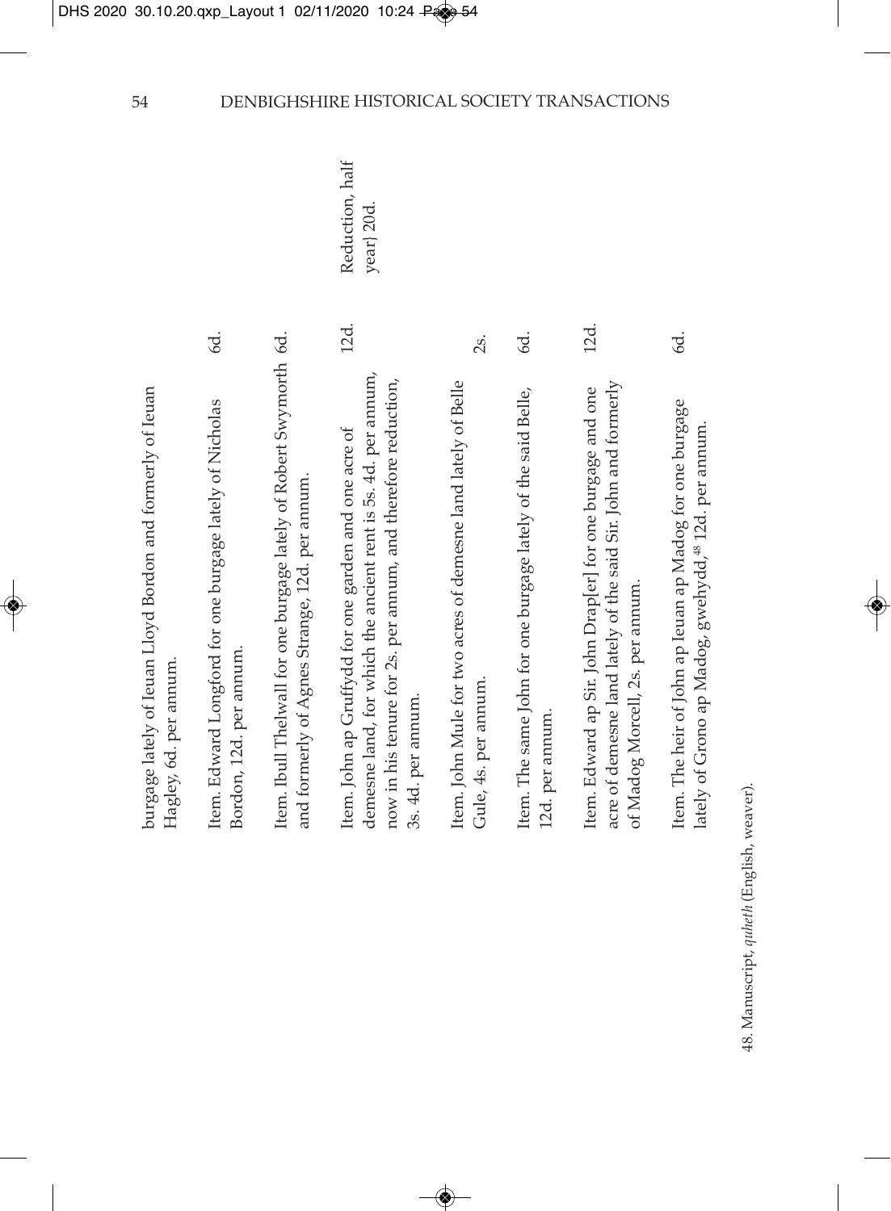| | | |
|---|---|---|
| burgage lately of Ieuan Lloyd Bordon and formerly of Ieuan Hagley, 6d. per annum. | | |
| Item. Edward Longford for one burgage lately of Nicholas Bordon, 12d. per annum. | 6d. | |
| Item. Ibull Thelwall for one burgage lately of Robert Swymorth and formerly of Agnes Strange, 12d. per annum. | 6d. | |
| Item. John ap Gruffydd for one garden and one acre of demesne land, for which the ancient rent is 5s. 4d. per annum, now in his tenure for 2s. per annum, and therefore reduction, 3s. 4d. per annum. | 12d. | Reduction, half year} 20d. |
| Item. John Mule for two acres of demesne land lately of Belle Gule, 4s. per annum. | 2s. | |
| Item. The same John for one burgage lately of the said Belle, 12d. per annum. | 6d. | |
| Item. Edward ap Sir. John Drap[er] for one burgage and one acre of demesne land lately of the said Sir. John and formerly of Madog Morcell, 2s. per annum. | 12d. | |
| Item. The heir of John ap Ieuan ap Madog for one burgage lately of Grono ap Madog, gwehydd,[48] 12d. per annum. | 6d. | |

48. Manuscript, *quheth* (English, weaver).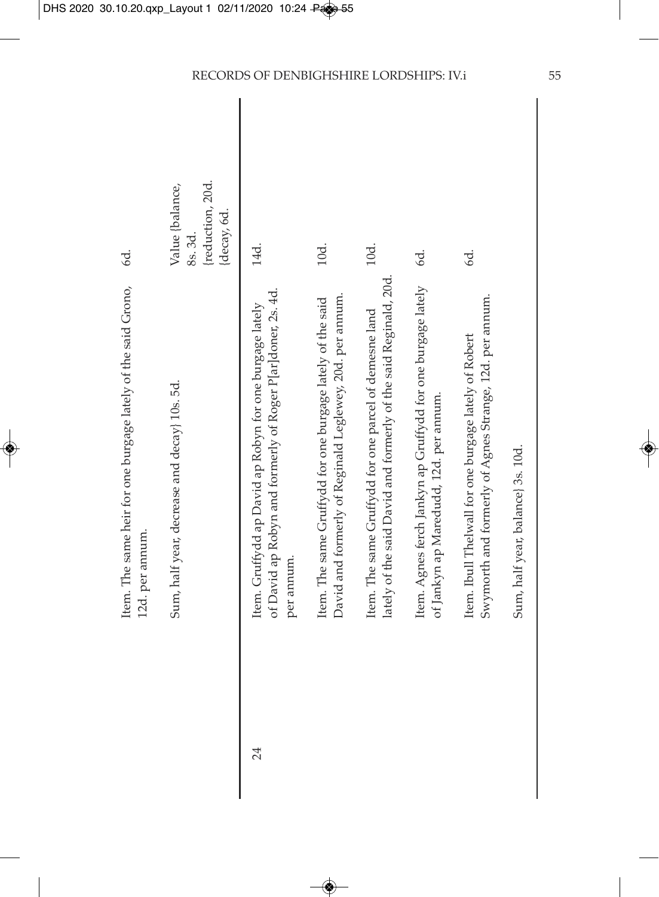| | | |
|---|---|---|
| | Item. The same heir for one burgage lately of the said Grono, 12d. per annum. | 6d. |
| | Sum, half year, decrease and decay} 10s. 5d. | Value {balance, 8s. 3d. {reduction, 20d. {decay, 6d. |
| 24 | Item. Gruffydd ap David ap Robyn for one burgage lately of David ap Robyn and formerly of Roger P[ar]doner, 2s. 4d. per annum. | 14d. |
| | Item. The same Gruffydd for one burgage lately of the said David and formerly of Reginald Leglewey, 20d. per annum. | 10d. |
| | Item. The same Gruffydd for one parcel of demesne land lately of the said David and formerly of the said Reginald, 20d. | 10d. |
| | Item. Agnes ferch Jankyn ap Gruffydd for one burgage lately of Jankyn ap Maredudd, 12d. per annum. | 6d. |
| | Item. Ibull Thelwall for one burgage lately of Robert Swymorth and formerly of Agnes Strange, 12d. per annum. | 6d. |
| | Sum, half year, balance} 3s. 10d. | |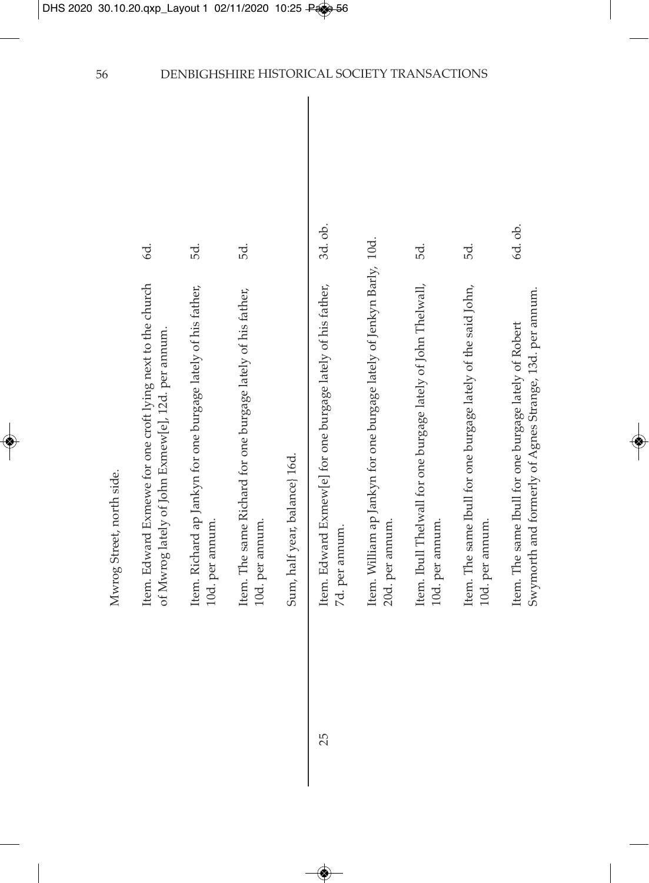Mwrog Street, north side.

| | |
|---|---|
| Item. Edward Exmewe for one croft lying next to the church of Mwrog lately of John Exmew[e], 12d. per annum. | 6d. |
| Item. Richard ap Jankyn for one burgage lately of his father, 10d. per annum. | 5d. |
| Item. The same Richard for one burgage lately of his father, 10d. per annum. | 5d. |
| Sum, half year, balance} 16d. | |

25

| | |
|---|---|
| Item. Edward Exmew[e] for one burgage lately of his father, 7d. per annum. | 3d. ob. |
| Item. William ap Jankyn for one burgage lately of Jenkyn Barly, 20d. per annum. | 10d. |
| Item. Ibull Thelwall for one burgage lately of John Thelwall, 10d. per annum. | 5d. |
| Item. The same Ibull for one burgage lately of the said John, 10d. per annum. | 5d. |
| Item. The same Ibull for one burgage lately of Robert Swymorth and formerly of Agnes Strange, 13d. per annum. | 6d. ob. |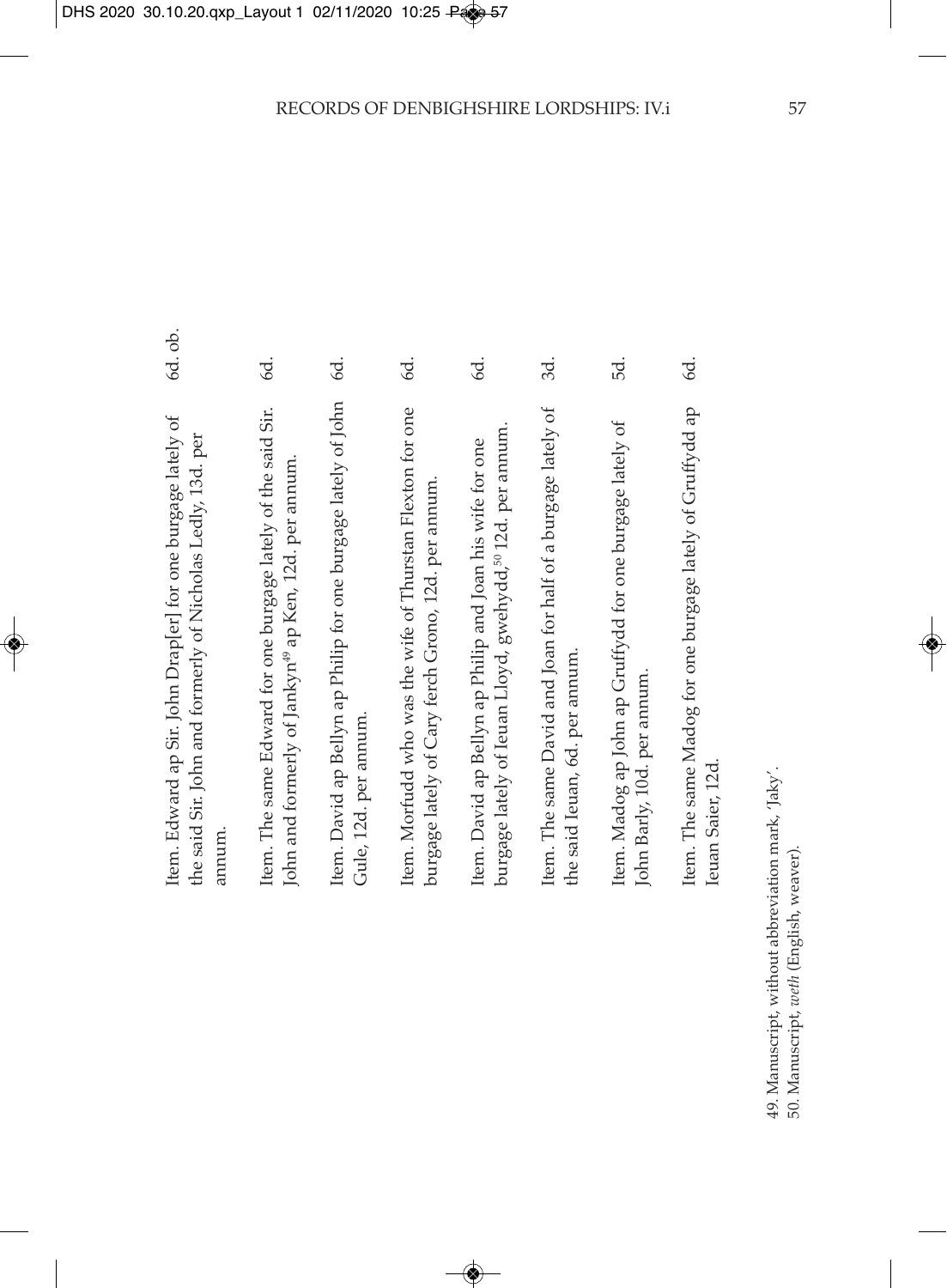| | |
|---|---|
| Item. Edward ap Sir. John Drap[er] for one burgage lately of the said Sir. John and formerly of Nicholas Ledly, 13d. per annum. | 6d. ob. |
| Item. The same Edward for one burgage lately of the said Sir. John and formerly of Jankyn[49] ap Ken, 12d. per annum. | 6d. |
| Item. David ap Bellyn ap Philip for one burgage lately of John Gule, 12d. per annum. | 6d. |
| Item. Morfudd who was the wife of Thurstan Flexton for one burgage lately of Cary ferch Grono, 12d. per annum. | 6d. |
| Item. David ap Bellyn ap Philip and Joan his wife for one burgage lately of Ieuan Lloyd, gwehydd,[50] 12d. per annum. | 6d. |
| Item. The same David and Joan for half of a burgage lately of the said Ieuan, 6d. per annum. | 3d. |
| Item. Madog ap John ap Gruffydd for one burgage lately of John Barly, 10d. per annum. | 5d. |
| Item. The same Madog for one burgage lately of Gruffydd ap Ieuan Saier, 12d. | 6d. |

49. Manuscript, without abbreviation mark, 'Jaky'.
50. Manuscript, *weth* (English, weaver).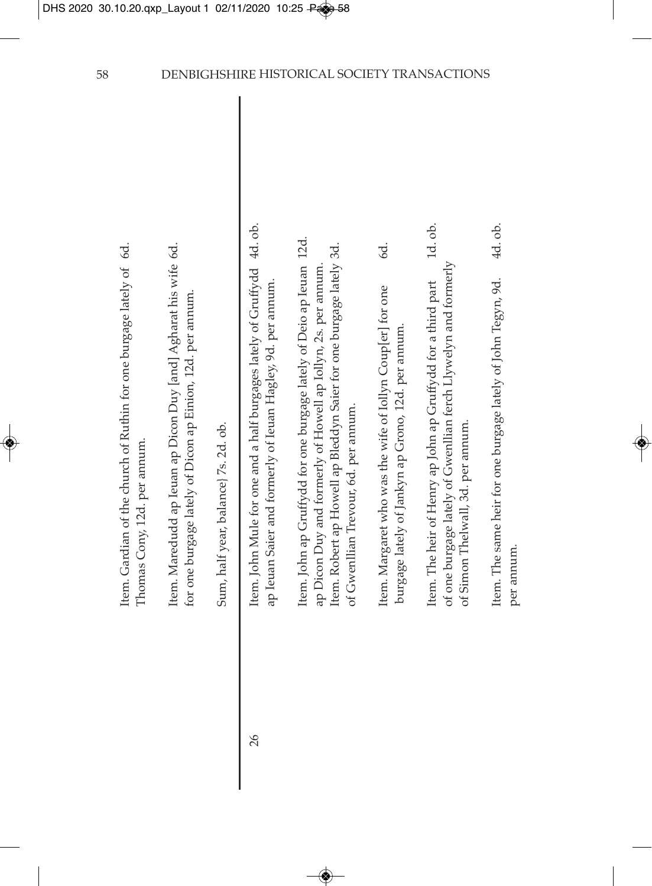Item. Gardian of the church of Ruthin for one burgage lately of Thomas Cony, 12d. per annum. — 6d.

Item. Maredudd ap Ieuan ap Dicon Duy [and] Agharat his wife for one burgage lately of Dicon ap Einion, 12d. per annum. — 6d.

Sum, half year, balance] 7s. 2d. ob.

26

Item. John Mule for one and a half burgages lately of Gruffydd ap Ieuan Saier and formerly of Ieuan Hagley, 9d. per annum. — 4d. ob.

Item. John ap Gruffydd for one burgage lately of Deio ap Ieuan ap Dicon Duy and formerly of Howell ap Iollyn, 2s. per annum. — 12d.

Item. Robert ap Howell ap Bleddyn Saier for one burgage lately of Gwenllian Trevour, 6d. per annum. — 3d.

Item. Margaret who was the wife of Iollyn Coup[er] for one burgage lately of Jankyn ap Grono, 12d. per annum. — 6d.

Item. The heir of Henry ap John ap Gruffydd for a third part of one burgage lately of Gwenllian ferch Llywelyn and formerly of Simon Thelwall, 3d. per annum. — 1d. ob.

Item. The same heir for one burgage lately of John Tegyn, 9d. per annum. — 4d. ob.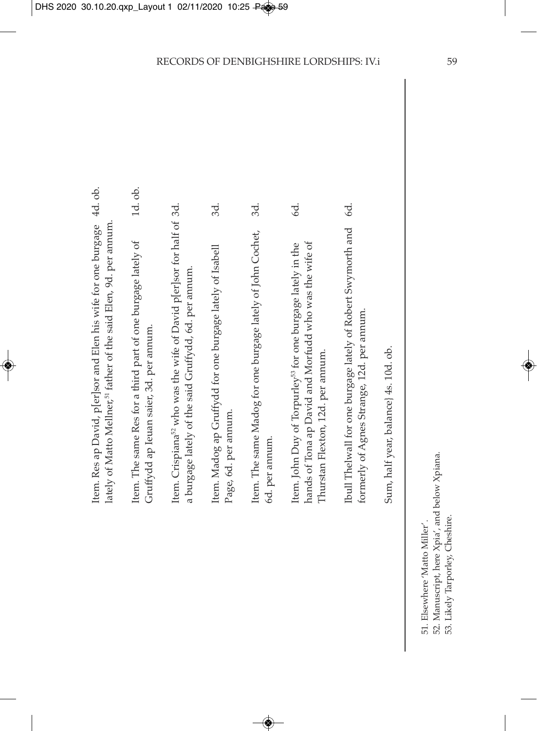Item. Res ap David, p[er]sor and Elen his wife for one burgage lately of Matto Mellner,[51] father of the said Elen, 9d. per annum. 4d. ob.

Item. The same Res for a third part of one burgage lately of Gruffydd ap Ieuan saier, 3d. per annum. 1d. ob.

Item. Crispiana[52] who was the wife of David p[er]sor for half of a burgage lately of the said Gruffydd, 6d. per annum. 3d.

Item. Madog ap Gruffydd for one burgage lately of Isabell Page, 6d. per annum. 3d.

Item. The same Madog for one burgage lately of John Cochet, 6d. per annum. 3d.

Item. John Duy of Torpurley[53] for one burgage lately in the hands of Tona ap David and Morfudd who was the wife of Thurstan Flexton, 12d. per annum. 6d.

Ibull Thelwall for one burgage lately of Robert Swymorth and formerly of Agnes Strange, 12d. per annum. 6d.

Sum, half year, balance} 4s. 10d. ob.

51. Elsewhere 'Matto Miller'.
52. Manuscript, here Xpia', and below Xpiana.
53. Likely Tarporley, Cheshire.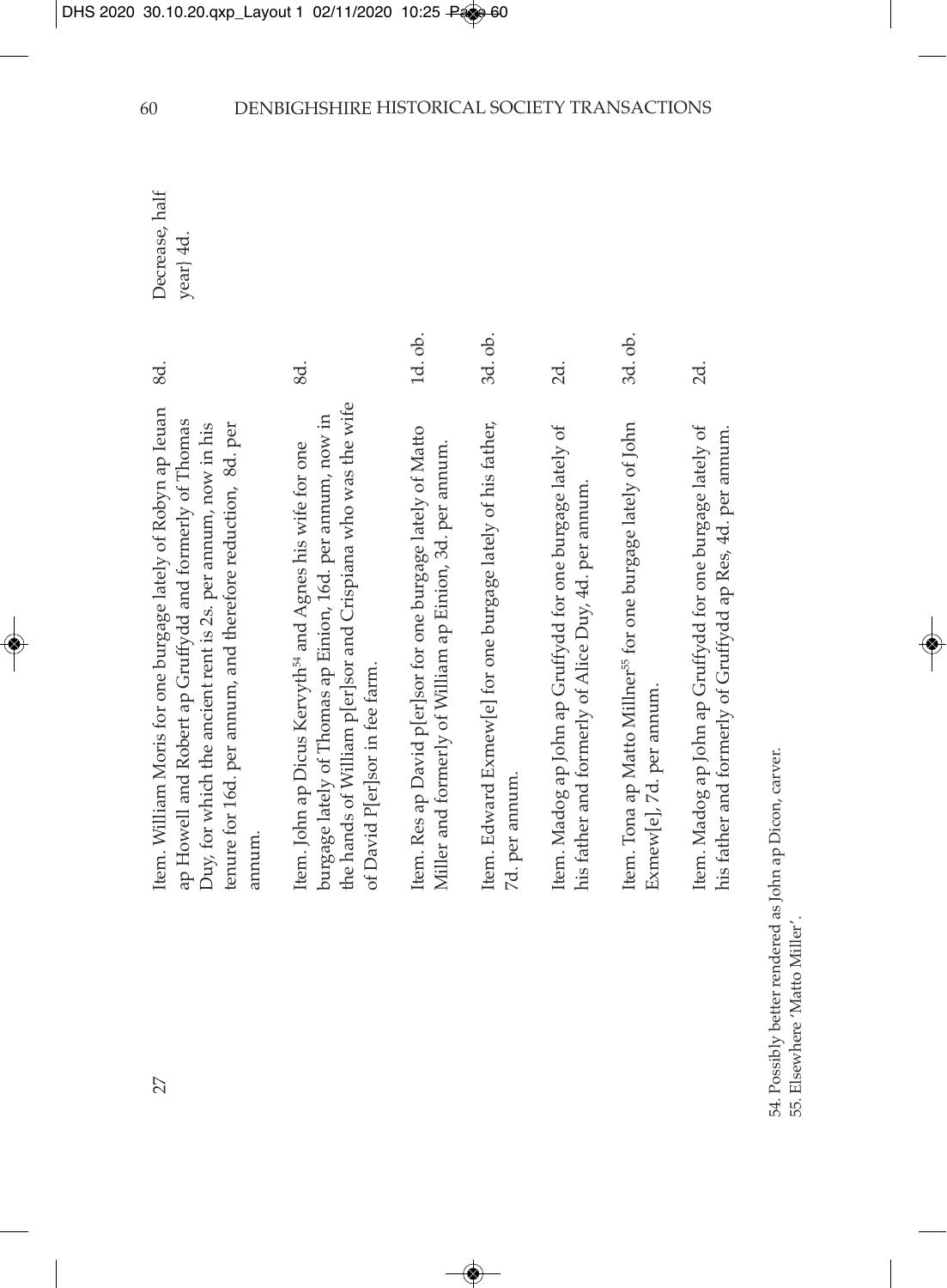| | | | |
|---|---|---|---|
| 27 | Item. William Moris for one burgage lately of Robyn ap Ieuan ap Howell and Robert ap Gruffydd and formerly of Thomas Duy, for which the ancient rent is 2s. per annum, now in his tenure for 16d. per annum, and therefore reduction, 8d. per annum. | 8d. | Decrease, half year} 4d. |
| | Item. John ap Dicus Kervyth[54] and Agnes his wife for one burgage lately of Thomas ap Einion, 16d. per annum, now in the hands of William p[er]sor and Crispiana who was the wife of David P[er]sor in fee farm. | 8d. | |
| | Item. Res ap David p[er]sor for one burgage lately of Matto Miller and formerly of William ap Einion, 3d. per annum. | 1d. ob. | |
| | Item. Edward Exmew[e] for one burgage lately of his father, 7d. per annum. | 3d. ob. | |
| | Item. Madog ap John ap Gruffydd for one burgage lately of his father and formerly of Alice Duy, 4d. per annum. | 2d. | |
| | Item. Tona ap Matto Millner[55] for one burgage lately of John Exmew[e], 7d. per annum. | 3d. ob. | |
| | Item. Madog ap John ap Gruffydd for one burgage lately of his father and formerly of Gruffydd ap Res, 4d. per annum. | 2d. | |

54. Possibly better rendered as John ap Dicon, carver.
55. Elsewhere 'Matto Miller'.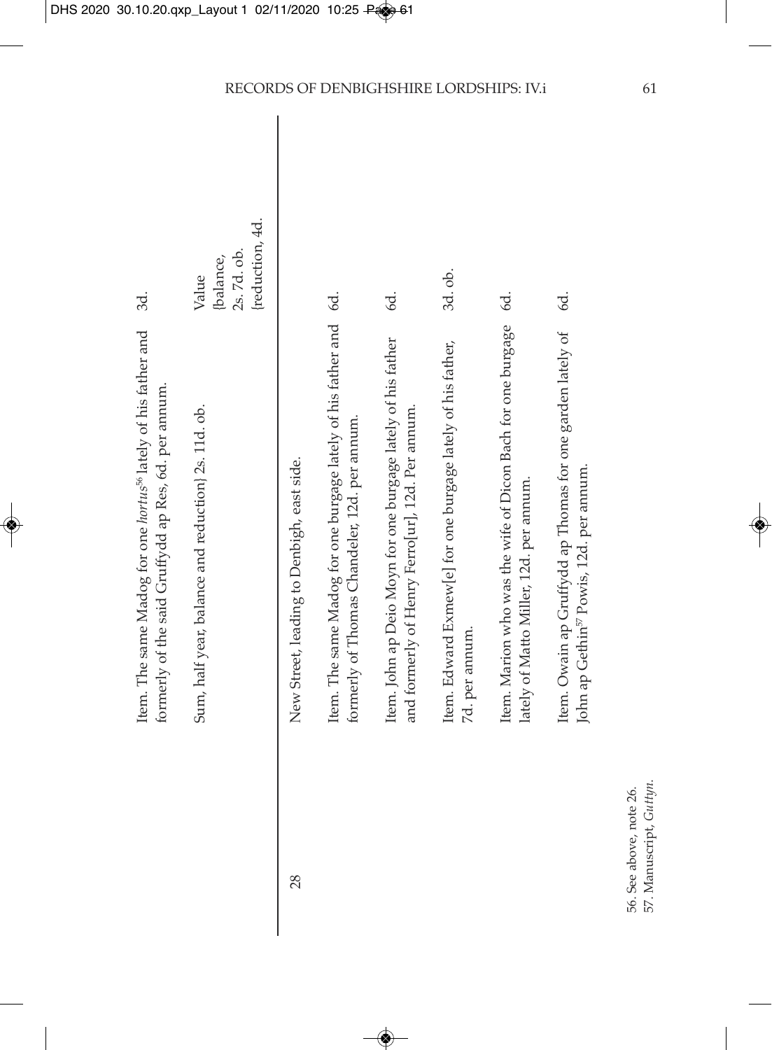| | | |
|---|---|---|
| | Item. The same Madog for one *hortus*[56] lately of his father and formerly of the said Gruffydd ap Res, 6d. per annum. | 3d. |
| | Sum, half year, balance and reduction} 2s. 11d. ob. | Value {balance, 2s. 7d. ob. {reduction, 4d. |
| 28 | New Street, leading to Denbigh, east side. | |
| | Item. The same Madog for one burgage lately of his father and formerly of Thomas Chandeler, 12d. per annum. | 6d. |
| | Item. John ap Deio Moyn for one burgage lately of his father and formerly of Henry Ferro[ur], 12d. Per annum. | 6d. |
| | Item. Edward Exmew[e] for one burgage lately of his father, 7d. per annum. | 3d. ob. |
| | Item. Marion who was the wife of Dicon Bach for one burgage lately of Matto Miller, 12d. per annum. | 6d. |
| | Item. Owain ap Gruffydd ap Thomas for one garden lately of John ap Gethin[57] Powis, 12d. per annum. | 6d. |

56. See above, note 26.
57. Manuscript, *Guttyn*.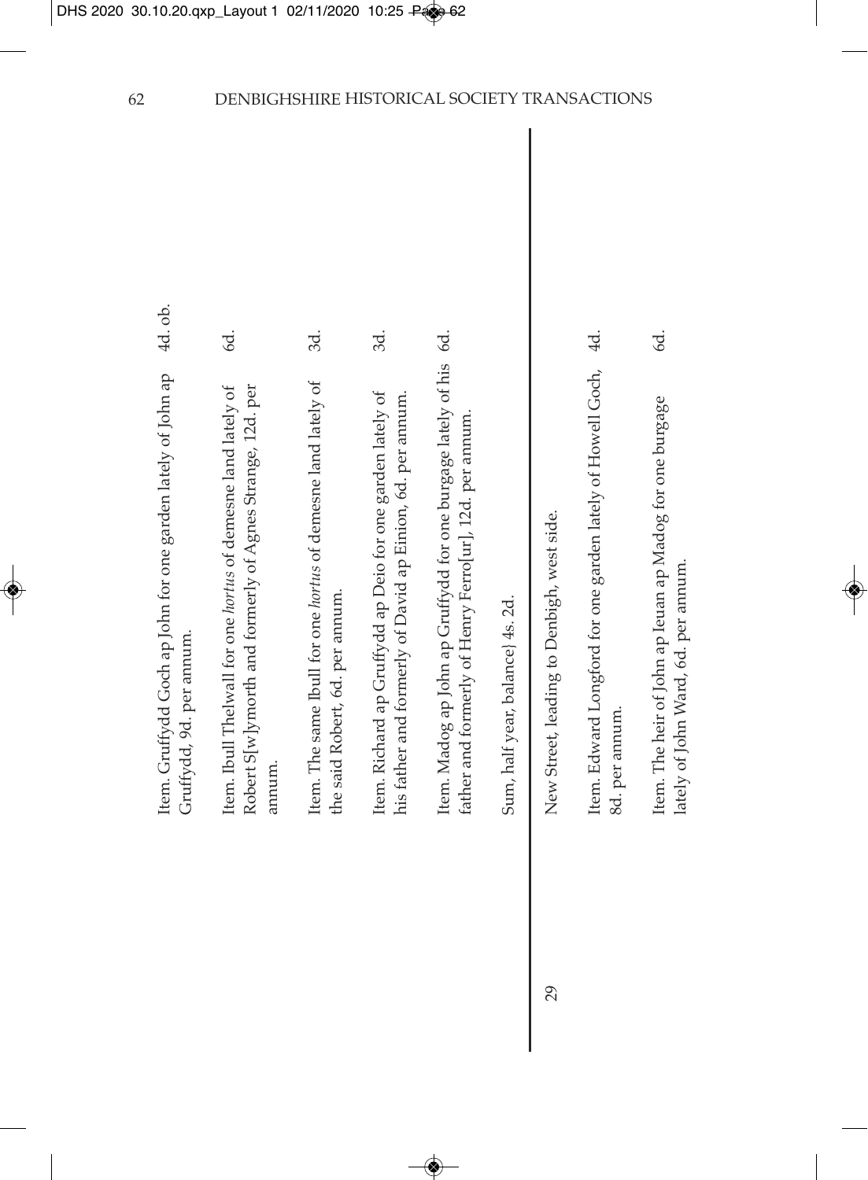| | | |
|---|---|---|
| | Item. Gruffydd Goch ap John for one garden lately of John ap Gruffydd, 9d. per annum. | 4d. ob. |
| | Item. Ibull Thelwall for one *hortus* of demesne land lately of Robert S[w]ymorth and formerly of Agnes Strange, 12d. per annum. | 6d. |
| | Item. The same Ibull for one *hortus* of demesne land lately of the said Robert, 6d. per annum. | 3d. |
| | Item. Richard ap Gruffydd ap Deio for one garden lately of his father and formerly of David ap Einion, 6d. per annum. | 3d. |
| | Item. Madog ap John ap Gruffydd for one burgage lately of his father and formerly of Henry Ferro[ur], 12d. per annum. | 6d. |
| | Sum, half year, balance} 4s. 2d. | |
| 29 | New Street, leading to Denbigh, west side. | |
| | Item. Edward Longford for one garden lately of Howell Goch, 8d. per annum. | 4d. |
| | Item. The heir of John ap Ieuan ap Madog for one burgage lately of John Ward, 6d. per annum. | 6d. |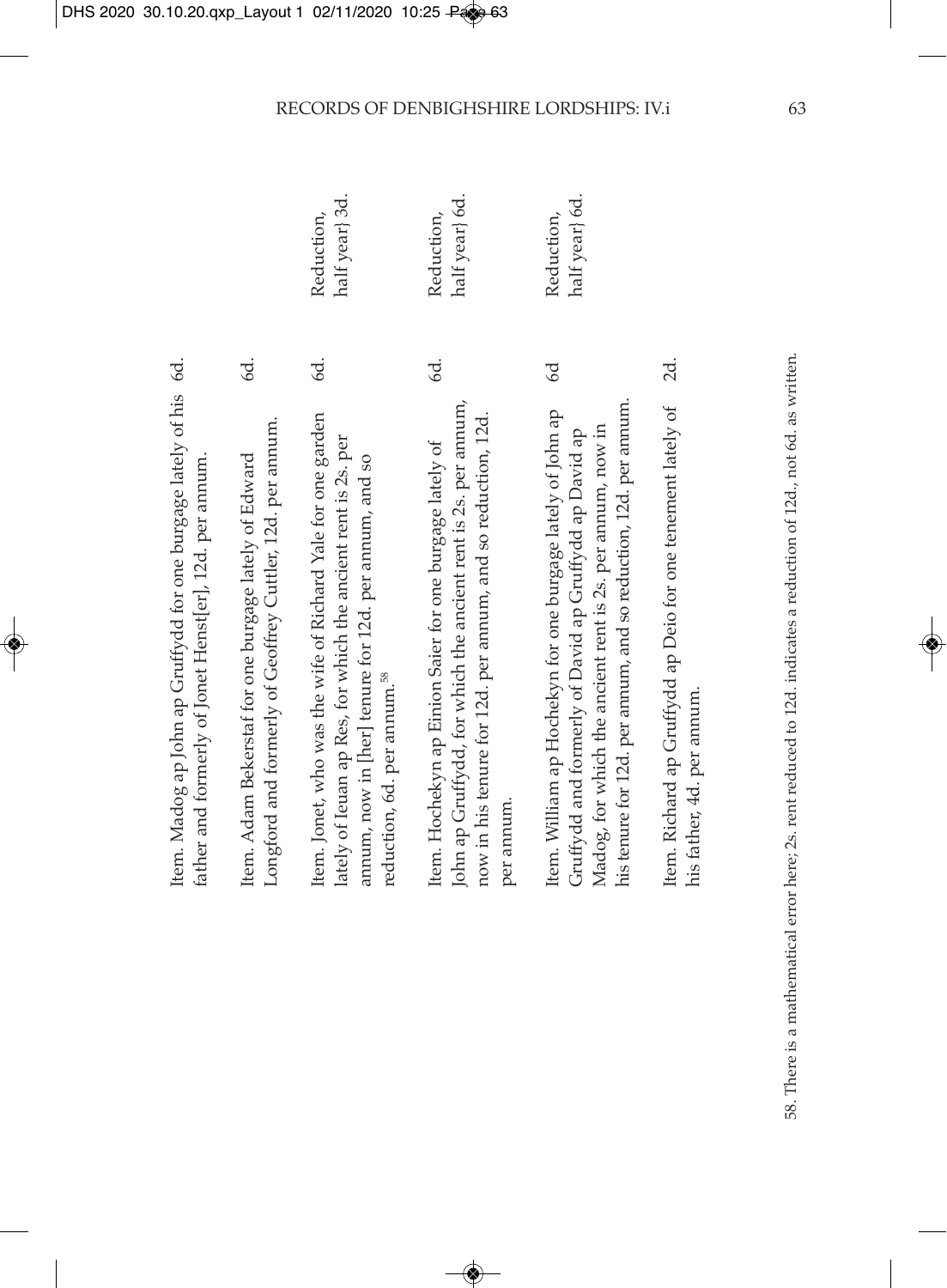| | | |
|---|---|---|
| Item. Madog ap John ap Gruffydd for one burgage lately of his father and formerly of Jonet Henst[er], 12d. per annum. | 6d. | |
| Item. Adam Bekerstaf for one burgage lately of Edward Longford and formerly of Geoffrey Cuttler, 12d. per annum. | 6d. | |
| Item. Jonet, who was the wife of Richard Yale for one garden lately of Ieuan ap Res, for which the ancient rent is 2s. per annum, now in [her] tenure for 12d. per annum, and so reduction, 6d. per annum.[58] | 6d. | Reduction, half year} 3d. |
| Item. Hochekyn ap Einion Saier for one burgage lately of John ap Gruffydd, for which the ancient rent is 2s. per annum, now in his tenure for 12d. per annum, and so reduction, 12d. per annum. | 6d. | Reduction, half year} 6d. |
| Item. William ap Hochekyn for one burgage lately of John ap Gruffydd and formerly of David ap Gruffydd ap David ap Madog, for which the ancient rent is 2s. per annum, now in his tenure for 12d. per annum, and so reduction, 12d. per annum. | 6d | Reduction, half year} 6d. |
| Item. Richard ap Gruffydd ap Deio for one tenement lately of his father, 4d. per annum. | 2d. | |

58. There is a mathematical error here; 2s. rent reduced to 12d. indicates a reduction of 12d., not 6d. as written.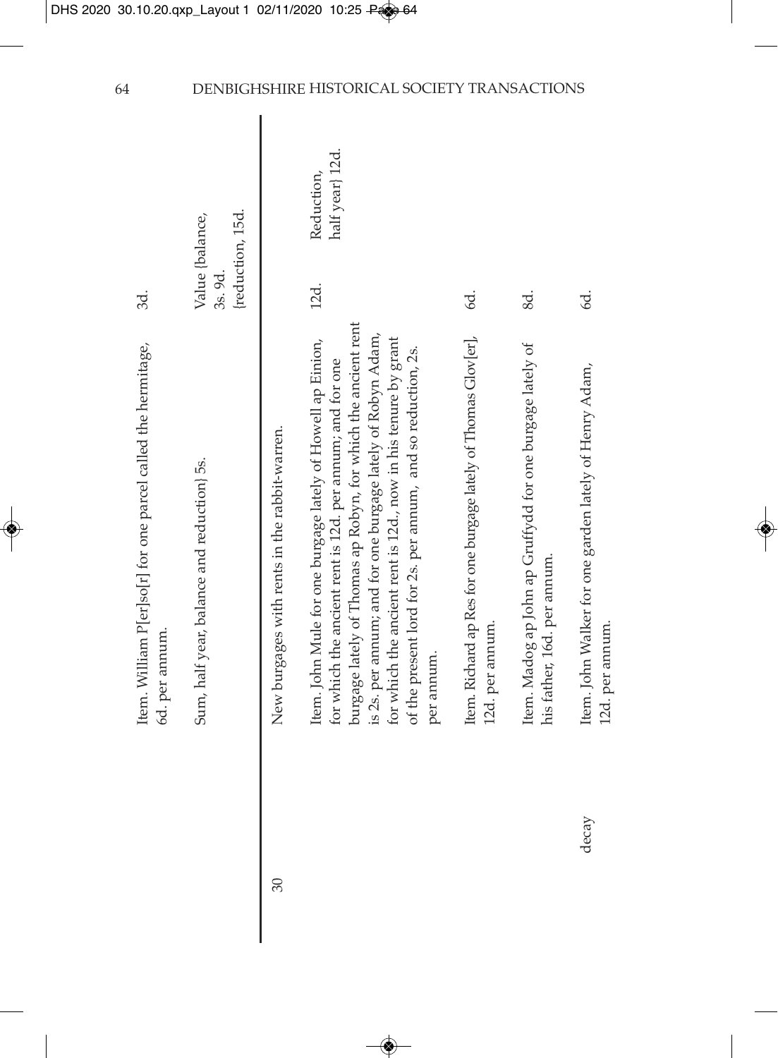| | | | |
|---|---|---|---|
| | Item. William P[er]so[r] for one parcel called the hermitage, 6d. per annum. | 3d. | |
| | Sum, half year, balance and reduction} 5s. | Value {balance, 3s. 9d. {reduction, 15d. | |
| 30 | New burgages with rents in the rabbit-warren. | | |
| | Item. John Mule for one burgage lately of Howell ap Einion, for which the ancient rent is 12d. per annum; and for one burgage lately of Thomas ap Robyn, for which the ancient rent is 2s. per annum; and for one burgage lately of Robyn Adam, for which the ancient rent is 12d., now in his tenure by grant of the present lord for 2s. per annum, and so reduction, 2s. per annum. | 12d. | Reduction, half year} 12d. |
| | Item. Richard ap Res for one burgage lately of Thomas Glov[er], 12d. per annum. | 6d. | |
| | Item. Madog ap John ap Gruffydd for one burgage lately of his father, 16d. per annum. | 8d. | |
| decay | Item. John Walker for one garden lately of Henry Adam, 12d. per annum. | 6d. | |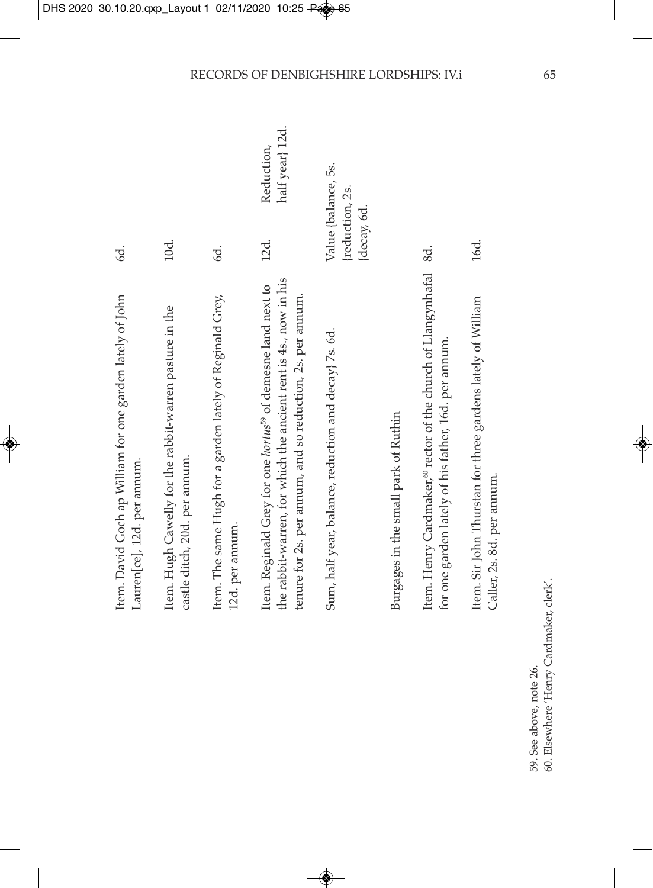| | | |
|---|---|---|
| Item. David Goch ap William for one garden lately of John Lauren[ce], 12d. per annum. | 6d. | |
| Item. Hugh Cawelly for the rabbit-warren pasture in the castle ditch, 20d. per annum. | 10d. | |
| Item. The same Hugh for a garden lately of Reginald Grey, 12d. per annum. | 6d. | |
| Item. Reginald Grey for one *hortus*[59] of demesne land next to the rabbit-warren, for which the ancient rent is 4s., now in his tenure for 2s. per annum, and so reduction, 2s. per annum. | 12d. | Reduction, half year} 12d. |
| Sum, half year, balance, reduction and decay} 7s. 6d. | Value {balance, 5s. {reduction, 2s. {decay, 6d. | |

Burgages in the small park of Ruthin

| | | |
|---|---|---|
| Item. Henry Cardmaker,[60] rector of the church of Llangynhafal for one garden lately of his father, 16d. per annum. | 8d. | |
| Item. Sir John Thurstan for three gardens lately of William Caller, 2s. 8d. per annum. | 16d. | |

59. See above, note 26.
60. Elsewhere 'Henry Cardmaker, clerk'.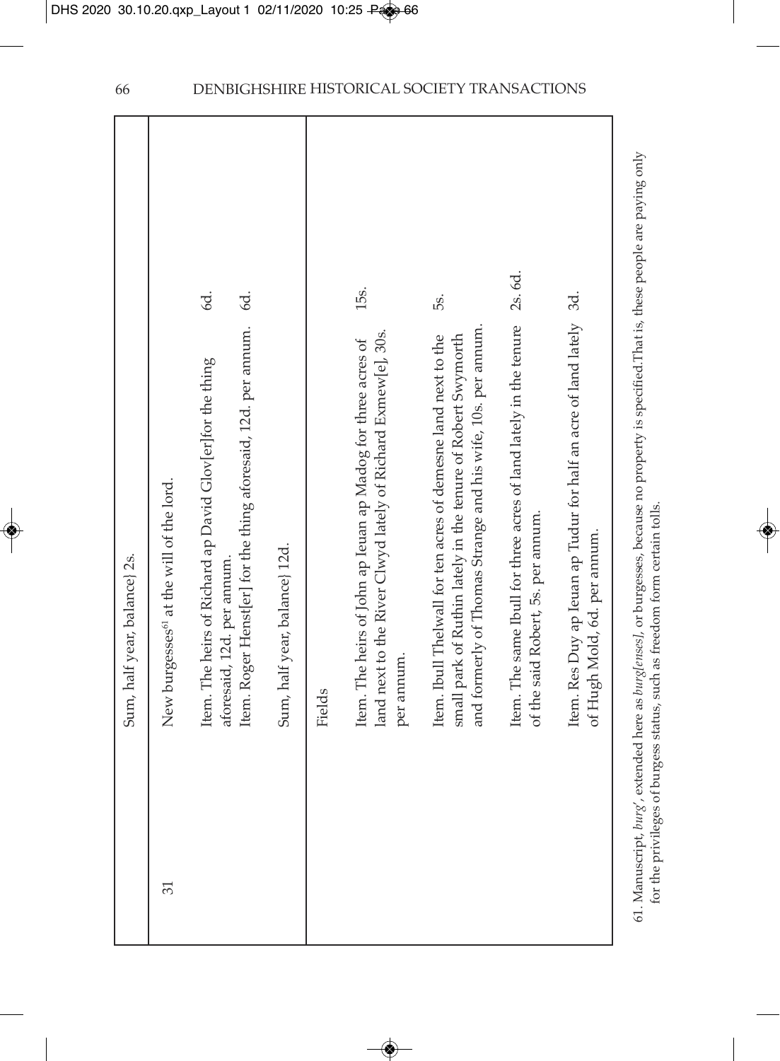| | | |
|---|---|---|
| | Sum, half year, balance} 2s. | |
| 31 | New burgesses[61] at the will of the lord. | |
| | Item. The heirs of Richard ap David Glov[er]for the thing aforesaid, 12d. per annum. | 6d. |
| | Item. Roger Henst[er] for the thing aforesaid, 12d. per annum. | 6d. |
| | Sum, half year, balance} 12d. | |
| | Fields | |
| | Item. The heirs of John ap Ieuan ap Madog for three acres of land next to the River Clwyd lately of Richard Exmew[e], 30s. per annum. | 15s. |
| | Item. Ibull Thelwall for ten acres of demesne land next to the small park of Ruthin lately in the tenure of Robert Swymorth and formerly of Thomas Strange and his wife, 10s. per annum. | 5s. |
| | Item. The same Ibull for three acres of land lately in the tenure of the said Robert, 5s. per annum. | 2s. 6d. |
| | Item. Res Duy ap Ieuan ap Tudur for half an acre of land lately of Hugh Mold, 6d. per annum. | 3d. |

61. Manuscript, *burg'*, extended here as *burg[enses]*, or burgesses, because no property is specified.That is, these people are paying only for the privileges of burgess status, such as freedom form certain tolls.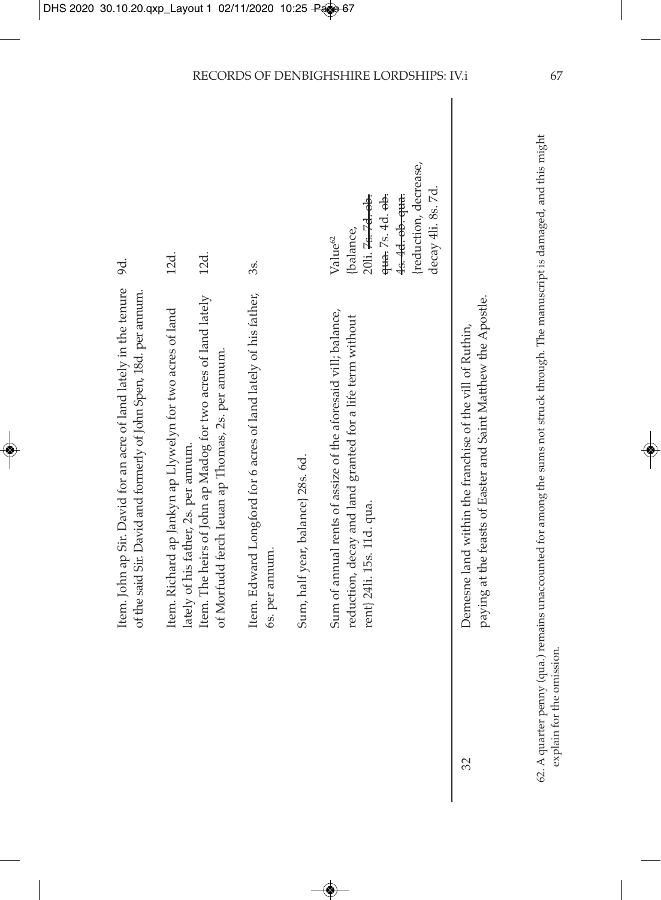Item. John ap Sir. David for an acre of land lately in the tenure of the said Sir. David and formerly of John Spen, 18d. per annum. | 9d.

Item. Richard ap Jankyn ap Llywelyn for two acres of land lately of his father, 2s. per annum. | 12d.

Item. The heirs of John ap Madog for two acres of land lately of Morfudd ferch Ieuan ap Thomas, 2s. per annum. | 12d.

Item. Edward Longford for 6 acres of land lately of his father, 6s. per annum. | 3s.

Sum, half year, balance} 28s. 6d.

Sum of annual rents of assize of the aforesaid vill; balance, reduction, decay and land granted for a life term without rent} 24li. 15s. 11d. qua.

Value[62]
{balance,
20li. ~~7s. 7d. ob.~~
~~qua.~~ 7s. 4d. ~~ob.~~
~~4s. 4d. ob. qua.~~
{reduction, decrease,
decay 4li. 8s. 7d.

32 Demesne land within the franchise of the vill of Ruthin, paying at the feasts of Easter and Saint Matthew the Apostle.

62. A quarter penny (qua.) remains unaccounted for among the sums not struck through. The manuscript is damaged, and this might explain for the omission.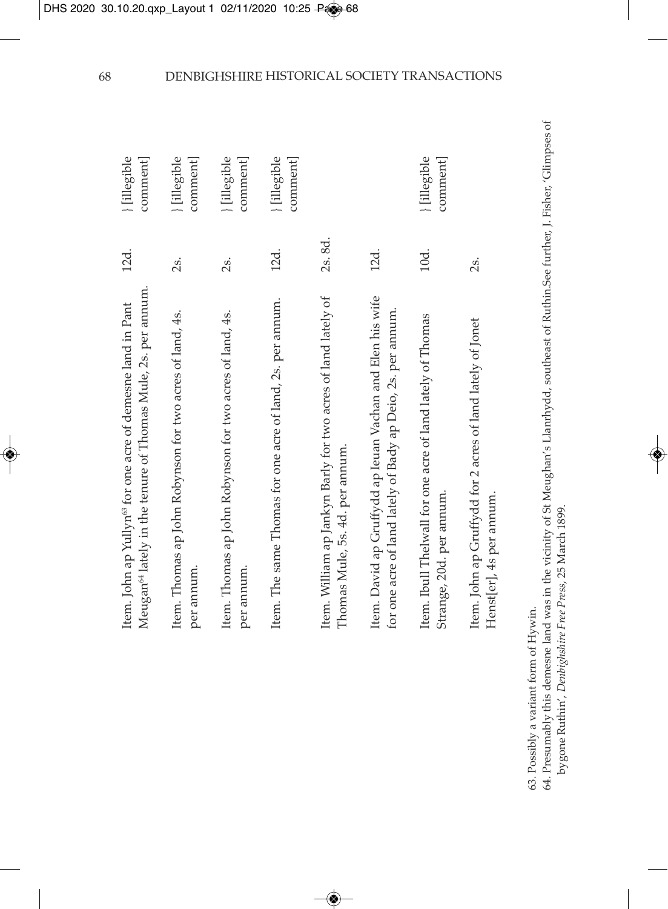| | | |
|---|---|---|
| Item. John ap Yullyn[63] for one acre of demesne land in Pant Meugan[64] lately in the tenure of Thomas Mule, 2s. per annum. | 12d. | } [illegible comment] |
| Item. Thomas ap John Robynson for two acres of land, 4s. per annum. | 2s. | } [illegible comment] |
| Item. Thomas ap John Robynson for two acres of land, 4s. per annum. | 2s. | } [illegible comment] |
| Item. The same Thomas for one acre of land, 2s. per annum. | 12d. | } [illegible comment] |
| Item. William ap Jankyn Barly for two acres of land lately of Thomas Mule, 5s. 4d. per annum. | 2s. 8d. | |
| Item. David ap Gruffydd ap Ieuan Vachan and Elen his wife for one acre of land lately of Bady ap Deio, 2s. per annum. | 12d. | |
| Item. Ibull Thelwall for one acre of land lately of Thomas Strange, 20d. per annum. | 10d. | } [illegible comment] |
| Item. John ap Gruffydd for 2 acres of land lately of Jonet Henst[er], 4s per annum. | 2s. | |

63. Possibly a variant form of Hywin.

64. Presumably this demesne land was in the vicinity of St Meughan's Llanrhydd, southeast of Ruthin.See further, J. Fisher, 'Glimpses of bygone Ruthin', *Denbighshire Free Press*, 25 March 1899.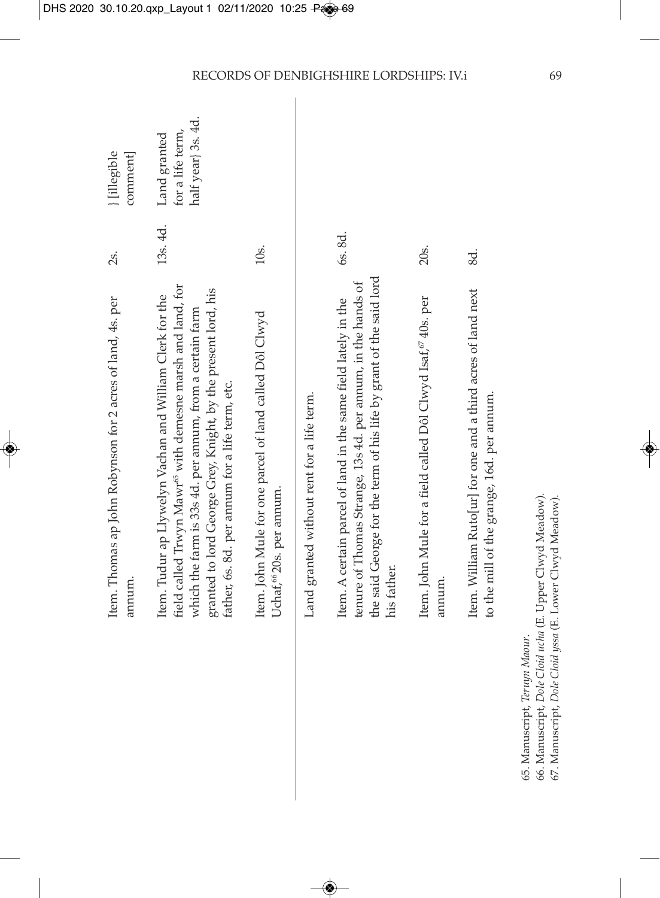| | | |
|---|---|---|
| Item. Thomas ap John Robynson for 2 acres of land, 4s. per annum. | 2s. | } [illegible comment] |
| Item. Tudur ap Llywelyn Vachan and William Clerk for the field called Trwyn Mawr[65] with demesne marsh and land, for which the farm is 33s 4d. per annum, from a certain farm granted to lord George Grey, Knight, by the present lord, his father, 6s. 8d. per annum for a life term, etc. | 13s. 4d. | Land granted for a life term, half year} 3s. 4d. |
| Item. John Mule for one parcel of land called Dôl Clwyd Uchaf,[66] 20s. per annum. | 10s. | |

Land granted without rent for a life term.

| | |
|---|---|
| Item. A certain parcel of land in the same field lately in the tenure of Thomas Strange, 13s 4d. per annum, in the hands of the said George for the term of his life by grant of the said lord his father. | 6s. 8d. |
| Item. John Mule for a field called Dôl Clwyd Isaf,[67] 40s. per annum. | 20s. |
| Item. William Ruto[ur] for one and a third acres of land next to the mill of the grange, 16d. per annum. | 8d. |

65. Manuscript, *Teruyn Maour*.
66. Manuscript, *Dole Cloid ucha* (E. Upper Clwyd Meadow).
67. Manuscript, *Dole Cloid yssa* (E. Lower Clwyd Meadow).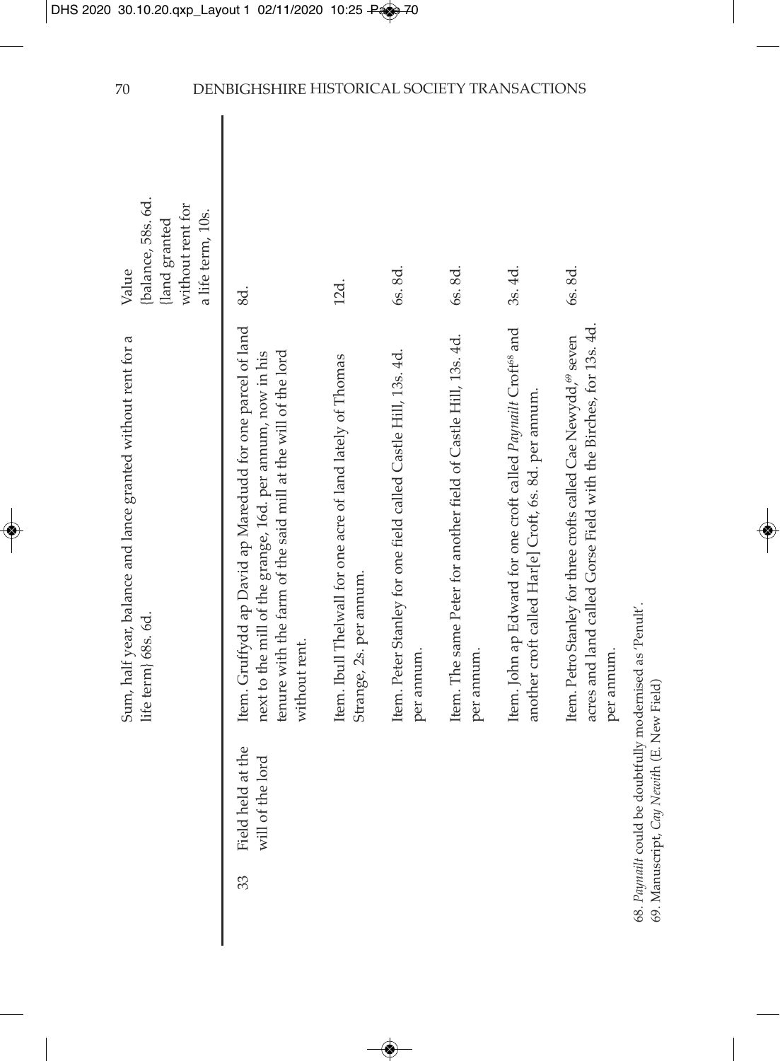| | | | |
|---|---|---|---|
| | | Sum, half year, balance and lance granted without rent for a life term} 68s. 6d. | Value {balance, 58s. 6d. {land granted without rent for a life term, 10s. |
| 33 | Field held at the will of the lord | Item. Gruffydd ap David ap Maredudd for one parcel of land next to the mill of the grange, 16d. per annum, now in his tenure with the farm of the said mill at the will of the lord without rent. | 8d. |
| | | Item. Ibull Thelwall for one acre of land lately of Thomas Strange, 2s. per annum. | 12d. |
| | | Item. Peter Stanley for one field called Castle Hill, 13s. 4d. per annum. | 6s. 8d. |
| | | Item. The same Peter for another field of Castle Hill, 13s. 4d. per annum. | 6s. 8d. |
| | | Item. John ap Edward for one croft called *Paynailt* Croft[68] and another croft called Har[e] Croft, 6s. 8d. per annum. | 3s. 4d. |
| | | Item. Petro Stanley for three crofts called Cae Newydd,[69] seven acres and land called Gorse Field with the Birches, for 13s. 4d. per annum. | 6s. 8d. |

68. *Paynailt* could be doubtfully modernised as 'Penult'.
69. Manuscript, *Cay Newith* (E. New Field)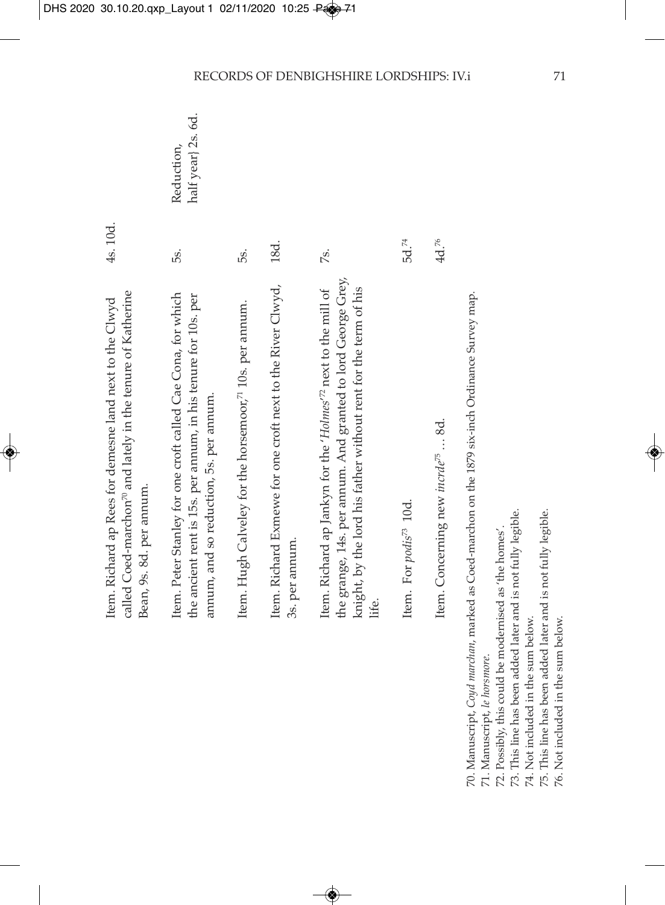| | | |
|---|---|---|
| Item. Richard ap Rees for demesne land next to the Clwyd called Coed-marchon[70] and lately in the tenure of Katherine Bean, 9s. 8d. per annum. | 4s. 10d. | |
| Item. Peter Stanley for one croft called Cae Cona, for which the ancient rent is 15s. per annum, in his tenure for 10s. per annum, and so reduction, 5s. per annum. | 5s. | Reduction, half year} 2s. 6d. |
| Item. Hugh Calveley for the horsemoor,[71] 10s. per annum. | 5s. | |
| Item. Richard Exmewe for one croft next to the River Clwyd, 3s. per annum. | 18d. | |
| Item. Richard ap Jankyn for the '*Holmes*'[72] next to the mill of the grange, 14s. per annum. And granted to lord George Grey, knight, by the lord his father without rent for the term of his life. | 7s. | |
| Item. For *podis*[73] 10d. | 5d.[74] | |
| Item. Concerning new *incrde*[75] … 8d. | 4d.[76] | |

70. Manuscript, *Coyd marchan*, marked as Coed-marchon on the 1879 six-inch Ordinance Survey map.
71. Manuscript, *le horsmore*.
72. Possibly, this could be modernised as 'the homes'.
73. This line has been added later and is not fully legible.
74. Not included in the sum below.
75. This line has been added later and is not fully legible.
76. Not included in the sum below.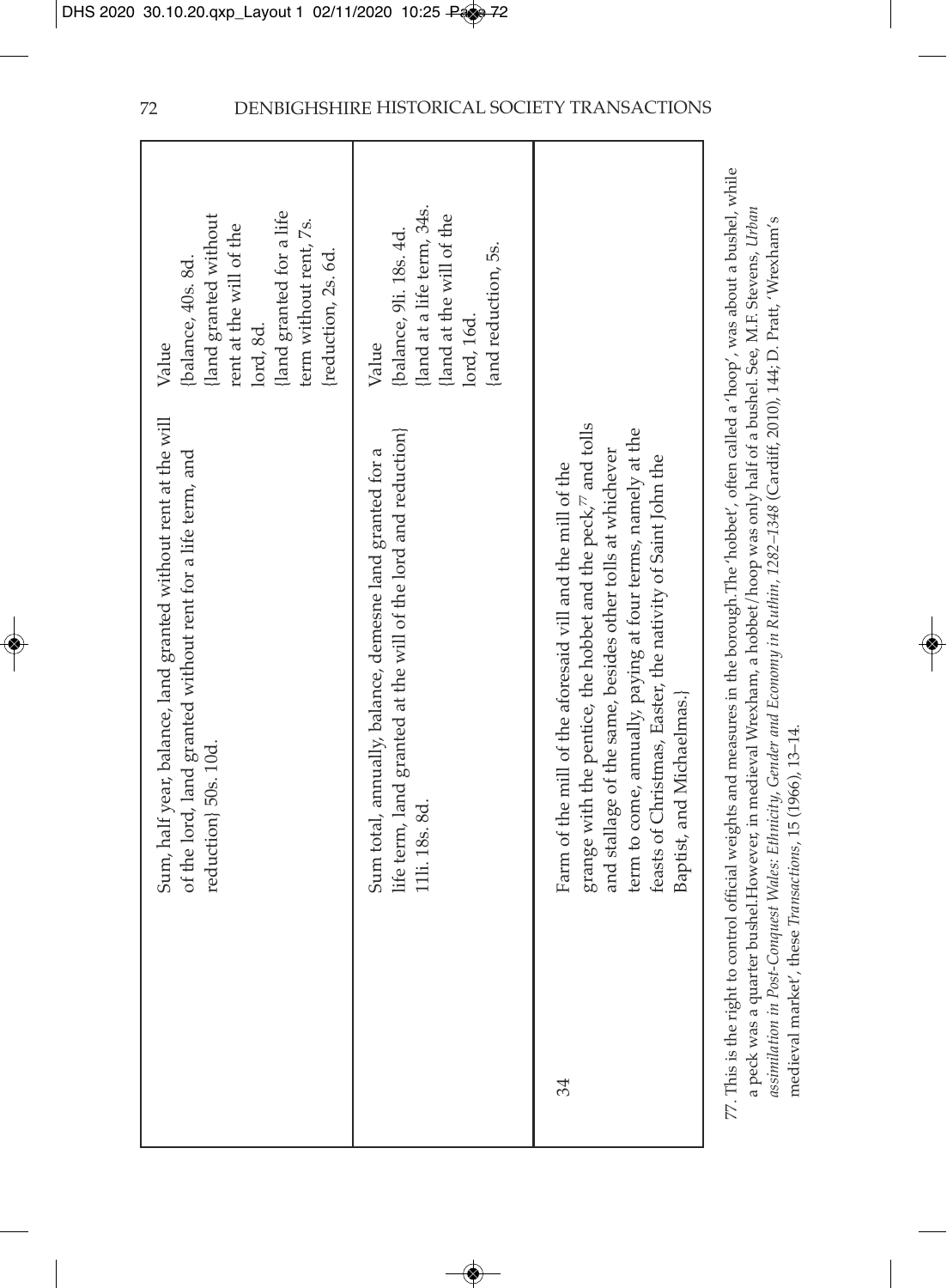| | | |
|---|---|---|
| | Sum, half year, balance, land granted without rent at the will of the lord, land granted without rent for a life term, and reduction} 50s. 10d. | Value<br>{balance, 40s. 8d.<br>{land granted without rent at the will of the lord, 8d.<br>{land granted for a life term without rent, 7s.<br>{reduction, 2s. 6d. |
| | Sum total, annually, balance, demesne land granted for a life term, land granted at the will of the lord and reduction}<br>11li. 18s. 8d. | Value<br>{balance, 9li. 18s. 4d.<br>{land at a life term, 34s.<br>{land at the will of the lord, 16d.<br>{and reduction, 5s. |
| 34 | Farm of the mill of the aforesaid vill and the mill of the grange with the pentice, the hobbet and the peck,[77] and tolls and stallage of the same, besides other tolls at whichever term to come, annually, paying at four terms, namely at the feasts of Christmas, Easter, the nativity of Saint John the Baptist, and Michaelmas.} | |

77. This is the right to control official weights and measures in the borough. The 'hobbet', often called a 'hoop', was about a bushel, while a peck was a quarter bushel. However, in medieval Wrexham, a hobbet/hoop was only half of a bushel. See, M.F. Stevens, *Urban assimilation in Post-Conquest Wales: Ethnicity, Gender and Economy in Ruthin, 1282–1348* (Cardiff, 2010), 144; D. Pratt, 'Wrexham's medieval market', these *Transactions*, 15 (1966), 13–14.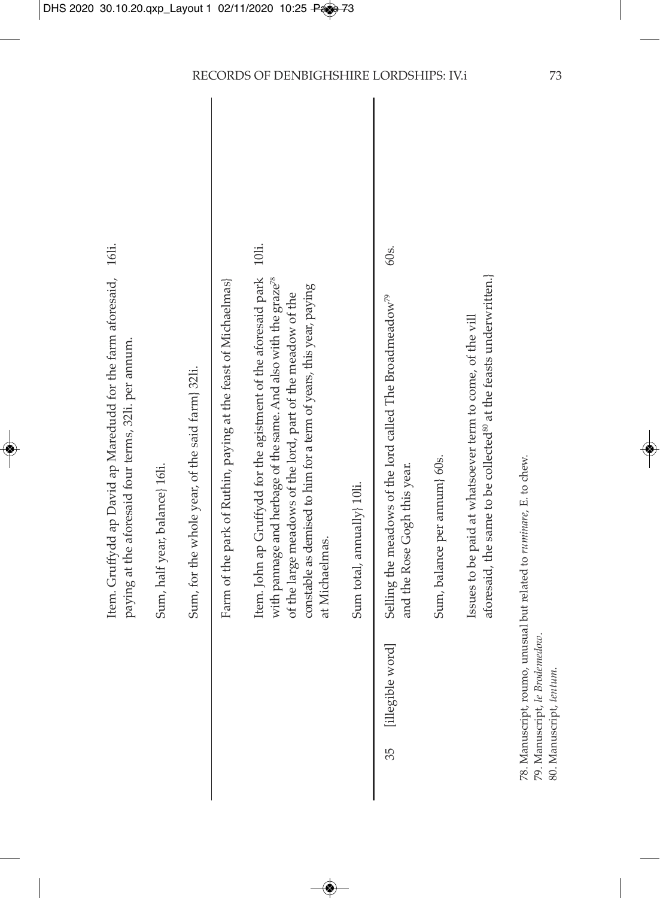Item. Gruffydd ap David ap Maredudd for the farm aforesaid, paying at the aforesaid four terms, 32li. per annum. 16li.

Sum, half year, balance} 16li.

Sum, for the whole year, of the said farm} 32li.

Farm of the park of Ruthin, paying at the feast of Michaelmas}

Item. John ap Gruffydd for the agistment of the aforesaid park with pannage and herbage of the same. And also with the graze[78] of the large meadows of the lord, part of the meadow of the constable as demised to him for a term of years, this year, paying at Michaelmas. 10li.

Sum total, annually} 10li.

35 [illegible word] Selling the meadows of the lord called The Broadmeadow[79] and the Rose Gogh this year. 60s.

Sum, balance per annum} 60s.

Issues to be paid at whatsoever term to come, of the vill aforesaid, the same to be collected[80] at the feasts underwritten.}

---

78. Manuscript, roumo, unusual but related to *ruminare*, E. to chew.
79. Manuscript, *le Brodemedow*.
80. Manuscript, *tentum*.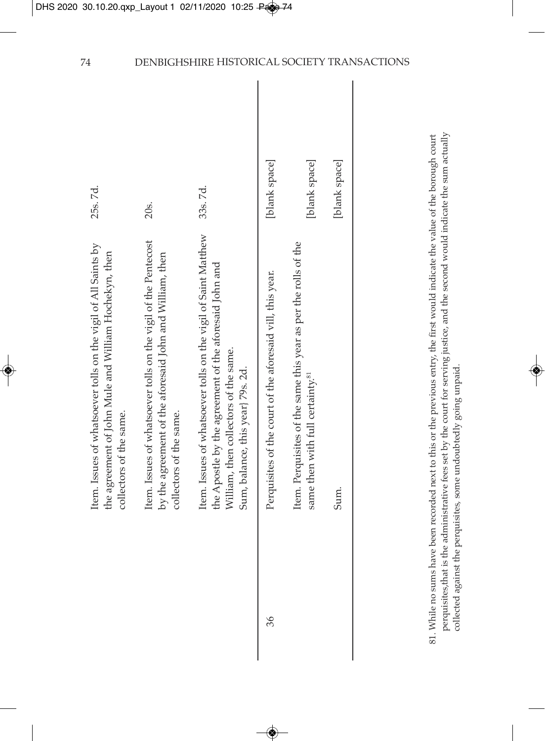| | | |
|---|---|---|
| | Item. Issues of whatsoever tolls on the vigil of All Saints by the agreement of John Mule and William Hochekyn, then collectors of the same. | 25s. 7d. |
| | Item. Issues of whatsoever tolls on the vigil of the Pentecost by the agreement of the aforesaid John and William, then collectors of the same. | 20s. |
| | Item. Issues of whatsoever tolls on the vigil of Saint Matthew the Apostle by the agreement of the aforesaid John and William, then collectors of the same. Sum, balance, this year} 79s. 2d. | 33s. 7d. |
| 36 | Perquisites of the court of the aforesaid vill, this year. | [blank space] |
| | Item. Perquisites of the same this year as per the rolls of the same then with full certainty.[81] | [blank space] |
| | Sum. | [blank space] |

81. While no sums have been recorded next to this or the previous entry, the first would indicate the value of the borough court perquisites,that is the administrative fees set by the court for serving justice, and the second would indicate the sum actually collected against the perquisites, some undoubtedly going unpaid.